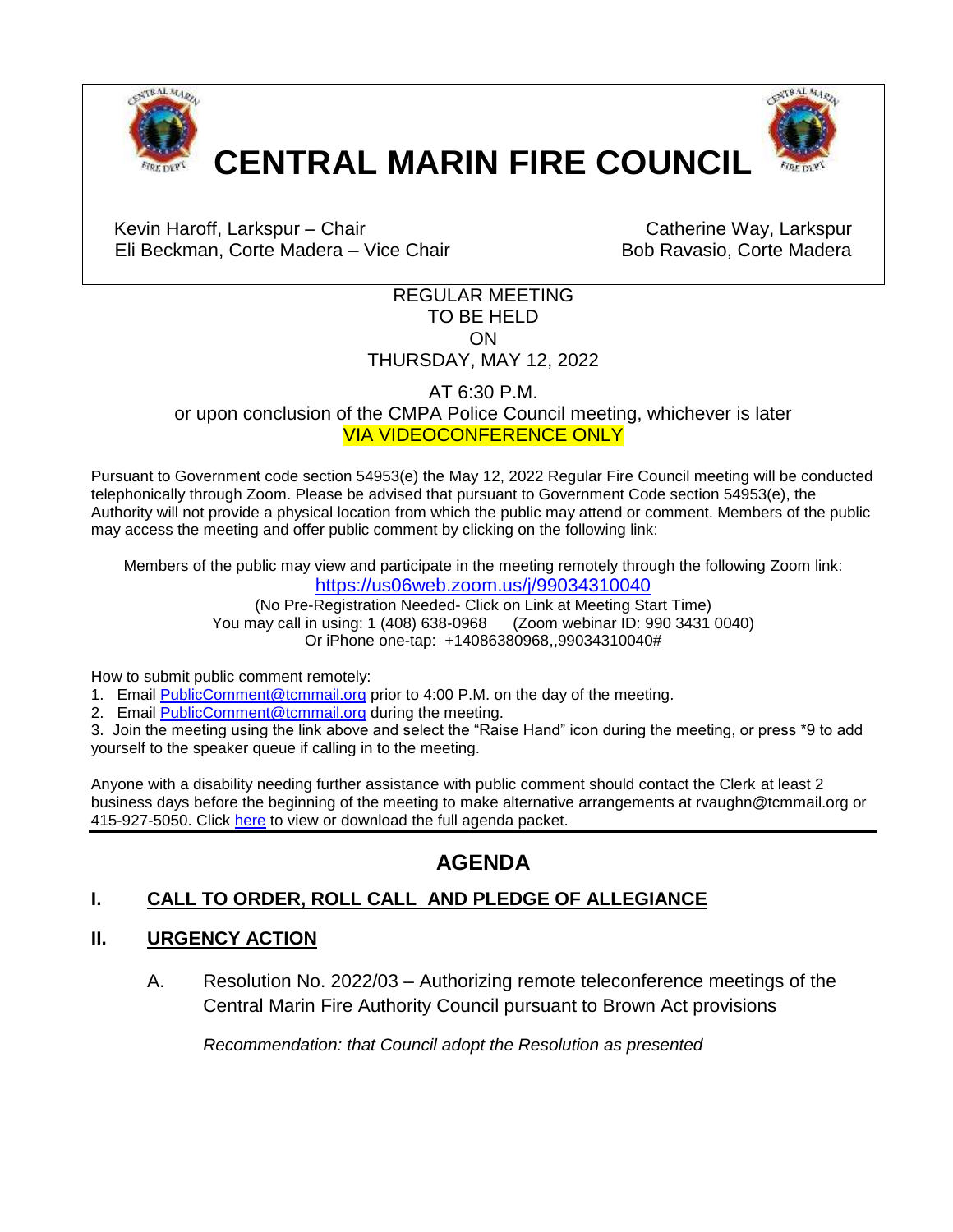# CENTRAL MARIN FIRE COUNCIL

Kevin Haroff, Larkspur – Chair
Eli Beckman, Corte Madera – Vice Chair

Catherine Way, Larkspur
Bob Ravasio, Corte Madera

REGULAR MEETING
TO BE HELD
ON
THURSDAY, MAY 12, 2022

AT 6:30 P.M.
or upon conclusion of the CMPA Police Council meeting, whichever is later
VIA VIDEOCONFERENCE ONLY

Pursuant to Government code section 54953(e) the May 12, 2022 Regular Fire Council meeting will be conducted telephonically through Zoom. Please be advised that pursuant to Government Code section 54953(e), the Authority will not provide a physical location from which the public may attend or comment. Members of the public may access the meeting and offer public comment by clicking on the following link:

Members of the public may view and participate in the meeting remotely through the following Zoom link:
https://us06web.zoom.us/j/99034310040
(No Pre-Registration Needed- Click on Link at Meeting Start Time)
You may call in using: 1 (408) 638-0968 (Zoom webinar ID: 990 3431 0040)
Or iPhone one-tap: +14086380968,,99034310040#

How to submit public comment remotely:

1. Email PublicComment@tcmmail.org prior to 4:00 P.M. on the day of the meeting.
2. Email PublicComment@tcmmail.org during the meeting.
3. Join the meeting using the link above and select the "Raise Hand" icon during the meeting, or press *9 to add yourself to the speaker queue if calling in to the meeting.

Anyone with a disability needing further assistance with public comment should contact the Clerk at least 2 business days before the beginning of the meeting to make alternative arrangements at rvaughn@tcmmail.org or 415-927-5050. Click here to view or download the full agenda packet.

## AGENDA

### I. CALL TO ORDER, ROLL CALL AND PLEDGE OF ALLEGIANCE

### II. URGENCY ACTION

A. Resolution No. 2022/03 – Authorizing remote teleconference meetings of the Central Marin Fire Authority Council pursuant to Brown Act provisions

*Recommendation: that Council adopt the Resolution as presented*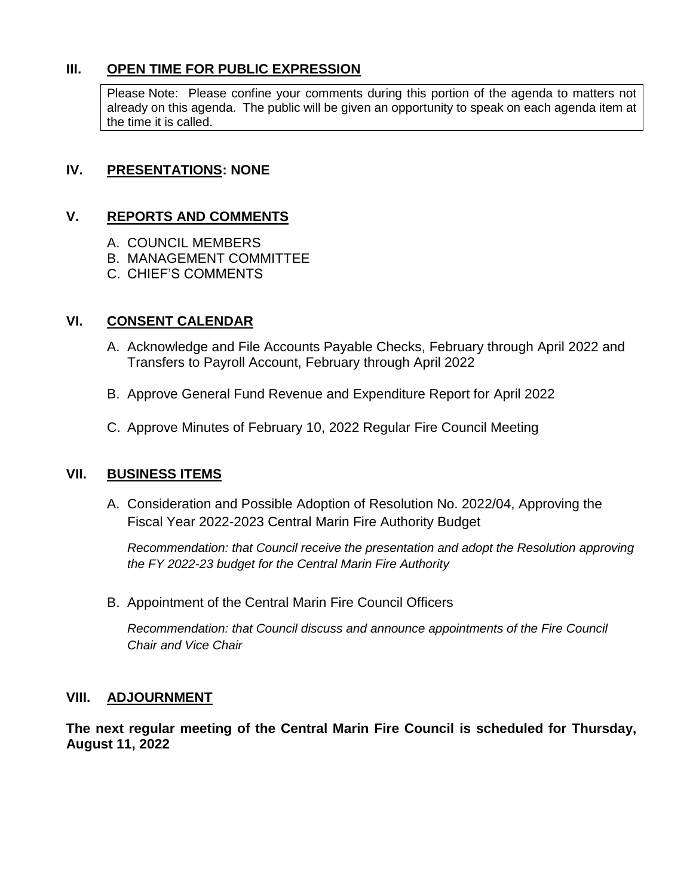## III. OPEN TIME FOR PUBLIC EXPRESSION

Please Note: Please confine your comments during this portion of the agenda to matters not already on this agenda. The public will be given an opportunity to speak on each agenda item at the time it is called.

## IV. PRESENTATIONS: NONE

## V. REPORTS AND COMMENTS

A. COUNCIL MEMBERS
B. MANAGEMENT COMMITTEE
C. CHIEF'S COMMENTS

## VI. CONSENT CALENDAR

A. Acknowledge and File Accounts Payable Checks, February through April 2022 and Transfers to Payroll Account, February through April 2022

B. Approve General Fund Revenue and Expenditure Report for April 2022

C. Approve Minutes of February 10, 2022 Regular Fire Council Meeting

## VII. BUSINESS ITEMS

A. Consideration and Possible Adoption of Resolution No. 2022/04, Approving the Fiscal Year 2022-2023 Central Marin Fire Authority Budget

*Recommendation: that Council receive the presentation and adopt the Resolution approving the FY 2022-23 budget for the Central Marin Fire Authority*

B. Appointment of the Central Marin Fire Council Officers

*Recommendation: that Council discuss and announce appointments of the Fire Council Chair and Vice Chair*

## VIII. ADJOURNMENT

**The next regular meeting of the Central Marin Fire Council is scheduled for Thursday, August 11, 2022**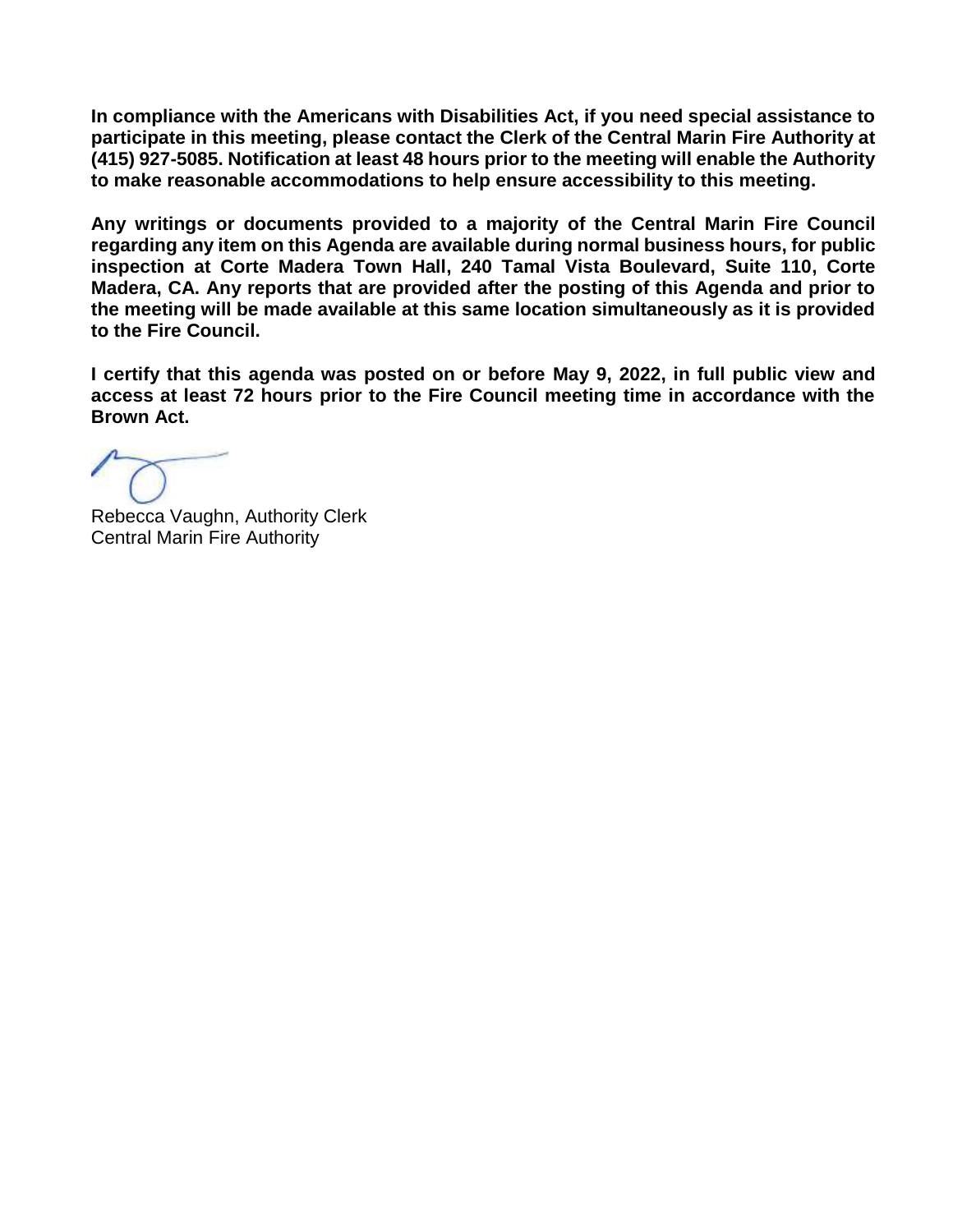**In compliance with the Americans with Disabilities Act, if you need special assistance to participate in this meeting, please contact the Clerk of the Central Marin Fire Authority at (415) 927-5085. Notification at least 48 hours prior to the meeting will enable the Authority to make reasonable accommodations to help ensure accessibility to this meeting.**

**Any writings or documents provided to a majority of the Central Marin Fire Council regarding any item on this Agenda are available during normal business hours, for public inspection at Corte Madera Town Hall, 240 Tamal Vista Boulevard, Suite 110, Corte Madera, CA. Any reports that are provided after the posting of this Agenda and prior to the meeting will be made available at this same location simultaneously as it is provided to the Fire Council.**

**I certify that this agenda was posted on or before May 9, 2022, in full public view and access at least 72 hours prior to the Fire Council meeting time in accordance with the Brown Act.**

Rebecca Vaughn, Authority Clerk
Central Marin Fire Authority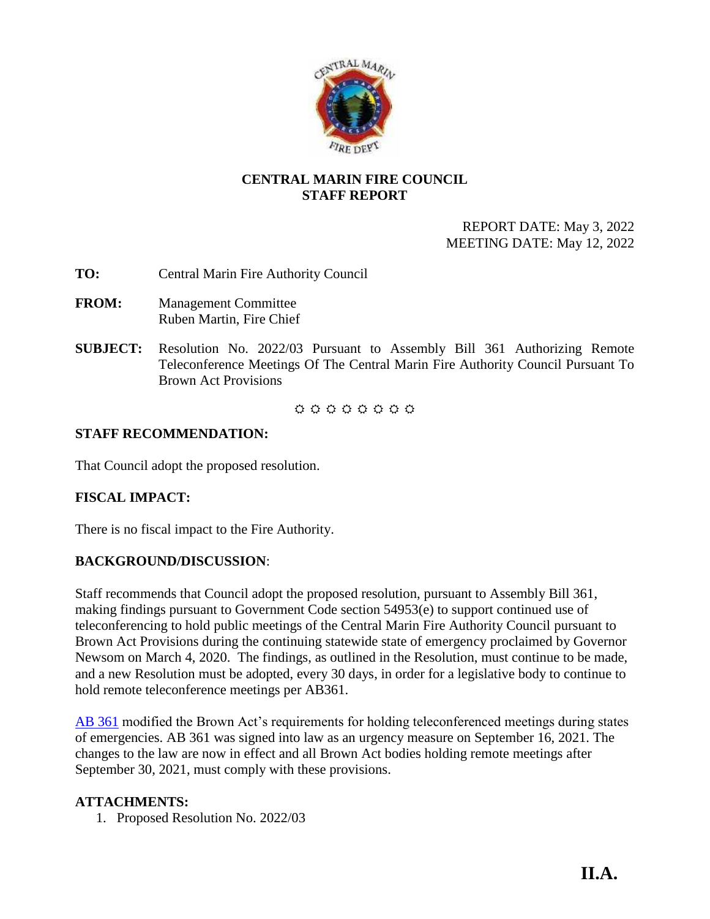**CENTRAL MARIN FIRE COUNCIL**
**STAFF REPORT**

REPORT DATE: May 3, 2022
MEETING DATE: May 12, 2022

**TO:** Central Marin Fire Authority Council

**FROM:** Management Committee
Ruben Martin, Fire Chief

**SUBJECT:** Resolution No. 2022/03 Pursuant to Assembly Bill 361 Authorizing Remote Teleconference Meetings Of The Central Marin Fire Authority Council Pursuant To Brown Act Provisions

✩ ✩ ✩ ✩ ✩ ✩ ✩ ✩

## STAFF RECOMMENDATION:

That Council adopt the proposed resolution.

## FISCAL IMPACT:

There is no fiscal impact to the Fire Authority.

## BACKGROUND/DISCUSSION:

Staff recommends that Council adopt the proposed resolution, pursuant to Assembly Bill 361, making findings pursuant to Government Code section 54953(e) to support continued use of teleconferencing to hold public meetings of the Central Marin Fire Authority Council pursuant to Brown Act Provisions during the continuing statewide state of emergency proclaimed by Governor Newsom on March 4, 2020. The findings, as outlined in the Resolution, must continue to be made, and a new Resolution must be adopted, every 30 days, in order for a legislative body to continue to hold remote teleconference meetings per AB361.

AB 361 modified the Brown Act's requirements for holding teleconferenced meetings during states of emergencies. AB 361 was signed into law as an urgency measure on September 16, 2021. The changes to the law are now in effect and all Brown Act bodies holding remote meetings after September 30, 2021, must comply with these provisions.

## ATTACHMENTS:

1. Proposed Resolution No. 2022/03

**II.A.**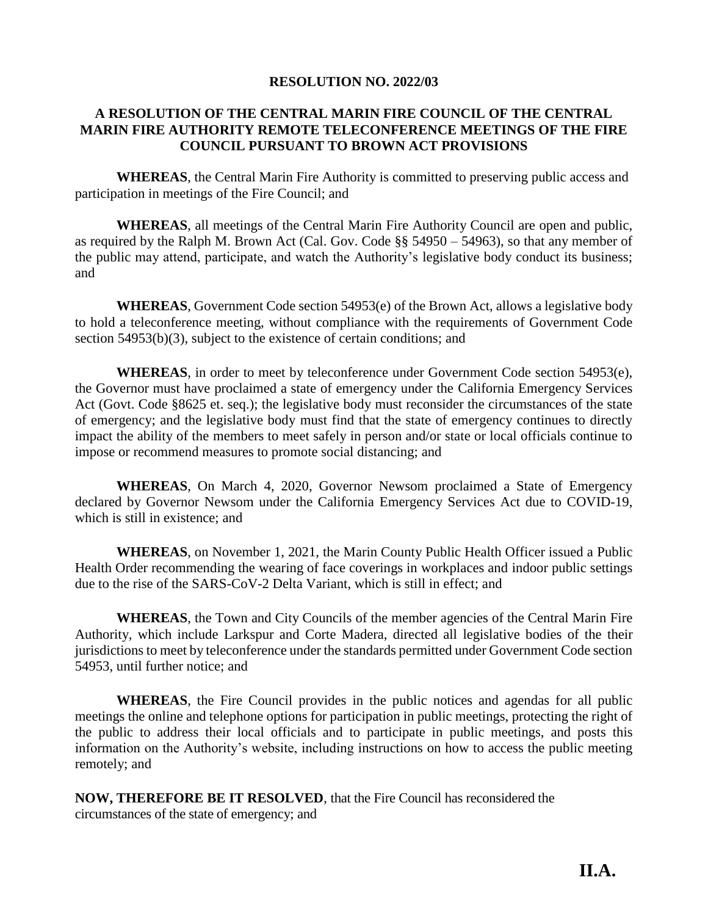**RESOLUTION NO. 2022/03**

**A RESOLUTION OF THE CENTRAL MARIN FIRE COUNCIL OF THE CENTRAL MARIN FIRE AUTHORITY REMOTE TELECONFERENCE MEETINGS OF THE FIRE COUNCIL PURSUANT TO BROWN ACT PROVISIONS**

**WHEREAS**, the Central Marin Fire Authority is committed to preserving public access and participation in meetings of the Fire Council; and

**WHEREAS**, all meetings of the Central Marin Fire Authority Council are open and public, as required by the Ralph M. Brown Act (Cal. Gov. Code §§ 54950 – 54963), so that any member of the public may attend, participate, and watch the Authority's legislative body conduct its business; and

**WHEREAS**, Government Code section 54953(e) of the Brown Act, allows a legislative body to hold a teleconference meeting, without compliance with the requirements of Government Code section 54953(b)(3), subject to the existence of certain conditions; and

**WHEREAS**, in order to meet by teleconference under Government Code section 54953(e), the Governor must have proclaimed a state of emergency under the California Emergency Services Act (Govt. Code §8625 et. seq.); the legislative body must reconsider the circumstances of the state of emergency; and the legislative body must find that the state of emergency continues to directly impact the ability of the members to meet safely in person and/or state or local officials continue to impose or recommend measures to promote social distancing; and

**WHEREAS**, On March 4, 2020, Governor Newsom proclaimed a State of Emergency declared by Governor Newsom under the California Emergency Services Act due to COVID-19, which is still in existence; and

**WHEREAS**, on November 1, 2021, the Marin County Public Health Officer issued a Public Health Order recommending the wearing of face coverings in workplaces and indoor public settings due to the rise of the SARS-CoV-2 Delta Variant, which is still in effect; and

**WHEREAS**, the Town and City Councils of the member agencies of the Central Marin Fire Authority, which include Larkspur and Corte Madera, directed all legislative bodies of the their jurisdictions to meet by teleconference under the standards permitted under Government Code section 54953, until further notice; and

**WHEREAS**, the Fire Council provides in the public notices and agendas for all public meetings the online and telephone options for participation in public meetings, protecting the right of the public to address their local officials and to participate in public meetings, and posts this information on the Authority's website, including instructions on how to access the public meeting remotely; and

**NOW, THEREFORE BE IT RESOLVED**, that the Fire Council has reconsidered the circumstances of the state of emergency; and

**II.A.**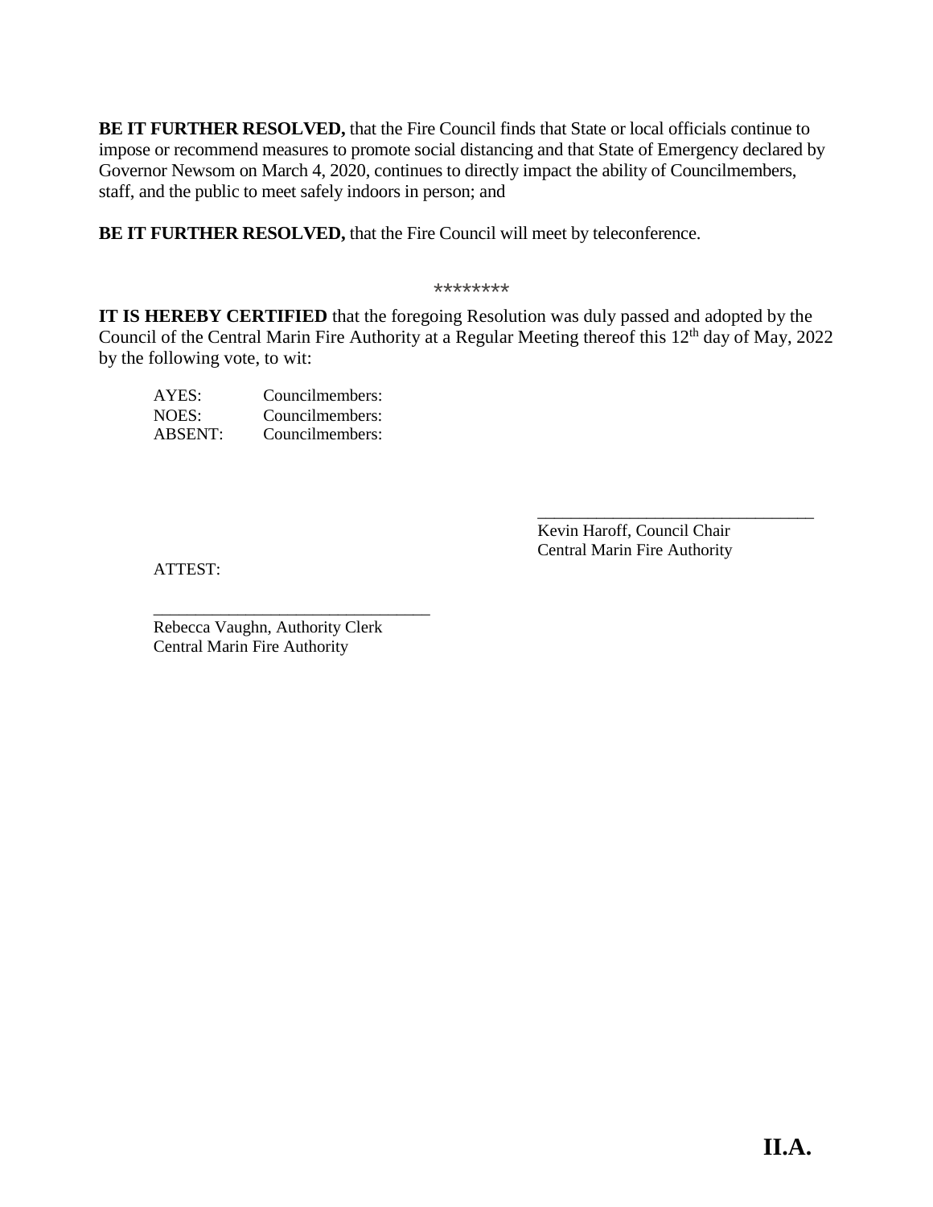**BE IT FURTHER RESOLVED,** that the Fire Council finds that State or local officials continue to impose or recommend measures to promote social distancing and that State of Emergency declared by Governor Newsom on March 4, 2020, continues to directly impact the ability of Councilmembers, staff, and the public to meet safely indoors in person; and

**BE IT FURTHER RESOLVED,** that the Fire Council will meet by teleconference.

********

**IT IS HEREBY CERTIFIED** that the foregoing Resolution was duly passed and adopted by the Council of the Central Marin Fire Authority at a Regular Meeting thereof this 12th day of May, 2022 by the following vote, to wit:

AYES: Councilmembers:
NOES: Councilmembers:
ABSENT: Councilmembers:

\_\_\_\_\_\_\_\_\_\_\_\_\_\_\_\_\_\_\_\_\_\_\_\_\_\_\_\_\_\_\_\_
Kevin Haroff, Council Chair
Central Marin Fire Authority

ATTEST:

\_\_\_\_\_\_\_\_\_\_\_\_\_\_\_\_\_\_\_\_\_\_\_\_\_\_\_\_\_\_\_\_
Rebecca Vaughn, Authority Clerk
Central Marin Fire Authority

**II.A.**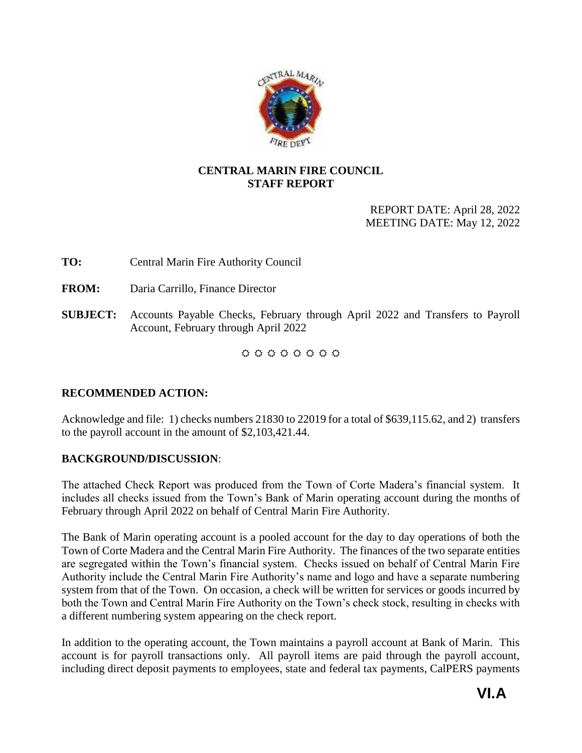**CENTRAL MARIN FIRE COUNCIL**
**STAFF REPORT**

REPORT DATE: April 28, 2022
MEETING DATE: May 12, 2022

**TO:** Central Marin Fire Authority Council

**FROM:** Daria Carrillo, Finance Director

**SUBJECT:** Accounts Payable Checks, February through April 2022 and Transfers to Payroll Account, February through April 2022

☼ ☼ ☼ ☼ ☼ ☼ ☼ ☼

## RECOMMENDED ACTION:

Acknowledge and file: 1) checks numbers 21830 to 22019 for a total of $639,115.62, and 2) transfers to the payroll account in the amount of $2,103,421.44.

## BACKGROUND/DISCUSSION:

The attached Check Report was produced from the Town of Corte Madera's financial system. It includes all checks issued from the Town's Bank of Marin operating account during the months of February through April 2022 on behalf of Central Marin Fire Authority.

The Bank of Marin operating account is a pooled account for the day to day operations of both the Town of Corte Madera and the Central Marin Fire Authority. The finances of the two separate entities are segregated within the Town's financial system. Checks issued on behalf of Central Marin Fire Authority include the Central Marin Fire Authority's name and logo and have a separate numbering system from that of the Town. On occasion, a check will be written for services or goods incurred by both the Town and Central Marin Fire Authority on the Town's check stock, resulting in checks with a different numbering system appearing on the check report.

In addition to the operating account, the Town maintains a payroll account at Bank of Marin. This account is for payroll transactions only. All payroll items are paid through the payroll account, including direct deposit payments to employees, state and federal tax payments, CalPERS payments

**VI.A**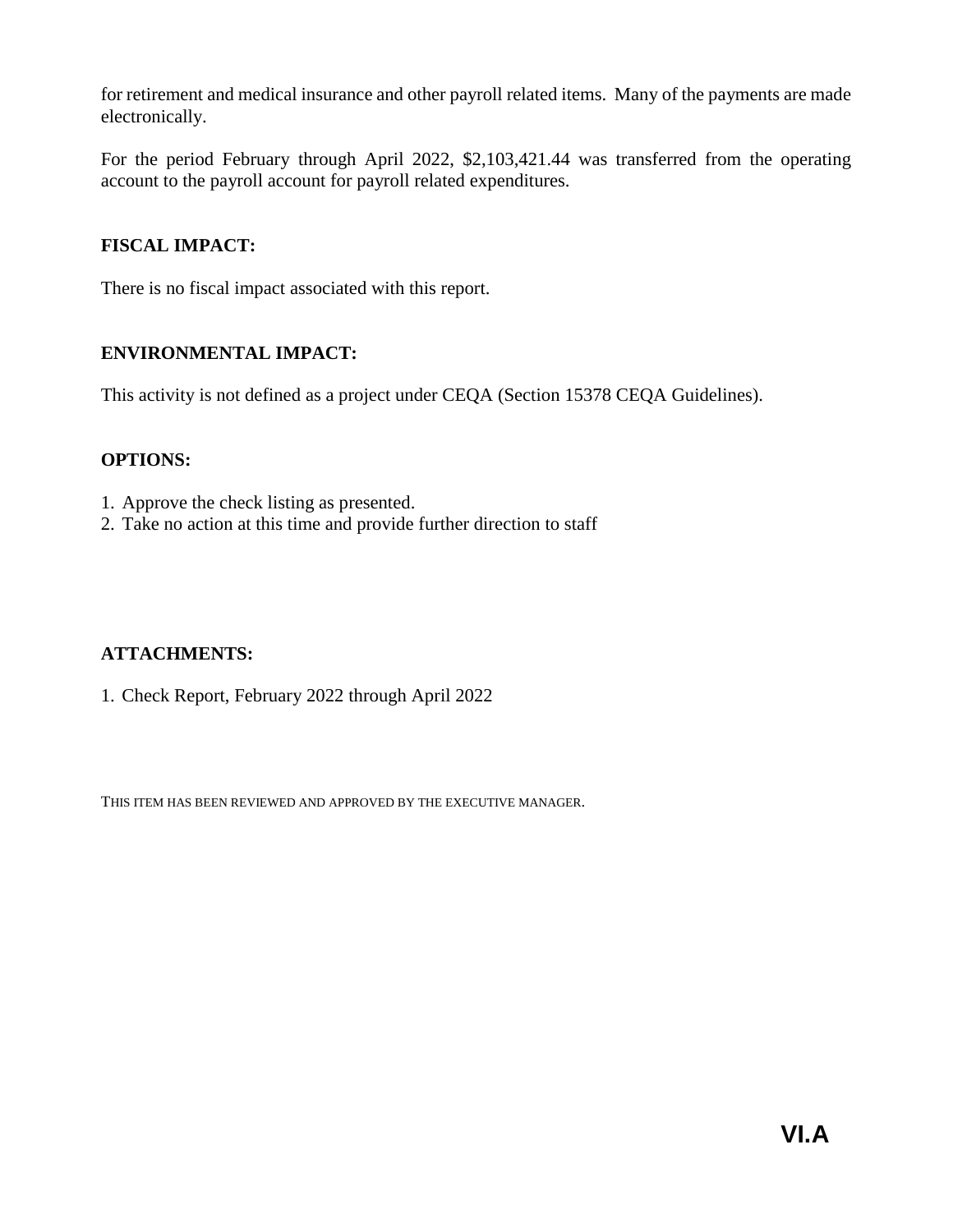for retirement and medical insurance and other payroll related items. Many of the payments are made electronically.

For the period February through April 2022, $2,103,421.44 was transferred from the operating account to the payroll account for payroll related expenditures.

**FISCAL IMPACT:**

There is no fiscal impact associated with this report.

**ENVIRONMENTAL IMPACT:**

This activity is not defined as a project under CEQA (Section 15378 CEQA Guidelines).

**OPTIONS:**

1. Approve the check listing as presented.
2. Take no action at this time and provide further direction to staff

**ATTACHMENTS:**

1. Check Report, February 2022 through April 2022

THIS ITEM HAS BEEN REVIEWED AND APPROVED BY THE EXECUTIVE MANAGER.

**VI.A**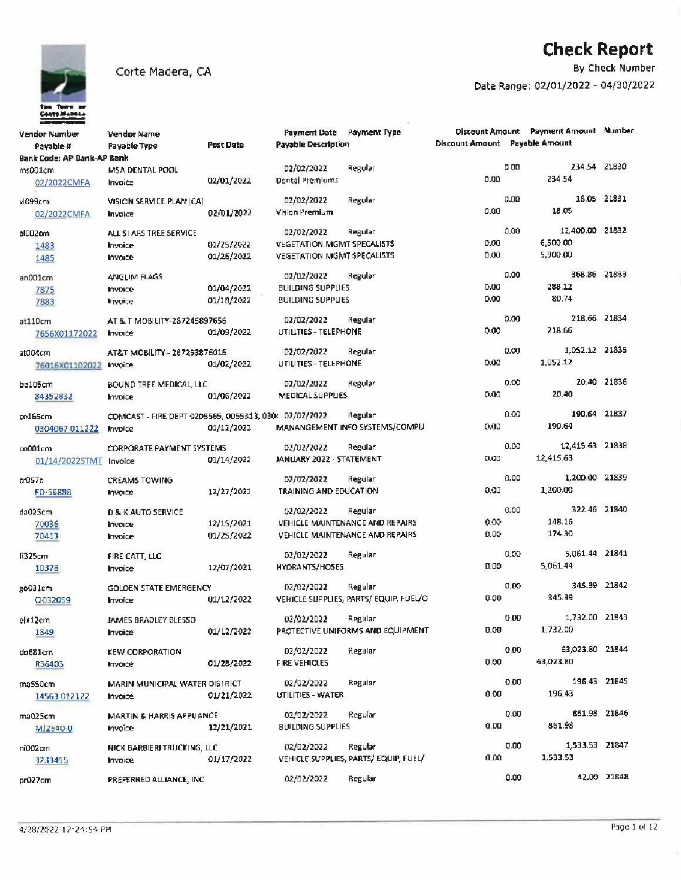# Check Report

Corte Madera, CA

By Check Number

Date Range: 02/01/2022 - 04/30/2022

| Vendor Number / Payable # | Vendor Name / Payable Type | Post Date | Payment Date / Payable Description | Payment Type | Discount Amount | Payment Amount / Payable Amount | Number |
|---|---|---|---|---|---|---|---|
| **Bank Code: AP Bank-AP Bank** | | | | | | | |
| ms001cm | MSA DENTAL POOL | | 02/02/2022 | Regular | 0.00 | 234.54 | 21830 |
| 02/2022CMFA | Invoice | 02/01/2022 | Dental Premiums | | 0.00 | 234.54 | |
| vi099cm | VISION SERVICE PLAN (CA) | | 02/02/2022 | Regular | 0.00 | 18.05 | 21831 |
| 02/2022CMFA | Invoice | 02/01/2022 | Vision Premium | | 0.00 | 18.05 | |
| al002cm | ALL STARS TREE SERVICE | | 02/02/2022 | Regular | 0.00 | 12,400.00 | 21832 |
| 1483 | Invoice | 01/25/2022 | VEGETATION MGMT SPECALISTS | | 0.00 | 6,500.00 | |
| 1485 | Invoice | 01/26/2022 | VEGETATION MGMT SPECALISTS | | 0.00 | 5,900.00 | |
| an001cm | ANGLIM FLAGS | | 02/02/2022 | Regular | 0.00 | 368.86 | 21833 |
| 7875 | Invoice | 01/04/2022 | BUILDING SUPPLIES | | 0.00 | 288.12 | |
| 7883 | Invoice | 01/18/2022 | BUILDING SUPPLIES | | 0.00 | 80.74 | |
| at110cm | AT & T MOBILITY-287245897656 | | 02/02/2022 | Regular | 0.00 | 218.66 | 21834 |
| 7656X01172022 | Invoice | 01/09/2022 | UTILITIES - TELEPHONE | | 0.00 | 218.66 | |
| at004cm | AT&T MOBILITY - 287293876016 | | 02/02/2022 | Regular | 0.00 | 1,052.12 | 21835 |
| 76016X01102022 | Invoice | 01/02/2022 | UTILITIES - TELEPHONE | | 0.00 | 1,052.12 | |
| bo105cm | BOUND TREE MEDICAL, LLC | | 02/02/2022 | Regular | 0.00 | 20.40 | 21836 |
| 84352832 | Invoice | 01/06/2022 | MEDICAL SUPPLIES | | 0.00 | 20.40 | |
| co165cm | COMCAST - FIRE DEPT 0208565, 0055313, 030 | | 02/02/2022 | Regular | 0.00 | 190.64 | 21837 |
| 0304067 011222 | Invoice | 01/12/2022 | MANANGEMENT INFO SYSTEMS/COMPU | | 0.00 | 190.64 | |
| co001cm | CORPORATE PAYMENT SYSTEMS | | 02/02/2022 | Regular | 0.00 | 12,415.63 | 21838 |
| 01/14/2022STMT | Invoice | 01/14/2022 | JANUARY 2022 - STATEMENT | | 0.00 | 12,415.63 | |
| cr057c | CREAMS TOWING | | 02/02/2022 | Regular | 0.00 | 1,200.00 | 21839 |
| FD-56888 | Invoice | 12/27/2021 | TRAINING AND EDUCATION | | 0.00 | 1,200.00 | |
| da025cm | D & K AUTO SERVICE | | 02/02/2022 | Regular | 0.00 | 322.46 | 21840 |
| 70036 | Invoice | 12/15/2021 | VEHICLE MAINTENANCE AND REPAIRS | | 0.00 | 148.16 | |
| 70413 | Invoice | 01/25/2022 | VEHICLE MAINTENANCE AND REPAIRS | | 0.00 | 174.30 | |
| fi325cm | FIRE CATT, LLC | | 02/02/2022 | Regular | 0.00 | 5,061.44 | 21841 |
| 10378 | Invoice | 12/07/2021 | HYDRANTS/HOSES | | 0.00 | 5,061.44 | |
| go031cm | GOLDEN STATE EMERGENCY | | 02/02/2022 | Regular | 0.00 | 345.99 | 21842 |
| GI032059 | Invoice | 01/12/2022 | VEHICLE SUPPLIES, PARTS/ EQUIP, FUEL/O | | 0.00 | 345.99 | |
| el112cm | JAMES BRADLEY BLESSO | | 02/02/2022 | Regular | 0.00 | 1,732.00 | 21843 |
| 1849 | Invoice | 01/12/2022 | PROTECTIVE UNIFORMS AND EQUIPMENT | | 0.00 | 1,732.00 | |
| do681cm | KEW CORPORATION | | 02/02/2022 | Regular | 0.00 | 63,023.80 | 21844 |
| R36403 | Invoice | 01/28/2022 | FIRE VEHICLES | | 0.00 | 63,023.80 | |
| ma550cm | MARIN MUNICIPAL WATER DISTRICT | | 02/02/2022 | Regular | 0.00 | 196.43 | 21845 |
| 14563 012122 | Invoice | 01/21/2022 | UTILITIES - WATER | | 0.00 | 196.43 | |
| ma025cm | MARTIN & HARRIS APPLIANCE | | 02/02/2022 | Regular | 0.00 | 861.98 | 21846 |
| MJ2640-0 | Invoice | 12/21/2021 | BUILDING SUPPLIES | | 0.00 | 861.98 | |
| ni002cm | NICK BARBIERI TRUCKING, LLC | | 02/02/2022 | Regular | 0.00 | 1,533.53 | 21847 |
| 3233495 | Invoice | 01/17/2022 | VEHICLE SUPPLIES, PARTS/ EQUIP, FUEL/ | | 0.00 | 1,533.53 | |
| pr027cm | PREFERRED ALLIANCE, INC | | 02/02/2022 | Regular | 0.00 | 42.00 | 21848 |

4/28/2022 12:24:54 PM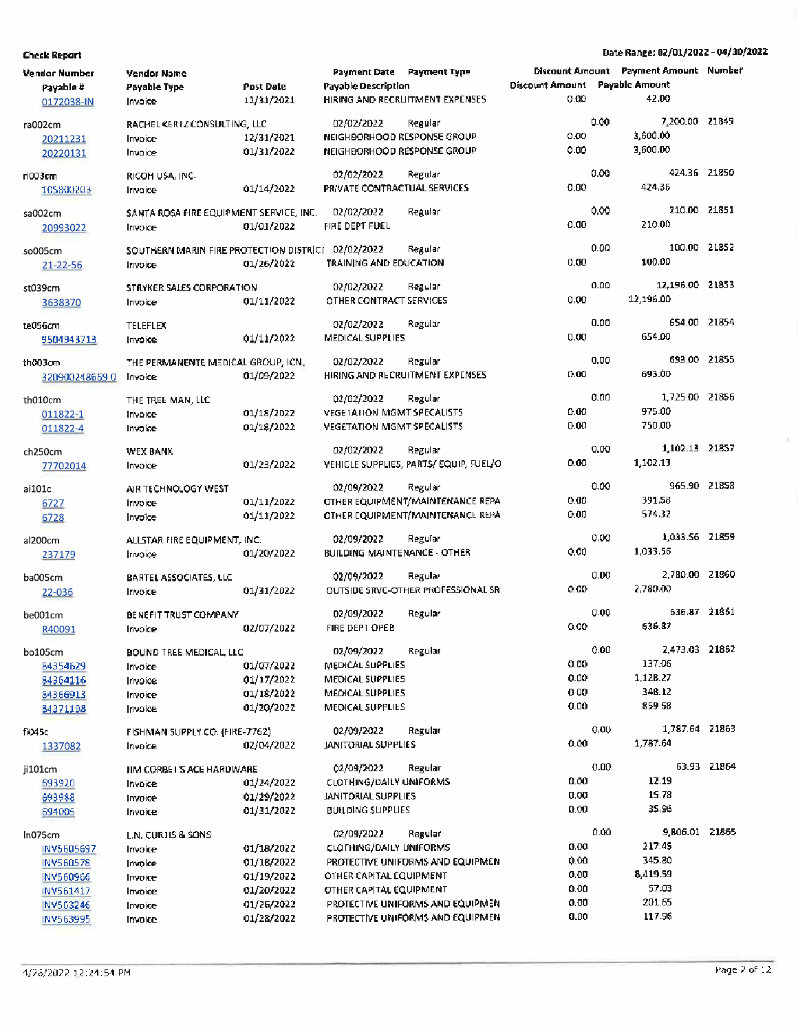**Check Report**

Date Range: 02/01/2022 - 04/30/2022

| Vendor Number / Payable # | Vendor Name / Payable Type | Post Date | Payment Date / Payable Description | Payment Type | Discount Amount | Payment Amount / Payable Amount | Number |
|---|---|---|---|---|---|---|---|
| 0172038-IN | Invoice | 12/31/2021 | HIRING AND RECRUITMENT EXPENSES | | 0.00 | 42.00 | |
| ra002cm | RACHEL KERTZ CONSULTING, LLC | | 02/02/2022 | Regular | 0.00 | 7,200.00 | 21849 |
| 20211231 | Invoice | 12/31/2021 | NEIGHBORHOOD RESPONSE GROUP | | 0.00 | 3,600.00 | |
| 20220131 | Invoice | 01/31/2022 | NEIGHBORHOOD RESPONSE GROUP | | 0.00 | 3,600.00 | |
| ri003cm | RICOH USA, INC. | | 02/02/2022 | Regular | 0.00 | 424.36 | 21850 |
| 105800203 | Invoice | 01/14/2022 | PRIVATE CONTRACTUAL SERVICES | | 0.00 | 424.36 | |
| sa002cm | SANTA ROSA FIRE EQUIPMENT SERVICE, INC. | | 02/02/2022 | Regular | 0.00 | 210.00 | 21851 |
| 20993022 | Invoice | 01/01/2022 | FIRE DEPT FUEL | | 0.00 | 210.00 | |
| so005cm | SOUTHERN MARIN FIRE PROTECTION DISTRICT | | 02/02/2022 | Regular | 0.00 | 100.00 | 21852 |
| 21-22-56 | Invoice | 01/26/2022 | TRAINING AND EDUCATION | | 0.00 | 100.00 | |
| st039cm | STRYKER SALES CORPORATION | | 02/02/2022 | Regular | 0.00 | 12,196.00 | 21853 |
| 3638370 | Invoice | 01/11/2022 | OTHER CONTRACT SERVICES | | 0.00 | 12,196.00 | |
| te056cm | TELEFLEX | | 02/02/2022 | Regular | 0.00 | 654.00 | 21854 |
| 9504943713 | Invoice | 01/11/2022 | MEDICAL SUPPLIES | | 0.00 | 654.00 | |
| th003cm | THE PERMANENTE MEDICAL GROUP, ICN. | | 02/02/2022 | Regular | 0.00 | 693.00 | 21855 |
| 3209002486690 | Invoice | 01/09/2022 | HIRING AND RECRUITMENT EXPENSES | | 0.00 | 693.00 | |
| th010cm | THE TREE MAN, LLC | | 02/02/2022 | Regular | 0.00 | 1,725.00 | 21856 |
| 011822-1 | Invoice | 01/18/2022 | VEGETATION MGMT SPECALISTS | | 0.00 | 975.00 | |
| 011822-4 | Invoice | 01/18/2022 | VEGETATION MGMT SPECALISTS | | 0.00 | 750.00 | |
| ch250cm | WEX BANK | | 02/02/2022 | Regular | 0.00 | 1,102.13 | 21857 |
| 77702014 | Invoice | 01/23/2022 | VEHICLE SUPPLIES, PARTS/ EQUIP, FUEL/O | | 0.00 | 1,102.13 | |
| ai101c | AIR TECHNOLOGY WEST | | 02/09/2022 | Regular | 0.00 | 965.90 | 21858 |
| 6727 | Invoice | 01/11/2022 | OTHER EQUIPMENT/MAINTENANCE REPA | | 0.00 | 391.58 | |
| 6728 | Invoice | 01/11/2022 | OTHER EQUIPMENT/MAINTENANCE REPA | | 0.00 | 574.32 | |
| al200cm | ALLSTAR FIRE EQUIPMENT, INC. | | 02/09/2022 | Regular | 0.00 | 1,033.56 | 21859 |
| 237179 | Invoice | 01/20/2022 | BUILDING MAINTENANCE - OTHER | | 0.00 | 1,033.56 | |
| ba005cm | BARTEL ASSOCIATES, LLC | | 02/09/2022 | Regular | 0.00 | 2,780.00 | 21860 |
| 22-036 | Invoice | 01/31/2022 | OUTSIDE SRVC-OTHER PROFESSIONAL SR | | 0.00 | 2,780.00 | |
| be001cm | BENEFIT TRUST COMPANY | | 02/09/2022 | Regular | 0.00 | 636.87 | 21861 |
| R40091 | Invoice | 02/07/2022 | FIRE DEPT OPEB | | 0.00 | 636.87 | |
| bo105cm | BOUND TREE MEDICAL, LLC | | 02/09/2022 | Regular | 0.00 | 2,473.03 | 21862 |
| 84354629 | Invoice | 01/07/2022 | MEDICAL SUPPLIES | | 0.00 | 137.06 | |
| 84364116 | Invoice | 01/17/2022 | MEDICAL SUPPLIES | | 0.00 | 1,128.27 | |
| 84366913 | Invoice | 01/18/2022 | MEDICAL SUPPLIES | | 0.00 | 348.12 | |
| 84371198 | Invoice | 01/20/2022 | MEDICAL SUPPLIES | | 0.00 | 859.58 | |
| fi045c | FISHMAN SUPPLY CO. (FIRE-7762) | | 02/09/2022 | Regular | 0.00 | 1,787.64 | 21863 |
| 1337082 | Invoice | 02/04/2022 | JANITORIAL SUPPLIES | | 0.00 | 1,787.64 | |
| ji101cm | JIM CORBET'S ACE HARDWARE | | 02/09/2022 | Regular | 0.00 | 63.93 | 21864 |
| 693920 | Invoice | 01/24/2022 | CLOTHING/DAILY UNIFORMS | | 0.00 | 12.19 | |
| 693988 | Invoice | 01/29/2022 | JANITORIAL SUPPLIES | | 0.00 | 15.78 | |
| 694005 | Invoice | 01/31/2022 | BUILDING SUPPLIES | | 0.00 | 35.96 | |
| ln075cm | L.N. CURTIS & SONS | | 02/09/2022 | Regular | 0.00 | 9,806.01 | 21865 |
| INV5605697 | Invoice | 01/18/2022 | CLOTHING/DAILY UNIFORMS | | 0.00 | 217.45 | |
| INV560578 | Invoice | 01/18/2022 | PROTECTIVE UNIFORMS AND EQUIPMEN | | 0.00 | 345.80 | |
| INV560966 | Invoice | 01/19/2022 | OTHER CAPITAL EQUIPMENT | | 0.00 | 8,419.59 | |
| INV561417 | Invoice | 01/20/2022 | OTHER CAPITAL EQUIPMENT | | 0.00 | 57.03 | |
| INV563246 | Invoice | 01/26/2022 | PROTECTIVE UNIFORMS AND EQUIPMEN | | 0.00 | 201.65 | |
| INV563995 | Invoice | 01/28/2022 | PROTECTIVE UNIFORMS AND EQUIPMEN | | 0.00 | 117.96 | |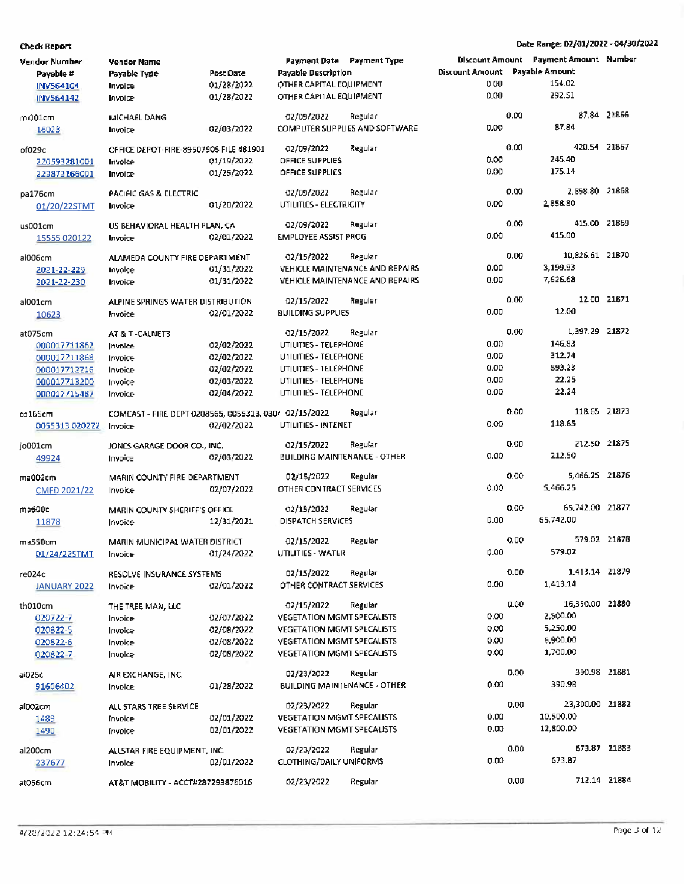**Check Report**

Date Range: 02/01/2022 - 04/30/2022

| Vendor Number | Vendor Name | | Payment Date | Payment Type | Discount Amount | Payment Amount | Number |
|---|---|---|---|---|---|---|---|
| Payable # | Payable Type | Post Date | Payable Description | | Discount Amount | Payable Amount | |
| INV564104 | Invoice | 01/28/2022 | OTHER CAPITAL EQUIPMENT | | 0.00 | 154.02 | |
| INV564142 | Invoice | 01/28/2022 | OTHER CAPITAL EQUIPMENT | | 0.00 | 292.51 | |
| mi001cm | MICHAEL DANG | | 02/09/2022 | Regular | 0.00 | 87.84 | 21866 |
| 16023 | Invoice | 02/03/2022 | COMPUTER SUPPLIES AND SOFTWARE | | 0.00 | 87.84 | |
| of029c | OFFICE DEPOT-FIRE-89507905 FILE #81901 | | 02/09/2022 | Regular | 0.00 | 420.54 | 21867 |
| 220593281001 | Invoice | 01/19/2022 | OFFICE SUPPLIES | | 0.00 | 245.40 | |
| 223873166001 | Invoice | 01/25/2022 | OFFICE SUPPLIES | | 0.00 | 175.14 | |
| pa176cm | PACIFIC GAS & ELECTRIC | | 02/09/2022 | Regular | 0.00 | 2,858.80 | 21868 |
| 01/20/22STMT | Invoice | 01/20/2022 | UTILITIES - ELECTRICITY | | 0.00 | 2,858.80 | |
| us001cm | US BEHAVIORAL HEALTH PLAN, CA | | 02/09/2022 | Regular | 0.00 | 415.00 | 21869 |
| 15555 020122 | Invoice | 02/01/2022 | EMPLOYEE ASSIST PROG | | 0.00 | 415.00 | |
| al006cm | ALAMEDA COUNTY FIRE DEPARTMENT | | 02/15/2022 | Regular | 0.00 | 10,826.61 | 21870 |
| 2021-22-229 | Invoice | 01/31/2022 | VEHICLE MAINTENANCE AND REPAIRS | | 0.00 | 3,199.93 | |
| 2021-22-230 | Invoice | 01/31/2022 | VEHICLE MAINTENANCE AND REPAIRS | | 0.00 | 7,626.68 | |
| al001cm | ALPINE SPRINGS WATER DISTRIBUTION | | 02/15/2022 | Regular | 0.00 | 12.00 | 21871 |
| 10623 | Invoice | 02/01/2022 | BUILDING SUPPLIES | | 0.00 | 12.00 | |
| at075cm | AT & T -CALNET3 | | 02/15/2022 | Regular | 0.00 | 1,397.29 | 21872 |
| 000017711862 | Invoice | 02/02/2022 | UTILITIES - TELEPHONE | | 0.00 | 146.83 | |
| 000017711868 | Invoice | 02/02/2022 | UTILITIES - TELEPHONE | | 0.00 | 312.74 | |
| 000017712216 | Invoice | 02/02/2022 | UTILITIES - TELEPHONE | | 0.00 | 893.23 | |
| 000017713200 | Invoice | 02/03/2022 | UTILITIES - TELEPHONE | | 0.00 | 22.25 | |
| 000017715487 | Invoice | 02/04/2022 | UTILITIES - TELEPHONE | | 0.00 | 22.24 | |
| co165cm | COMCAST - FIRE DEPT 0208565, 0055313, 030 | | 02/15/2022 | Regular | 0.00 | 118.65 | 21873 |
| 0055313 020272 | Invoice | 02/02/2022 | UTILITIES - INTENET | | 0.00 | 118.65 | |
| jo001cm | JONES GARAGE DOOR CO., INC. | | 02/15/2022 | Regular | 0.00 | 212.50 | 21875 |
| 49924 | Invoice | 02/03/2022 | BUILDING MAINTENANCE - OTHER | | 0.00 | 212.50 | |
| ma002cm | MARIN COUNTY FIRE DEPARTMENT | | 02/15/2022 | Regular | 0.00 | 5,466.25 | 21876 |
| CMFD 2021/22 | Invoice | 02/07/2022 | OTHER CONTRACT SERVICES | | 0.00 | 5,466.25 | |
| ma600c | MARIN COUNTY SHERIFF'S OFFICE | | 02/15/2022 | Regular | 0.00 | 65,742.00 | 21877 |
| 11878 | Invoice | 12/31/2021 | DISPATCH SERVICES | | 0.00 | 65,742.00 | |
| ma550cm | MARIN MUNICIPAL WATER DISTRICT | | 02/15/2022 | Regular | 0.00 | 579.02 | 21878 |
| 01/24/22STMT | Invoice | 01/24/2022 | UTILITIES - WATER | | 0.00 | 579.02 | |
| re024c | RESOLVE INSURANCE SYSTEMS | | 02/15/2022 | Regular | 0.00 | 1,413.14 | 21879 |
| JANUARY 2022 | Invoice | 02/01/2022 | OTHER CONTRACT SERVICES | | 0.00 | 1,413.14 | |
| th010cm | THE TREE MAN, LLC | | 02/15/2022 | Regular | 0.00 | 16,350.00 | 21880 |
| 020722-7 | Invoice | 02/07/2022 | VEGETATION MGMT SPECALISTS | | 0.00 | 2,500.00 | |
| 020822-5 | Invoice | 02/08/2022 | VEGETATION MGMT SPECALISTS | | 0.00 | 5,250.00 | |
| 020822-6 | Invoice | 02/08/2022 | VEGETATION MGMT SPECALISTS | | 0.00 | 6,900.00 | |
| 020822-7 | Invoice | 02/08/2022 | VEGETATION MGMT SPECALISTS | | 0.00 | 1,700.00 | |
| ai025c | AIR EXCHANGE, INC. | | 02/23/2022 | Regular | 0.00 | 390.98 | 21881 |
| 91606402 | Invoice | 01/28/2022 | BUILDING MAINTENANCE - OTHER | | 0.00 | 390.98 | |
| al002cm | ALL STARS TREE SERVICE | | 02/23/2022 | Regular | 0.00 | 23,300.00 | 21882 |
| 1489 | Invoice | 02/01/2022 | VEGETATION MGMT SPECALISTS | | 0.00 | 10,500.00 | |
| 1490 | Invoice | 02/01/2022 | VEGETATION MGMT SPECALISTS | | 0.00 | 12,800.00 | |
| al200cm | ALLSTAR FIRE EQUIPMENT, INC. | | 02/23/2022 | Regular | 0.00 | 673.87 | 21883 |
| 237677 | Invoice | 02/01/2022 | CLOTHING/DAILY UNIFORMS | | 0.00 | 673.87 | |
| at056cm | AT&T MOBILITY - ACCT#287293876016 | | 02/23/2022 | Regular | 0.00 | 712.14 | 21884 |

4/28/2022 12:24:54 PM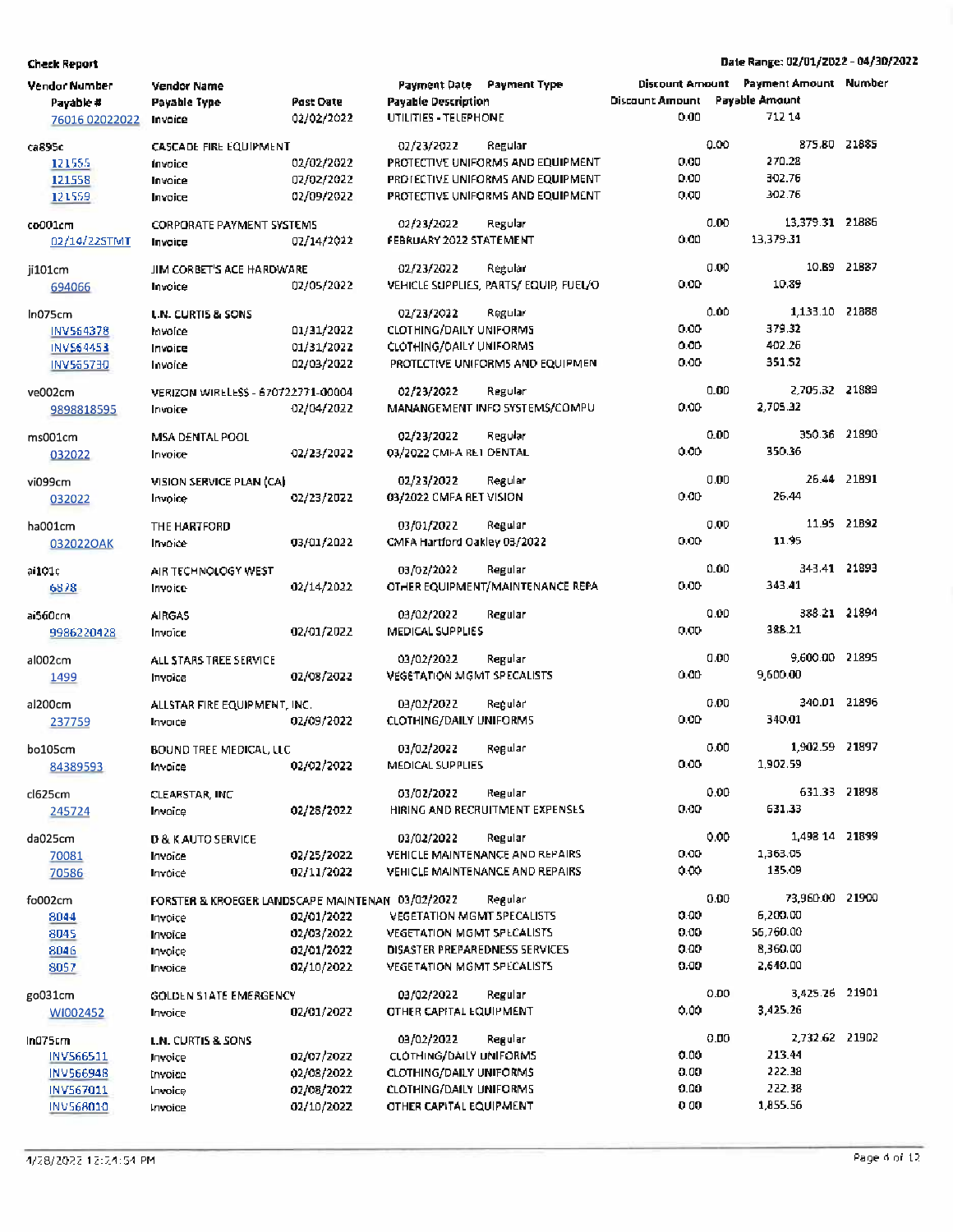**Check Report**

**Date Range: 02/01/2022 - 04/30/2022**

| Vendor Number / Payable # | Vendor Name / Payable Type | Post Date | Payment Date / Payable Description | Payment Type | Discount Amount / Discount Amount | Payment Amount / Payable Amount | Number |
|---|---|---|---|---|---|---|---|
| 76016 02022022 | Invoice | 02/02/2022 | UTILITIES - TELEPHONE | | 0.00 | 712.14 | |
| ca895c | CASCADE FIRE EQUIPMENT | | 02/23/2022 | Regular | 0.00 | 875.80 | 21885 |
| 121555 | Invoice | 02/02/2022 | PROTECTIVE UNIFORMS AND EQUIPMENT | | 0.00 | 270.28 | |
| 121558 | Invoice | 02/02/2022 | PROTECTIVE UNIFORMS AND EQUIPMENT | | 0.00 | 302.76 | |
| 121559 | Invoice | 02/09/2022 | PROTECTIVE UNIFORMS AND EQUIPMENT | | 0.00 | 302.76 | |
| co001cm | CORPORATE PAYMENT SYSTEMS | | 02/23/2022 | Regular | 0.00 | 13,379.31 | 21886 |
| 02/14/22STMT | Invoice | 02/14/2022 | FEBRUARY 2022 STATEMENT | | 0.00 | 13,379.31 | |
| ji101cm | JIM CORBET'S ACE HARDWARE | | 02/23/2022 | Regular | 0.00 | 10.89 | 21887 |
| 694066 | Invoice | 02/05/2022 | VEHICLE SUPPLIES, PARTS/ EQUIP, FUEL/O | | 0.00 | 10.89 | |
| ln075cm | L.N. CURTIS & SONS | | 02/23/2022 | Regular | 0.00 | 1,133.10 | 21888 |
| INV564378 | Invoice | 01/31/2022 | CLOTHING/DAILY UNIFORMS | | 0.00 | 379.32 | |
| INV564453 | Invoice | 01/31/2022 | CLOTHING/DAILY UNIFORMS | | 0.00 | 402.26 | |
| INV565730 | Invoice | 02/03/2022 | PROTECTIVE UNIFORMS AND EQUIPMEN | | 0.00 | 351.52 | |
| ve002cm | VERIZON WIRELESS - 670722771-00004 | | 02/23/2022 | Regular | 0.00 | 2,705.32 | 21889 |
| 9898818595 | Invoice | 02/04/2022 | MANANGEMENT INFO SYSTEMS/COMPU | | 0.00 | 2,705.32 | |
| ms001cm | MSA DENTAL POOL | | 02/23/2022 | Regular | 0.00 | 350.36 | 21890 |
| 032022 | Invoice | 02/23/2022 | 03/2022 CMFA RET DENTAL | | 0.00 | 350.36 | |
| vi099cm | VISION SERVICE PLAN (CA) | | 02/23/2022 | Regular | 0.00 | 26.44 | 21891 |
| 032022 | Invoice | 02/23/2022 | 03/2022 CMFA RET VISION | | 0.00 | 26.44 | |
| ha001cm | THE HARTFORD | | 03/01/2022 | Regular | 0.00 | 11.95 | 21892 |
| 032022OAK | Invoice | 03/01/2022 | CMFA Hartford Oakley 03/2022 | | 0.00 | 11.95 | |
| ai101c | AIR TECHNOLOGY WEST | | 03/02/2022 | Regular | 0.00 | 343.41 | 21893 |
| 6878 | Invoice | 02/14/2022 | OTHER EQUIPMENT/MAINTENANCE REPA | | 0.00 | 343.41 | |
| ai560cm | AIRGAS | | 03/02/2022 | Regular | 0.00 | 388.21 | 21894 |
| 9986220428 | Invoice | 02/01/2022 | MEDICAL SUPPLIES | | 0.00 | 388.21 | |
| al002cm | ALL STARS TREE SERVICE | | 03/02/2022 | Regular | 0.00 | 9,600.00 | 21895 |
| 1499 | Invoice | 02/08/2022 | VEGETATION MGMT SPECALISTS | | 0.00 | 9,600.00 | |
| al200cm | ALLSTAR FIRE EQUIPMENT, INC. | | 03/02/2022 | Regular | 0.00 | 340.01 | 21896 |
| 237759 | Invoice | 02/09/2022 | CLOTHING/DAILY UNIFORMS | | 0.00 | 340.01 | |
| bo105cm | BOUND TREE MEDICAL, LLC | | 03/02/2022 | Regular | 0.00 | 1,902.59 | 21897 |
| 84389593 | Invoice | 02/02/2022 | MEDICAL SUPPLIES | | 0.00 | 1,902.59 | |
| cl625cm | CLEARSTAR, INC | | 03/02/2022 | Regular | 0.00 | 631.33 | 21898 |
| 245724 | Invoice | 02/28/2022 | HIRING AND RECRUITMENT EXPENSES | | 0.00 | 631.33 | |
| da025cm | D & K AUTO SERVICE | | 03/02/2022 | Regular | 0.00 | 1,498.14 | 21899 |
| 70081 | Invoice | 02/25/2022 | VEHICLE MAINTENANCE AND REPAIRS | | 0.00 | 1,363.05 | |
| 70586 | Invoice | 02/11/2022 | VEHICLE MAINTENANCE AND REPAIRS | | 0.00 | 135.09 | |
| fo002cm | FORSTER & KROEGER LANDSCAPE MAINTENAN | | 03/02/2022 | Regular | 0.00 | 73,960.00 | 21900 |
| 8044 | Invoice | 02/01/2022 | VEGETATION MGMT SPECALISTS | | 0.00 | 6,200.00 | |
| 8045 | Invoice | 02/03/2022 | VEGETATION MGMT SPECALISTS | | 0.00 | 56,760.00 | |
| 8046 | Invoice | 02/01/2022 | DISASTER PREPAREDNESS SERVICES | | 0.00 | 8,360.00 | |
| 8057 | Invoice | 02/10/2022 | VEGETATION MGMT SPECALISTS | | 0.00 | 2,640.00 | |
| go031cm | GOLDEN STATE EMERGENCY | | 03/02/2022 | Regular | 0.00 | 3,425.26 | 21901 |
| WI002452 | Invoice | 02/01/2022 | OTHER CAPITAL EQUIPMENT | | 0.00 | 3,425.26 | |
| ln075cm | L.N. CURTIS & SONS | | 03/02/2022 | Regular | 0.00 | 2,732.62 | 21902 |
| INV566511 | Invoice | 02/07/2022 | CLOTHING/DAILY UNIFORMS | | 0.00 | 213.44 | |
| INV566948 | Invoice | 02/08/2022 | CLOTHING/DAILY UNIFORMS | | 0.00 | 222.38 | |
| INV567011 | Invoice | 02/08/2022 | CLOTHING/DAILY UNIFORMS | | 0.00 | 222.38 | |
| INV568010 | Invoice | 02/10/2022 | OTHER CAPITAL EQUIPMENT | | 0.00 | 1,855.56 | |

4/28/2022 12:24:54 PM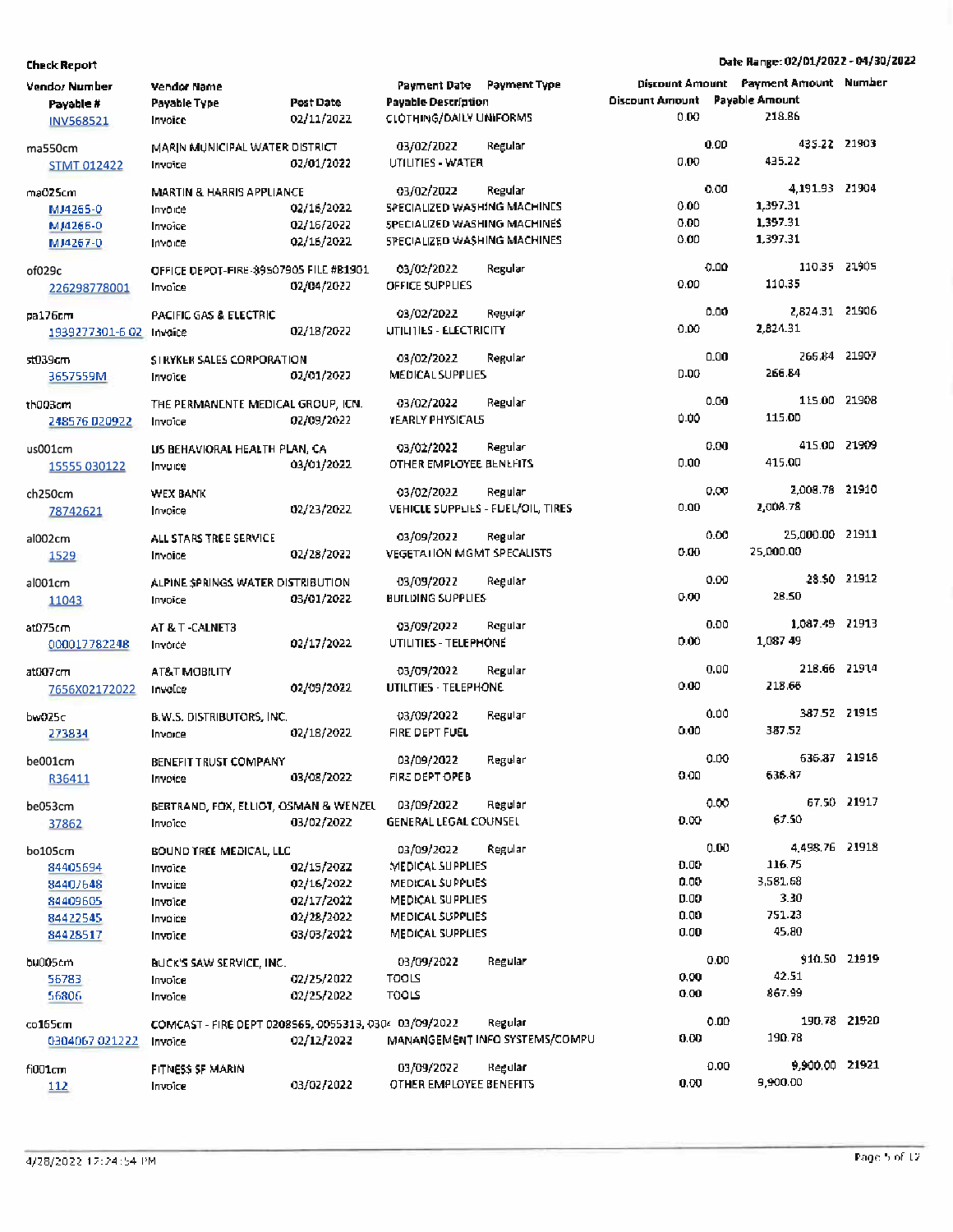**Check Report**

Date Range: 02/01/2022 - 04/30/2022

| Vendor Number / Payable # | Vendor Name / Payable Type | Post Date | Payment Date / Payable Description | Payment Type | Discount Amount / Discount Amount | Payment Amount / Payable Amount | Number |
|---|---|---|---|---|---|---|---|
| INV568521 | Invoice | 02/11/2022 | CLOTHING/DAILY UNIFORMS | | 0.00 | 218.86 | |
| ma550cm | MARIN MUNICIPAL WATER DISTRICT | | 03/02/2022 | Regular | 0.00 | 435.22 | 21903 |
| STMT 012422 | Invoice | 02/01/2022 | UTILITIES - WATER | | 0.00 | 435.22 | |
| ma025cm | MARTIN & HARRIS APPLIANCE | | 03/02/2022 | Regular | 0.00 | 4,191.93 | 21904 |
| MJ4265-0 | Invoice | 02/16/2022 | SPECIALIZED WASHING MACHINES | | 0.00 | 1,397.31 | |
| MJ4266-0 | Invoice | 02/16/2022 | SPECIALIZED WASHING MACHINES | | 0.00 | 1,397.31 | |
| MJ4267-0 | Invoice | 02/16/2022 | SPECIALIZED WASHING MACHINES | | 0.00 | 1,397.31 | |
| of029c | OFFICE DEPOT-FIRE-89507905 FILE #81901 | | 03/02/2022 | Regular | 0.00 | 110.35 | 21905 |
| 226298778001 | Invoice | 02/04/2022 | OFFICE SUPPLIES | | 0.00 | 110.35 | |
| pa176cm | PACIFIC GAS & ELECTRIC | | 03/02/2022 | Regular | 0.00 | 2,824.31 | 21906 |
| 1939277301-6 02 | Invoice | 02/18/2022 | UTILITIES - ELECTRICITY | | 0.00 | 2,824.31 | |
| st039cm | STRYKER SALES CORPORATION | | 03/02/2022 | Regular | 0.00 | 266.84 | 21907 |
| 3657559M | Invoice | 02/01/2022 | MEDICAL SUPPLIES | | 0.00 | 266.84 | |
| th003cm | THE PERMANENTE MEDICAL GROUP, ICN. | | 03/02/2022 | Regular | 0.00 | 115.00 | 21908 |
| 248576 020922 | Invoice | 02/09/2022 | YEARLY PHYSICALS | | 0.00 | 115.00 | |
| us001cm | US BEHAVIORAL HEALTH PLAN, CA | | 03/02/2022 | Regular | 0.00 | 415.00 | 21909 |
| 15555 030122 | Invoice | 03/01/2022 | OTHER EMPLOYEE BENEFITS | | 0.00 | 415.00 | |
| ch250cm | WEX BANK | | 03/02/2022 | Regular | 0.00 | 2,008.78 | 21910 |
| 78742621 | Invoice | 02/23/2022 | VEHICLE SUPPLIES - FUEL/OIL, TIRES | | 0.00 | 2,008.78 | |
| al002cm | ALL STARS TREE SERVICE | | 03/09/2022 | Regular | 0.00 | 25,000.00 | 21911 |
| 1529 | Invoice | 02/28/2022 | VEGETATION MGMT SPECALISTS | | 0.00 | 25,000.00 | |
| al001cm | ALPINE SPRINGS WATER DISTRIBUTION | | 03/09/2022 | Regular | 0.00 | 28.50 | 21912 |
| 11043 | Invoice | 03/01/2022 | BUILDING SUPPLIES | | 0.00 | 28.50 | |
| at075cm | AT & T -CALNET3 | | 03/09/2022 | Regular | 0.00 | 1,087.49 | 21913 |
| 000017782248 | Invoice | 02/17/2022 | UTILITIES - TELEPHONE | | 0.00 | 1,087.49 | |
| at007cm | AT&T MOBILITY | | 03/09/2022 | Regular | 0.00 | 218.66 | 21914 |
| 7656X02172022 | Invoice | 02/09/2022 | UTILITIES - TELEPHONE | | 0.00 | 218.66 | |
| bw025c | B.W.S. DISTRIBUTORS, INC. | | 03/09/2022 | Regular | 0.00 | 387.52 | 21915 |
| 273834 | Invoice | 02/18/2022 | FIRE DEPT FUEL | | 0.00 | 387.52 | |
| be001cm | BENEFIT TRUST COMPANY | | 03/09/2022 | Regular | 0.00 | 636.87 | 21916 |
| R36411 | Invoice | 03/08/2022 | FIRE DEPT OPEB | | 0.00 | 636.87 | |
| be053cm | BERTRAND, FOX, ELLIOT, OSMAN & WENZEL | | 03/09/2022 | Regular | 0.00 | 67.50 | 21917 |
| 37862 | Invoice | 03/02/2022 | GENERAL LEGAL COUNSEL | | 0.00 | 67.50 | |
| bo105cm | BOUND TREE MEDICAL, LLC | | 03/09/2022 | Regular | 0.00 | 4,498.76 | 21918 |
| 84405694 | Invoice | 02/15/2022 | MEDICAL SUPPLIES | | 0.00 | 116.75 | |
| 84407648 | Invoice | 02/16/2022 | MEDICAL SUPPLIES | | 0.00 | 3,581.68 | |
| 84409605 | Invoice | 02/17/2022 | MEDICAL SUPPLIES | | 0.00 | 3.30 | |
| 84422545 | Invoice | 02/28/2022 | MEDICAL SUPPLIES | | 0.00 | 751.23 | |
| 84428517 | Invoice | 03/03/2022 | MEDICAL SUPPLIES | | 0.00 | 45.80 | |
| bu005cm | BUCK'S SAW SERVICE, INC. | | 03/09/2022 | Regular | 0.00 | 910.50 | 21919 |
| 56783 | Invoice | 02/25/2022 | TOOLS | | 0.00 | 42.51 | |
| 56806 | Invoice | 02/25/2022 | TOOLS | | 0.00 | 867.99 | |
| co165cm | COMCAST - FIRE DEPT 0208565, 0055313, 030 | | 03/09/2022 | Regular | 0.00 | 190.78 | 21920 |
| 0304067 021222 | Invoice | 02/12/2022 | MANANGEMENT INFO SYSTEMS/COMPU | | 0.00 | 190.78 | |
| fi001cm | FITNESS SF MARIN | | 03/09/2022 | Regular | 0.00 | 9,900.00 | 21921 |
| 112 | Invoice | 03/02/2022 | OTHER EMPLOYEE BENEFITS | | 0.00 | 9,900.00 | |

4/28/2022 12:24:54 PM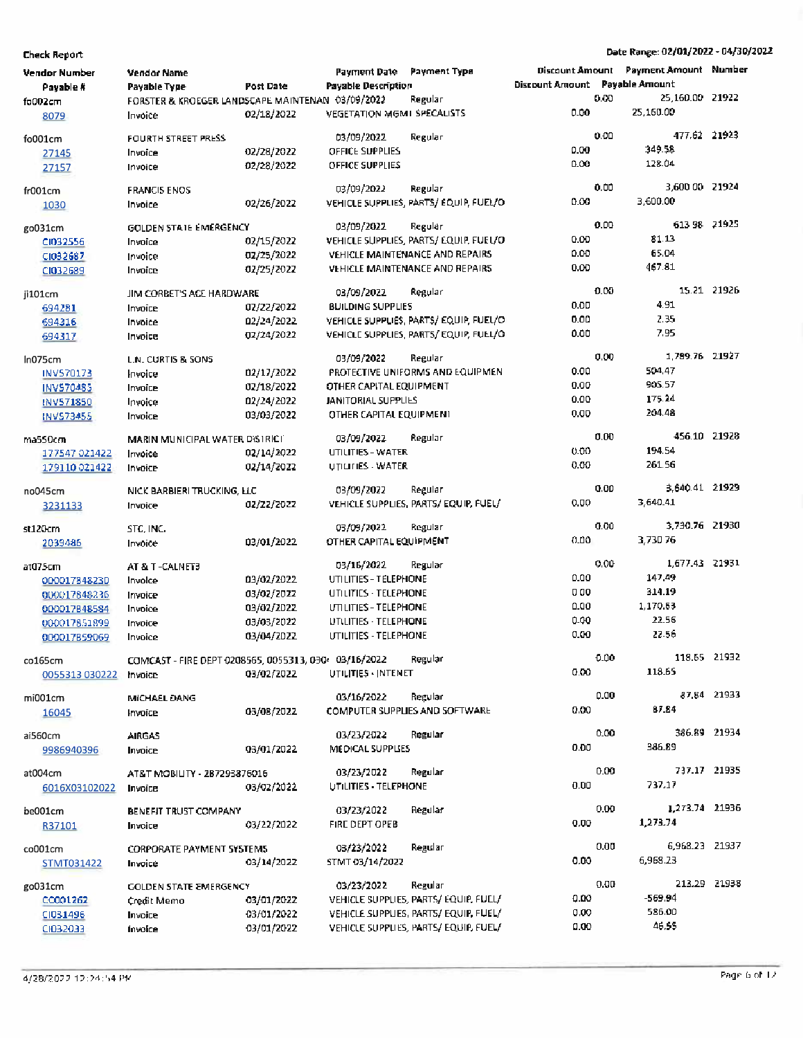**Check Report**

Date Range: 02/01/2022 - 04/30/2022

| Vendor Number | Vendor Name | | Payment Date | Payment Type | Discount Amount | Payment Amount | Number |
|---|---|---|---|---|---|---|---|
| Payable # | Payable Type | Post Date | Payable Description | | Discount Amount | Payable Amount | |
| fo002cm | FORSTER & KROEGER LANDSCAPE MAINTENAN | | 03/09/2022 | Regular | 0.00 | 25,160.00 | 21922 |
| 8079 | Invoice | 02/18/2022 | VEGETATION MGMT SPECIALISTS | | 0.00 | 25,160.00 | |
| fo001cm | FOURTH STREET PRESS | | 03/09/2022 | Regular | 0.00 | 477.62 | 21923 |
| 27145 | Invoice | 02/28/2022 | OFFICE SUPPLIES | | 0.00 | 349.58 | |
| 27157 | Invoice | 02/28/2022 | OFFICE SUPPLIES | | 0.00 | 128.04 | |
| fr001cm | FRANCIS ENOS | | 03/09/2022 | Regular | 0.00 | 3,600.00 | 21924 |
| 1030 | Invoice | 02/26/2022 | VEHICLE SUPPLIES, PARTS/ EQUIP, FUEL/O | | 0.00 | 3,600.00 | |
| go031cm | GOLDEN STATE EMERGENCY | | 03/09/2022 | Regular | 0.00 | 613.98 | 21925 |
| CI032556 | Invoice | 02/15/2022 | VEHICLE SUPPLIES, PARTS/ EQUIP, FUEL/O | | 0.00 | 81.13 | |
| CI032687 | Invoice | 02/25/2022 | VEHICLE MAINTENANCE AND REPAIRS | | 0.00 | 65.04 | |
| CI032689 | Invoice | 02/25/2022 | VEHICLE MAINTENANCE AND REPAIRS | | 0.00 | 467.81 | |
| ji101cm | JIM CORBET'S ACE HARDWARE | | 03/09/2022 | Regular | 0.00 | 15.21 | 21926 |
| 694281 | Invoice | 02/22/2022 | BUILDING SUPPLIES | | 0.00 | 4.91 | |
| 694316 | Invoice | 02/24/2022 | VEHICLE SUPPLIES, PARTS/ EQUIP, FUEL/O | | 0.00 | 2.35 | |
| 694317 | Invoice | 02/24/2022 | VEHICLE SUPPLIES, PARTS/ EQUIP, FUEL/O | | 0.00 | 7.95 | |
| ln075cm | L.N. CURTIS & SONS | | 03/09/2022 | Regular | 0.00 | 1,789.76 | 21927 |
| INV570173 | Invoice | 02/17/2022 | PROTECTIVE UNIFORMS AND EQUIPMEN | | 0.00 | 504.47 | |
| INV570483 | Invoice | 02/18/2022 | OTHER CAPITAL EQUIPMENT | | 0.00 | 905.57 | |
| INV571850 | Invoice | 02/24/2022 | JANITORIAL SUPPLIES | | 0.00 | 175.24 | |
| INV573455 | Invoice | 03/03/2022 | OTHER CAPITAL EQUIPMENT | | 0.00 | 204.48 | |
| ma550cm | MARIN MUNICIPAL WATER DISTRICT | | 03/09/2022 | Regular | 0.00 | 456.10 | 21928 |
| 177547 021422 | Invoice | 02/14/2022 | UTILITIES - WATER | | 0.00 | 194.54 | |
| 179110 021422 | Invoice | 02/14/2022 | UTILITIES - WATER | | 0.00 | 261.56 | |
| no045cm | NICK BARBIERI TRUCKING, LLC | | 03/09/2022 | Regular | 0.00 | 3,640.41 | 21929 |
| 3231133 | Invoice | 02/22/2022 | VEHICLE SUPPLIES, PARTS/ EQUIP, FUEL/ | | 0.00 | 3,640.41 | |
| st120cm | STC, INC. | | 03/09/2022 | Regular | 0.00 | 3,730.76 | 21930 |
| 2039486 | Invoice | 03/01/2022 | OTHER CAPITAL EQUIPMENT | | 0.00 | 3,730.76 | |
| at075cm | AT & T -CALNET3 | | 03/16/2022 | Regular | 0.00 | 1,677.43 | 21931 |
| 000017848230 | Invoice | 03/02/2022 | UTILITIES - TELEPHONE | | 0.00 | 147.49 | |
| 000017848236 | Invoice | 03/02/2022 | UTILITIES - TELEPHONE | | 0.00 | 314.19 | |
| 000017848584 | Invoice | 03/02/2022 | UTILITIES - TELEPHONE | | 0.00 | 1,170.63 | |
| 000017851899 | Invoice | 03/03/2022 | UTILITIES - TELEPHONE | | 0.00 | 22.56 | |
| 000017859069 | Invoice | 03/04/2022 | UTILITIES - TELEPHONE | | 0.00 | 22.56 | |
| co165cm | COMCAST - FIRE DEPT 0208565, 0055313, 030 | | 03/16/2022 | Regular | 0.00 | 118.65 | 21932 |
| 0055313 030222 | Invoice | 03/02/2022 | UTILITIES - INTENET | | 0.00 | 118.65 | |
| mi001cm | MICHAEL DANG | | 03/16/2022 | Regular | 0.00 | 87.84 | 21933 |
| 16045 | Invoice | 03/08/2022 | COMPUTER SUPPLIES AND SOFTWARE | | 0.00 | 87.84 | |
| ai560cm | AIRGAS | | 03/23/2022 | Regular | 0.00 | 386.89 | 21934 |
| 9986940396 | Invoice | 03/01/2022 | MEDICAL SUPPLIES | | 0.00 | 386.89 | |
| at004cm | AT&T MOBILITY - 287293876016 | | 03/23/2022 | Regular | 0.00 | 737.17 | 21935 |
| 6016X03102022 | Invoice | 03/02/2022 | UTILITIES - TELEPHONE | | 0.00 | 737.17 | |
| be001cm | BENEFIT TRUST COMPANY | | 03/23/2022 | Regular | 0.00 | 1,273.74 | 21936 |
| R37101 | Invoice | 03/22/2022 | FIRE DEPT OPEB | | 0.00 | 1,273.74 | |
| co001cm | CORPORATE PAYMENT SYSTEMS | | 03/23/2022 | Regular | 0.00 | 6,968.23 | 21937 |
| STMT031422 | Invoice | 03/14/2022 | STMT 03/14/2022 | | 0.00 | 6,968.23 | |
| go031cm | GOLDEN STATE EMERGENCY | | 03/23/2022 | Regular | 0.00 | 213.29 | 21938 |
| CC001262 | Credit Memo | 03/01/2022 | VEHICLE SUPPLIES, PARTS/ EQUIP, FUEL/ | | 0.00 | -569.94 | |
| CI031496 | Invoice | 03/01/2022 | VEHICLE SUPPLIES, PARTS/ EQUIP, FUEL/ | | 0.00 | 586.00 | |
| CI032033 | Invoice | 03/01/2022 | VEHICLE SUPPLIES, PARTS/ EQUIP, FUEL/ | | 0.00 | 46.55 | |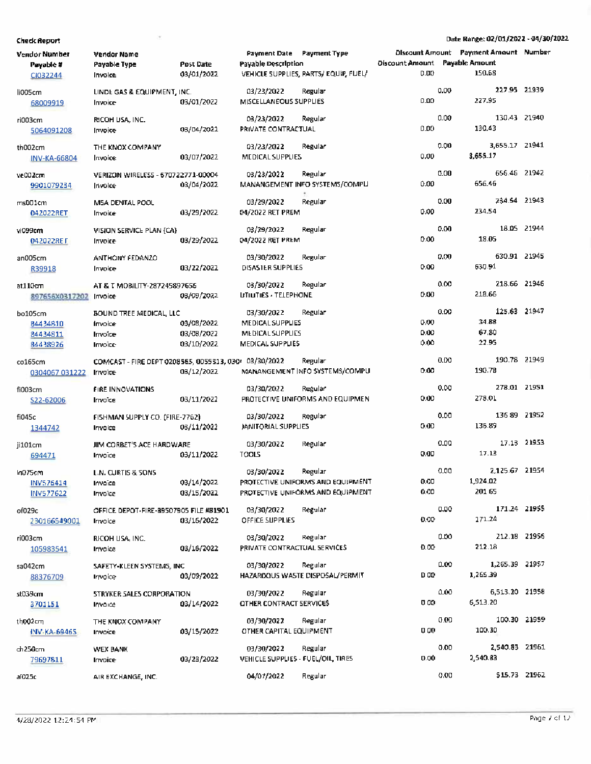**Check Report**

Date Range: 02/01/2022 - 04/30/2022

| Vendor Number / Payable # | Vendor Name / Payable Type | Post Date | Payment Date / Payable Description | Payment Type | Discount Amount | Payment Amount | Number |
|---|---|---|---|---|---|---|---|
| CI032244 | Invoice | 03/01/2022 | VEHICLE SUPPLIES, PARTS/ EQUIP, FUEL/ | | 0.00 | 150.68 | |
| li005cm | LINDE GAS & EQUIPMENT, INC. | | 03/23/2022 | Regular | 0.00 | 227.95 | 21939 |
| 68009919 | Invoice | 03/01/2022 | MISCELLANEOUS SUPPLIES | | 0.00 | 227.95 | |
| ri003cm | RICOH USA, INC. | | 03/23/2022 | Regular | 0.00 | 130.43 | 21940 |
| 5064091208 | Invoice | 03/04/2022 | PRIVATE CONTRACTUAL | | 0.00 | 130.43 | |
| th002cm | THE KNOX COMPANY | | 03/23/2022 | Regular | 0.00 | 3,655.17 | 21941 |
| INV-KA-66804 | Invoice | 03/07/2022 | MEDICAL SUPPLIES | | 0.00 | 3,655.17 | |
| ve002cm | VERIZON WIRELESS - 670722771-00004 | | 03/23/2022 | Regular | 0.00 | 656.46 | 21942 |
| 9901079234 | Invoice | 03/04/2022 | MANANGEMENT INFO SYSTEMS/COMPU | | 0.00 | 656.46 | |
| ms001cm | MSA DENTAL POOL | | 03/29/2022 | Regular | 0.00 | 234.54 | 21943 |
| 042022RET | Invoice | 03/29/2022 | 04/2022 RET PREM | | 0.00 | 234.54 | |
| vi099cm | VISION SERVICE PLAN (CA) | | 03/29/2022 | Regular | 0.00 | 18.05 | 21944 |
| 042022RET | Invoice | 03/29/2022 | 04/2022 RET PREM | | 0.00 | 18.05 | |
| an005cm | ANTHONY FEDANZO | | 03/30/2022 | Regular | 0.00 | 630.91 | 21945 |
| R39918 | Invoice | 03/22/2022 | DISASTER SUPPLIES | | 0.00 | 630.91 | |
| at110cm | AT & T MOBILITY-287245897656 | | 03/30/2022 | Regular | 0.00 | 218.66 | 21946 |
| 897656X0317202 | Invoice | 03/09/2022 | UTILITIES - TELEPHONE | | 0.00 | 218.66 | |
| bo105cm | BOUND TREE MEDICAL, LLC | | 03/30/2022 | Regular | 0.00 | 125.63 | 21947 |
| 84434810 | Invoice | 03/08/2022 | MEDICAL SUPPLIES | | 0.00 | 34.88 | |
| 84434811 | Invoice | 03/08/2022 | MEDICAL SUPPLIES | | 0.00 | 67.80 | |
| 84438926 | Invoice | 03/10/2022 | MEDICAL SUPPLIES | | 0.00 | 22.95 | |
| co165cm | COMCAST - FIRE DEPT 0208565, 0055313, 030 | | 03/30/2022 | Regular | 0.00 | 190.78 | 21949 |
| 0304067 031222 | Invoice | 03/12/2022 | MANANGEMENT INFO SYSTEMS/COMPU | | 0.00 | 190.78 | |
| fi003cm | FIRE INNOVATIONS | | 03/30/2022 | Regular | 0.00 | 278.01 | 21951 |
| S22-62006 | Invoice | 03/11/2022 | PROTECTIVE UNIFORMS AND EQUIPMEN | | 0.00 | 278.01 | |
| fi045c | FISHMAN SUPPLY CO. (FIRE-7762) | | 03/30/2022 | Regular | 0.00 | 136.89 | 21952 |
| 1344742 | Invoice | 03/11/2022 | JANITORIAL SUPPLIES | | 0.00 | 136.89 | |
| ji101cm | JIM CORBET'S ACE HARDWARE | | 03/30/2022 | Regular | 0.00 | 17.13 | 21953 |
| 694471 | Invoice | 03/11/2022 | TOOLS | | 0.00 | 17.13 | |
| ln075cm | L.N. CURTIS & SONS | | 03/30/2022 | Regular | 0.00 | 2,125.67 | 21954 |
| INV576414 | Invoice | 03/14/2022 | PROTECTIVE UNIFORMS AND EQUIPMENT | | 0.00 | 1,924.02 | |
| INV577622 | Invoice | 03/15/2022 | PROTECTIVE UNIFORMS AND EQUIPMENT | | 0.00 | 201.65 | |
| of029c | OFFICE DEPOT-FIRE-89507905 FILE #81901 | | 03/30/2022 | Regular | 0.00 | 171.24 | 21955 |
| 230166549001 | Invoice | 03/16/2022 | OFFICE SUPPLIES | | 0.00 | 171.24 | |
| ri003cm | RICOH USA, INC. | | 03/30/2022 | Regular | 0.00 | 212.18 | 21956 |
| 105983541 | Invoice | 03/16/2022 | PRIVATE CONTRACTUAL SERVICES | | 0.00 | 212.18 | |
| sa042cm | SAFETY-KLEEN SYSTEMS, INC | | 03/30/2022 | Regular | 0.00 | 1,265.39 | 21957 |
| 88376709 | Invoice | 03/09/2022 | HAZARDOUS WASTE DISPOSAL/PERMIT | | 0.00 | 1,265.39 | |
| st039cm | STRYKER SALES CORPORATION | | 03/30/2022 | Regular | 0.00 | 6,513.20 | 21958 |
| 3701151 | Invoice | 03/14/2022 | OTHER CONTRACT SERVICES | | 0.00 | 6,513.20 | |
| th002cm | THE KNOX COMPANY | | 03/30/2022 | Regular | 0.00 | 100.30 | 21959 |
| INV-KA-69465 | Invoice | 03/15/2022 | OTHER CAPITAL EQUIPMENT | | 0.00 | 100.30 | |
| ch250cm | WEX BANK | | 03/30/2022 | Regular | 0.00 | 2,540.83 | 21961 |
| 79697811 | Invoice | 03/23/2022 | VEHICLE SUPPLIES - FUEL/OIL, TIRES | | 0.00 | 2,540.83 | |
| ai025c | AIR EXCHANGE, INC. | | 04/07/2022 | Regular | 0.00 | 515.73 | 21962 |

4/28/2022 12:24:54 PM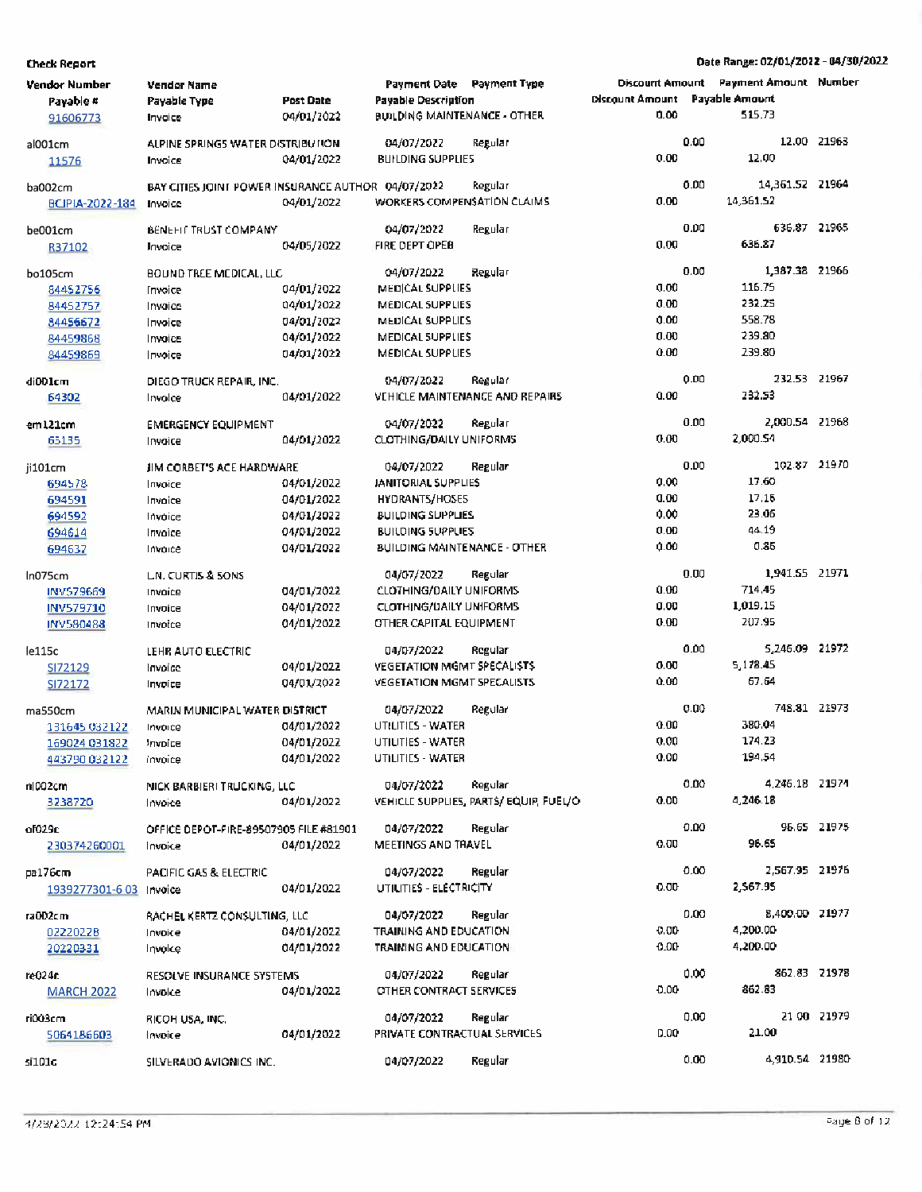**Check Report** — Date Range: 02/01/2022 - 04/30/2022

| Vendor Number / Payable # | Vendor Name / Payable Type | Post Date | Payment Date / Payable Description | Payment Type | Discount Amount | Payment Amount / Payable Amount | Number |
|---|---|---|---|---|---|---|---|
| 91606773 | Invoice | 04/01/2022 | BUILDING MAINTENANCE - OTHER | | 0.00 | 515.73 | |
| al001cm | ALPINE SPRINGS WATER DISTRIBUTION | | 04/07/2022 | Regular | 0.00 | 12.00 | 21963 |
| 11576 | Invoice | 04/01/2022 | BUILDING SUPPLIES | | 0.00 | 12.00 | |
| ba002cm | BAY CITIES JOINT POWER INSURANCE AUTHOR | | 04/07/2022 | Regular | 0.00 | 14,361.52 | 21964 |
| BCJPIA-2022-184 | Invoice | 04/01/2022 | WORKERS COMPENSATION CLAIMS | | 0.00 | 14,361.52 | |
| be001cm | BENEFIT TRUST COMPANY | | 04/07/2022 | Regular | 0.00 | 636.87 | 21965 |
| R37102 | Invoice | 04/05/2022 | FIRE DEPT OPEB | | 0.00 | 636.87 | |
| bo105cm | BOUND TREE MEDICAL, LLC | | 04/07/2022 | Regular | 0.00 | 1,387.38 | 21966 |
| 84452756 | Invoice | 04/01/2022 | MEDICAL SUPPLIES | | 0.00 | 116.75 | |
| 84452757 | Invoice | 04/01/2022 | MEDICAL SUPPLIES | | 0.00 | 232.25 | |
| 84456672 | Invoice | 04/01/2022 | MEDICAL SUPPLIES | | 0.00 | 558.78 | |
| 84459868 | Invoice | 04/01/2022 | MEDICAL SUPPLIES | | 0.00 | 239.80 | |
| 84459869 | Invoice | 04/01/2022 | MEDICAL SUPPLIES | | 0.00 | 239.80 | |
| di001cm | DIEGO TRUCK REPAIR, INC. | | 04/07/2022 | Regular | 0.00 | 232.53 | 21967 |
| 64302 | Invoice | 04/01/2022 | VEHICLE MAINTENANCE AND REPAIRS | | 0.00 | 232.53 | |
| em121cm | EMERGENCY EQUIPMENT | | 04/07/2022 | Regular | 0.00 | 2,000.54 | 21968 |
| 65135 | Invoice | 04/01/2022 | CLOTHING/DAILY UNIFORMS | | 0.00 | 2,000.54 | |
| ji101cm | JIM CORBET'S ACE HARDWARE | | 04/07/2022 | Regular | 0.00 | 102.87 | 21970 |
| 694578 | Invoice | 04/01/2022 | JANITORIAL SUPPLIES | | 0.00 | 17.60 | |
| 694591 | Invoice | 04/01/2022 | HYDRANTS/HOSES | | 0.00 | 17.16 | |
| 694592 | Invoice | 04/01/2022 | BUILDING SUPPLIES | | 0.00 | 23.06 | |
| 694614 | Invoice | 04/01/2022 | BUILDING SUPPLIES | | 0.00 | 44.19 | |
| 694637 | Invoice | 04/01/2022 | BUILDING MAINTENANCE - OTHER | | 0.00 | 0.86 | |
| ln075cm | L.N. CURTIS & SONS | | 04/07/2022 | Regular | 0.00 | 1,941.55 | 21971 |
| INV579669 | Invoice | 04/01/2022 | CLOTHING/DAILY UNIFORMS | | 0.00 | 714.45 | |
| INV579710 | Invoice | 04/01/2022 | CLOTHING/DAILY UNIFORMS | | 0.00 | 1,019.15 | |
| INV580488 | Invoice | 04/01/2022 | OTHER CAPITAL EQUIPMENT | | 0.00 | 207.95 | |
| le115c | LEHR AUTO ELECTRIC | | 04/07/2022 | Regular | 0.00 | 5,246.09 | 21972 |
| SI72129 | Invoice | 04/01/2022 | VEGETATION MGMT SPECALISTS | | 0.00 | 5,178.45 | |
| SI72172 | Invoice | 04/01/2022 | VEGETATION MGMT SPECALISTS | | 0.00 | 67.64 | |
| ma550cm | MARIN MUNICIPAL WATER DISTRICT | | 04/07/2022 | Regular | 0.00 | 748.81 | 21973 |
| 131645 032122 | Invoice | 04/01/2022 | UTILITIES - WATER | | 0.00 | 380.04 | |
| 169024 031822 | Invoice | 04/01/2022 | UTILITIES - WATER | | 0.00 | 174.23 | |
| 443790 032122 | Invoice | 04/01/2022 | UTILITIES - WATER | | 0.00 | 194.54 | |
| ni002cm | NICK BARBIERI TRUCKING, LLC | | 04/07/2022 | Regular | 0.00 | 4,246.18 | 21974 |
| 3238720 | Invoice | 04/01/2022 | VEHICLE SUPPLIES, PARTS/ EQUIP, FUEL/O | | 0.00 | 4,246.18 | |
| of029c | OFFICE DEPOT-FIRE-89507905 FILE #81901 | | 04/07/2022 | Regular | 0.00 | 96.65 | 21975 |
| 230374260001 | Invoice | 04/01/2022 | MEETINGS AND TRAVEL | | 0.00 | 96.65 | |
| pa176cm | PACIFIC GAS & ELECTRIC | | 04/07/2022 | Regular | 0.00 | 2,567.95 | 21976 |
| 1939277301-6 03 | Invoice | 04/01/2022 | UTILITIES - ELECTRICITY | | 0.00 | 2,567.95 | |
| ra002cm | RACHEL KERTZ CONSULTING, LLC | | 04/07/2022 | Regular | 0.00 | 8,400.00 | 21977 |
| 02220228 | Invoice | 04/01/2022 | TRAINING AND EDUCATION | | 0.00 | 4,200.00 | |
| 20220331 | Invoice | 04/01/2022 | TRAINING AND EDUCATION | | 0.00 | 4,200.00 | |
| re024c | RESOLVE INSURANCE SYSTEMS | | 04/07/2022 | Regular | 0.00 | 862.83 | 21978 |
| MARCH 2022 | Invoice | 04/01/2022 | OTHER CONTRACT SERVICES | | 0.00 | 862.83 | |
| ri003cm | RICOH USA, INC. | | 04/07/2022 | Regular | 0.00 | 21.00 | 21979 |
| 5064186603 | Invoice | 04/01/2022 | PRIVATE CONTRACTUAL SERVICES | | 0.00 | 21.00 | |
| si101c | SILVERADO AVIONICS INC. | | 04/07/2022 | Regular | 0.00 | 4,910.54 | 21980 |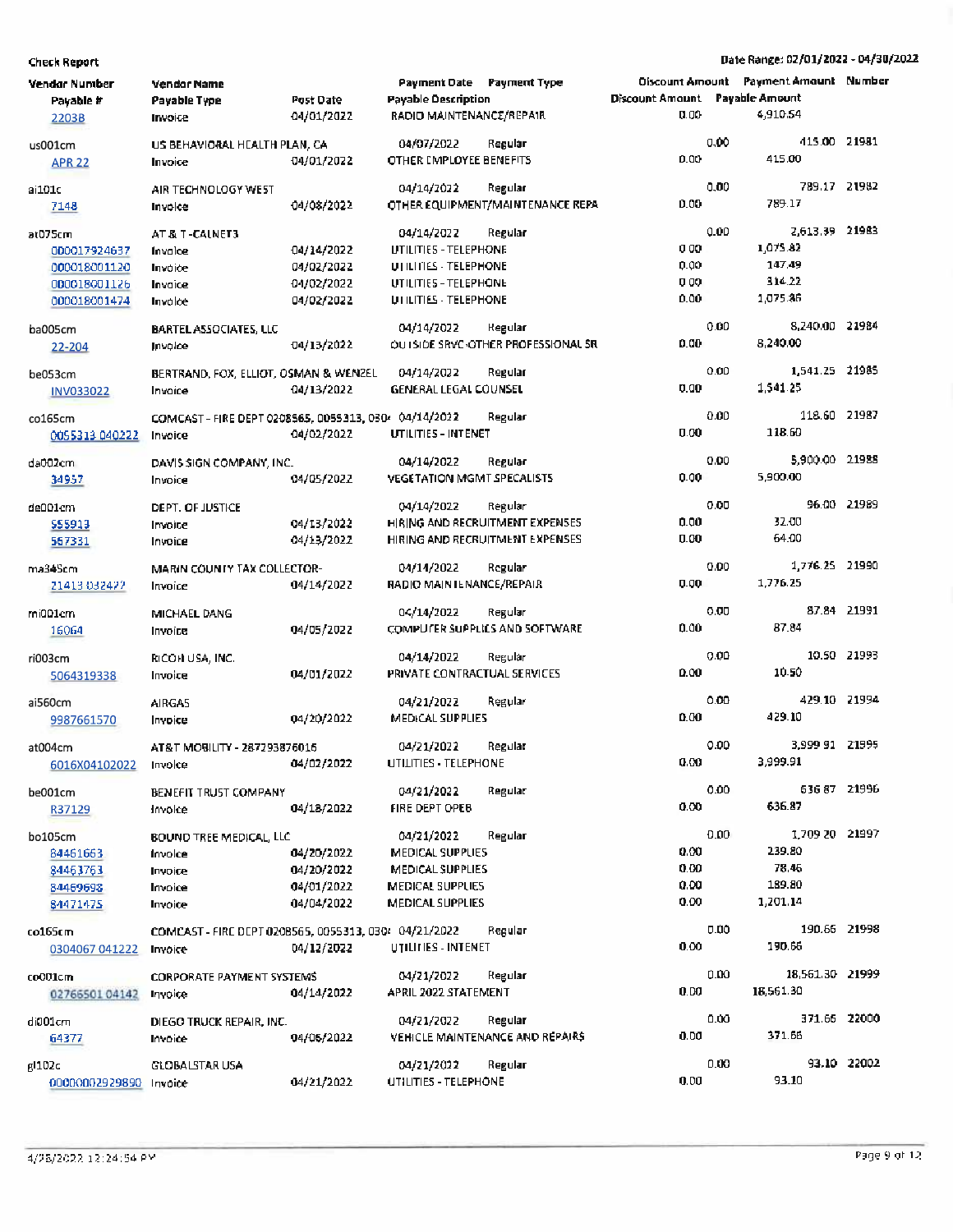Check Report

Date Range: 02/01/2022 - 04/30/2022

| Vendor Number / Payable # | Vendor Name / Payable Type | Post Date | Payment Date / Payable Description | Payment Type | Discount Amount / Discount Amount | Payment Amount / Payable Amount | Number |
|---|---|---|---|---|---|---|---|
| 22038 | Invoice | 04/01/2022 | RADIO MAINTENANCE/REPAIR | | 0.00 | 4,910.54 | |
| us001cm | US BEHAVIORAL HEALTH PLAN, CA | | 04/07/2022 | Regular | 0.00 | 415.00 | 21981 |
| APR 22 | Invoice | 04/01/2022 | OTHER EMPLOYEE BENEFITS | | 0.00 | 415.00 | |
| ai101c | AIR TECHNOLOGY WEST | | 04/14/2022 | Regular | 0.00 | 789.17 | 21982 |
| 7148 | Invoice | 04/08/2022 | OTHER EQUIPMENT/MAINTENANCE REPA | | 0.00 | 789.17 | |
| at075cm | AT & T -CALNET3 | | 04/14/2022 | Regular | 0.00 | 2,613.39 | 21983 |
| 000017924637 | Invoice | 04/14/2022 | UTILITIES - TELEPHONE | | 0.00 | 1,075.82 | |
| 000018001120 | Invoice | 04/02/2022 | UTILITIES - TELEPHONE | | 0.00 | 147.49 | |
| 000018001126 | Invoice | 04/02/2022 | UTILITIES - TELEPHONE | | 0.00 | 314.22 | |
| 000018001474 | Invoice | 04/02/2022 | UTILITIES - TELEPHONE | | 0.00 | 1,075.86 | |
| ba005cm | BARTEL ASSOCIATES, LLC | | 04/14/2022 | Regular | 0.00 | 8,240.00 | 21984 |
| 22-204 | Invoice | 04/13/2022 | OUTSIDE SRVC-OTHER PROFESSIONAL SR | | 0.00 | 8,240.00 | |
| be053cm | BERTRAND, FOX, ELLIOT, OSMAN & WENZEL | | 04/14/2022 | Regular | 0.00 | 1,541.25 | 21985 |
| INV033022 | Invoice | 04/13/2022 | GENERAL LEGAL COUNSEL | | 0.00 | 1,541.25 | |
| co165cm | COMCAST - FIRE DEPT 0208565, 0055313, 030 | | 04/14/2022 | Regular | 0.00 | 118.60 | 21987 |
| 0055313 040222 | Invoice | 04/02/2022 | UTILITIES - INTENET | | 0.00 | 118.60 | |
| da002cm | DAVIS SIGN COMPANY, INC. | | 04/14/2022 | Regular | 0.00 | 5,900.00 | 21988 |
| 34957 | Invoice | 04/05/2022 | VEGETATION MGMT SPECALISTS | | 0.00 | 5,900.00 | |
| de001cm | DEPT. OF JUSTICE | | 04/14/2022 | Regular | 0.00 | 96.00 | 21989 |
| 555913 | Invoice | 04/13/2022 | HIRING AND RECRUITMENT EXPENSES | | 0.00 | 32.00 | |
| 567331 | Invoice | 04/13/2022 | HIRING AND RECRUITMENT EXPENSES | | 0.00 | 64.00 | |
| ma345cm | MARIN COUNTY TAX COLLECTOR- | | 04/14/2022 | Regular | 0.00 | 1,776.25 | 21990 |
| 21413 032422 | Invoice | 04/14/2022 | RADIO MAINTENANCE/REPAIR | | 0.00 | 1,776.25 | |
| mi001cm | MICHAEL DANG | | 04/14/2022 | Regular | 0.00 | 87.84 | 21991 |
| 16064 | Invoice | 04/05/2022 | COMPUTER SUPPLIES AND SOFTWARE | | 0.00 | 87.84 | |
| ri003cm | RICOH USA, INC. | | 04/14/2022 | Regular | 0.00 | 10.50 | 21993 |
| 5064319338 | Invoice | 04/01/2022 | PRIVATE CONTRACTUAL SERVICES | | 0.00 | 10.50 | |
| ai560cm | AIRGAS | | 04/21/2022 | Regular | 0.00 | 429.10 | 21994 |
| 9987661570 | Invoice | 04/20/2022 | MEDICAL SUPPLIES | | 0.00 | 429.10 | |
| at004cm | AT&T MOBILITY - 287293876015 | | 04/21/2022 | Regular | 0.00 | 3,999.91 | 21995 |
| 6016X04102022 | Invoice | 04/02/2022 | UTILITIES - TELEPHONE | | 0.00 | 3,999.91 | |
| be001cm | BENEFIT TRUST COMPANY | | 04/21/2022 | Regular | 0.00 | 636.87 | 21996 |
| R37129 | Invoice | 04/18/2022 | FIRE DEPT OPEB | | 0.00 | 636.87 | |
| bo105cm | BOUND TREE MEDICAL, LLC | | 04/21/2022 | Regular | 0.00 | 1,709.20 | 21997 |
| 84461663 | Invoice | 04/20/2022 | MEDICAL SUPPLIES | | 0.00 | 239.80 | |
| 84463763 | Invoice | 04/20/2022 | MEDICAL SUPPLIES | | 0.00 | 78.46 | |
| 84469698 | Invoice | 04/01/2022 | MEDICAL SUPPLIES | | 0.00 | 189.80 | |
| 84471475 | Invoice | 04/04/2022 | MEDICAL SUPPLIES | | 0.00 | 1,201.14 | |
| co165cm | COMCAST - FIRE DEPT 0208565, 0055313, 030 | | 04/21/2022 | Regular | 0.00 | 190.66 | 21998 |
| 0304067 041222 | Invoice | 04/12/2022 | UTILITIES - INTENET | | 0.00 | 190.66 | |
| co001cm | CORPORATE PAYMENT SYSTEMS | | 04/21/2022 | Regular | 0.00 | 18,561.30 | 21999 |
| 02766501 04142 | Invoice | 04/14/2022 | APRIL 2022 STATEMENT | | 0.00 | 18,561.30 | |
| di001cm | DIEGO TRUCK REPAIR, INC. | | 04/21/2022 | Regular | 0.00 | 371.66 | 22000 |
| 64377 | Invoice | 04/06/2022 | VEHICLE MAINTENANCE AND REPAIRS | | 0.00 | 371.66 | |
| gl102c | GLOBALSTAR USA | | 04/21/2022 | Regular | 0.00 | 93.10 | 22002 |
| 00000002929890 | Invoice | 04/21/2022 | UTILITIES - TELEPHONE | | 0.00 | 93.10 | |

4/28/2022 12:24:54 PM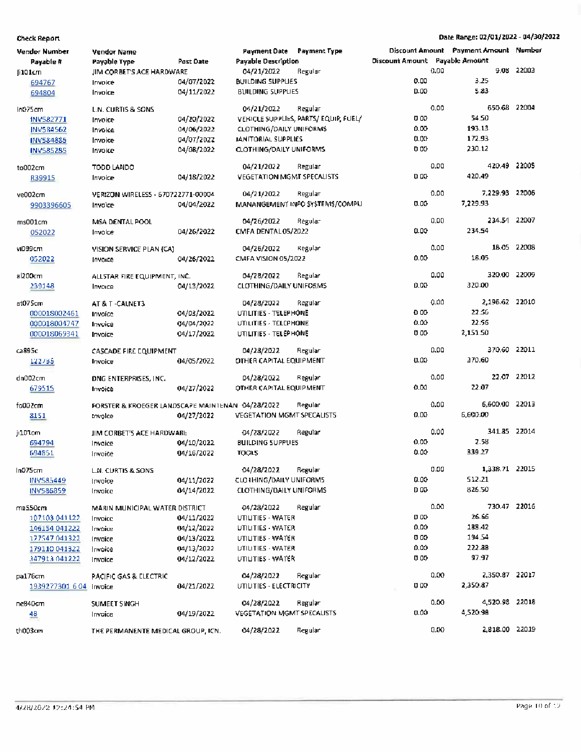**Check Report**

Date Range: 02/01/2022 - 04/30/2022

| Vendor Number / Payable # | Vendor Name / Payable Type | Post Date | Payment Date / Payable Description | Payment Type | Discount Amount | Payment Amount / Payable Amount | Number |
|---|---|---|---|---|---|---|---|
| ji101cm | JIM CORBET'S ACE HARDWARE | | 04/21/2022 | Regular | 0.00 | 9.08 | 22003 |
| 694767 | Invoice | 04/07/2022 | BUILDING SUPPLIES | | 0.00 | 3.25 | |
| 694804 | Invoice | 04/11/2022 | BUILDING SUPPLIES | | 0.00 | 5.83 | |
| ln075cm | L.N. CURTIS & SONS | | 04/21/2022 | Regular | 0.00 | 650.68 | 22004 |
| INV582771 | Invoice | 04/20/2022 | VEHICLE SUPPLIES, PARTS/ EQUIP, FUEL/ | | 0.00 | 54.50 | |
| INV584562 | Invoice | 04/06/2022 | CLOTHING/DAILY UNIFORMS | | 0.00 | 193.13 | |
| INV584885 | Invoice | 04/07/2022 | JANITORIAL SUPPLIES | | 0.00 | 172.93 | |
| INV585285 | Invoice | 04/08/2022 | CLOTHING/DAILY UNIFORMS | | 0.00 | 230.12 | |
| to002cm | TODD LANDO | | 04/21/2022 | Regular | 0.00 | 420.49 | 22005 |
| R39915 | Invoice | 04/18/2022 | VEGETATION MGMT SPECALISTS | | 0.00 | 420.49 | |
| ve002cm | VERIZON WIRELESS - 670722771-00004 | | 04/21/2022 | Regular | 0.00 | 7,229.93 | 22006 |
| 9903396605 | Invoice | 04/04/2022 | MANANGEMENT INFO SYSTEMS/COMPU | | 0.00 | 7,229.93 | |
| ms001cm | MSA DENTAL POOL | | 04/26/2022 | Regular | 0.00 | 234.54 | 22007 |
| 052022 | Invoice | 04/26/2022 | CMFA DENTAL 05/2022 | | 0.00 | 234.54 | |
| vi099cm | VISION SERVICE PLAN (CA) | | 04/26/2022 | Regular | 0.00 | 18.05 | 22008 |
| 052022 | Invoice | 04/26/2022 | CMFA VISION 05/2022 | | 0.00 | 18.05 | |
| al200cm | ALLSTAR FIRE EQUIPMENT, INC. | | 04/28/2022 | Regular | 0.00 | 320.00 | 22009 |
| 239148 | Invoice | 04/13/2022 | CLOTHING/DAILY UNIFORMS | | 0.00 | 320.00 | |
| at075cm | AT & T -CALNET3 | | 04/28/2022 | Regular | 0.00 | 2,196.62 | 22010 |
| 000018002461 | Invoice | 04/03/2022 | UTILITIES - TELEPHONE | | 0.00 | 22.56 | |
| 000018004747 | Invoice | 04/04/2022 | UTILITIES - TELEPHONE | | 0.00 | 22.56 | |
| 000018069341 | Invoice | 04/17/2022 | UTILITIES - TELEPHONE | | 0.00 | 2,151.50 | |
| ca895c | CASCADE FIRE EQUIPMENT | | 04/28/2022 | Regular | 0.00 | 370.60 | 22011 |
| 122735 | Invoice | 04/05/2022 | OTHER CAPITAL EQUIPMENT | | 0.00 | 370.60 | |
| dn002cm | DNG ENTERPRISES, INC. | | 04/28/2022 | Regular | 0.00 | 22.07 | 22012 |
| 679515 | Invoice | 04/27/2022 | OTHER CAPITAL EQUIPMENT | | 0.00 | 22.07 | |
| fo002cm | FORSTER & KROEGER LANDSCAPE MAINTENAN | | 04/28/2022 | Regular | 0.00 | 6,600.00 | 22013 |
| 8151 | Invoice | 04/27/2022 | VEGETATION MGMT SPECALISTS | | 0.00 | 6,600.00 | |
| ji101cm | JIM CORBET'S ACE HARDWARE | | 04/28/2022 | Regular | 0.00 | 341.85 | 22014 |
| 694794 | Invoice | 04/10/2022 | BUILDING SUPPLIES | | 0.00 | 2.58 | |
| 694851 | Invoice | 04/16/2022 | TOOLS | | 0.00 | 339.27 | |
| ln075cm | L.N. CURTIS & SONS | | 04/28/2022 | Regular | 0.00 | 1,338.71 | 22015 |
| INV585449 | Invoice | 04/11/2022 | CLOTHING/DAILY UNIFORMS | | 0.00 | 512.21 | |
| INV586859 | Invoice | 04/14/2022 | CLOTHING/DAILY UNIFORMS | | 0.00 | 826.50 | |
| ma550cm | MARIN MUNICIPAL WATER DISTRICT | | 04/28/2022 | Regular | 0.00 | 730.47 | 22016 |
| 107103 041122 | Invoice | 04/11/2022 | UTILITIES - WATER | | 0.00 | 26.66 | |
| 146154 041222 | Invoice | 04/12/2022 | UTILITIES - WATER | | 0.00 | 188.42 | |
| 177547 041322 | Invoice | 04/13/2022 | UTILITIES - WATER | | 0.00 | 194.54 | |
| 179110 041322 | Invoice | 04/13/2022 | UTILITIES - WATER | | 0.00 | 222.88 | |
| 347913 041222 | Invoice | 04/12/2022 | UTILITIES - WATER | | 0.00 | 97.97 | |
| pa176cm | PACIFIC GAS & ELECTRIC | | 04/28/2022 | Regular | 0.00 | 2,350.87 | 22017 |
| 1939277301 6 04 | Invoice | 04/21/2022 | UTILITIES - ELECTRICITY | | 0.00 | 2,350.87 | |
| ne840cm | SUMEET SINGH | | 04/28/2022 | Regular | 0.00 | 4,520.98 | 22018 |
| 48 | Invoice | 04/19/2022 | VEGETATION MGMT SPECALISTS | | 0.00 | 4,520.98 | |
| th003cm | THE PERMANENTE MEDICAL GROUP, ICN. | | 04/28/2022 | Regular | 0.00 | 2,818.00 | 22019 |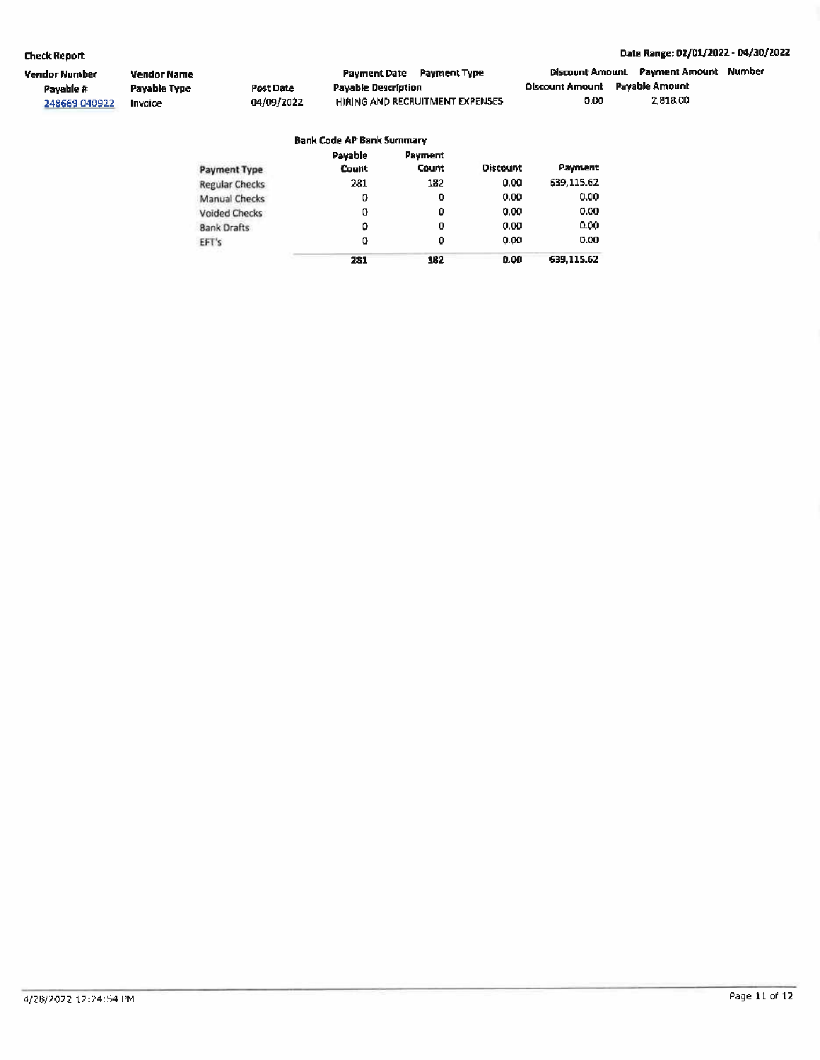**Check Report** | **Date Range: 02/01/2022 - 04/30/2022**

| Vendor Number | Vendor Name | | Payment Date | Payment Type | Discount Amount | Payment Amount | Number |
|---|---|---|---|---|---|---|---|
| Payable # | Payable Type | Post Date | Payable Description | | Discount Amount | Payable Amount | |
| 248669 040922 | Invoice | 04/09/2022 | HIRING AND RECRUITMENT EXPENSES | | 0.00 | 2,818.00 | |

**Bank Code AP Bank Summary**

| Payment Type | Payable Count | Payment Count | Discount | Payment |
|---|---|---|---|---|
| Regular Checks | 281 | 182 | 0.00 | 639,115.62 |
| Manual Checks | 0 | 0 | 0.00 | 0.00 |
| Voided Checks | 0 | 0 | 0.00 | 0.00 |
| Bank Drafts | 0 | 0 | 0.00 | 0.00 |
| EFT's | 0 | 0 | 0.00 | 0.00 |
| | **281** | **182** | **0.00** | **639,115.62** |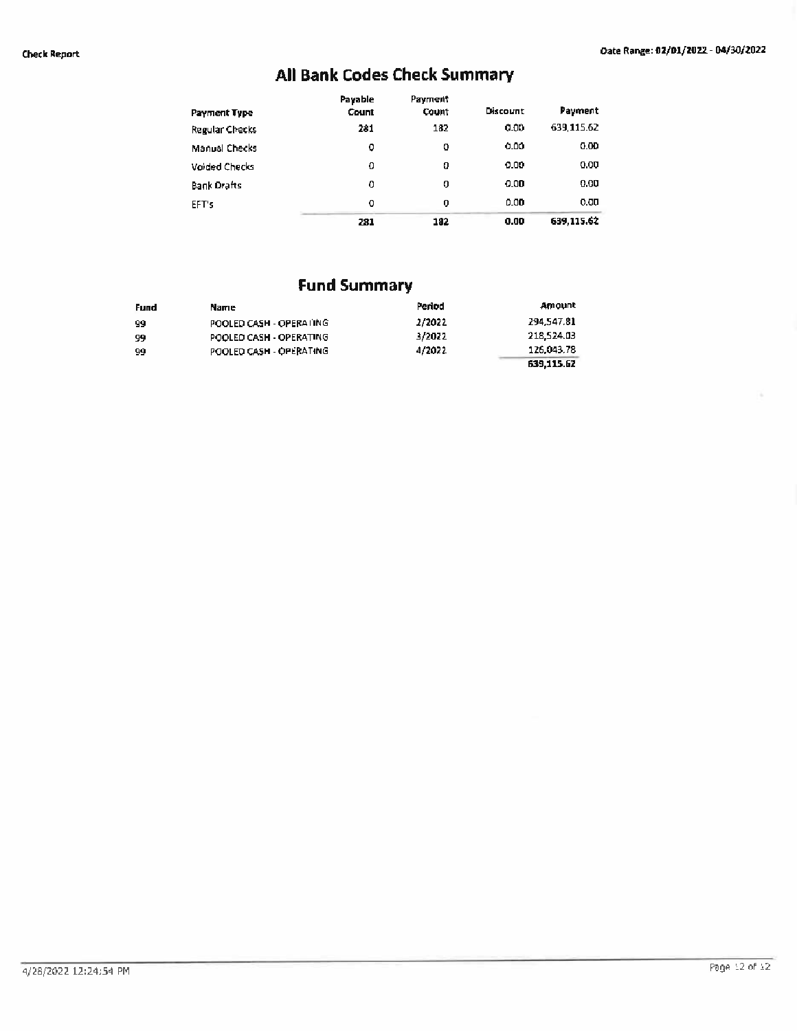## All Bank Codes Check Summary

| Payment Type | Payable Count | Payment Count | Discount | Payment |
|---|---|---|---|---|
| Regular Checks | 281 | 182 | 0.00 | 639,115.62 |
| Manual Checks | 0 | 0 | 0.00 | 0.00 |
| Voided Checks | 0 | 0 | 0.00 | 0.00 |
| Bank Drafts | 0 | 0 | 0.00 | 0.00 |
| EFT's | 0 | 0 | 0.00 | 0.00 |
| | **281** | **182** | **0.00** | **639,115.62** |

## Fund Summary

| Fund | Name | Period | Amount |
|---|---|---|---|
| 99 | POOLED CASH - OPERATING | 2/2022 | 294,547.81 |
| 99 | POOLED CASH - OPERATING | 3/2022 | 218,524.03 |
| 99 | POOLED CASH - OPERATING | 4/2022 | 126,043.78 |
| | | | **639,115.62** |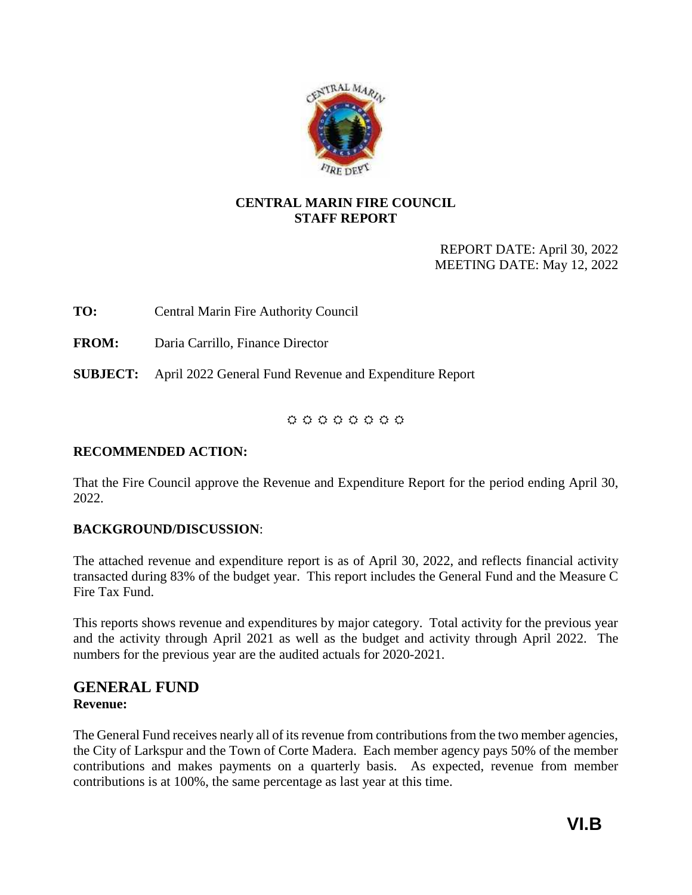**CENTRAL MARIN FIRE COUNCIL**
**STAFF REPORT**

REPORT DATE: April 30, 2022
MEETING DATE: May 12, 2022

**TO:** Central Marin Fire Authority Council

**FROM:** Daria Carrillo, Finance Director

**SUBJECT:** April 2022 General Fund Revenue and Expenditure Report

☼ ☼ ☼ ☼ ☼ ☼ ☼ ☼

**RECOMMENDED ACTION:**

That the Fire Council approve the Revenue and Expenditure Report for the period ending April 30, 2022.

**BACKGROUND/DISCUSSION**:

The attached revenue and expenditure report is as of April 30, 2022, and reflects financial activity transacted during 83% of the budget year. This report includes the General Fund and the Measure C Fire Tax Fund.

This reports shows revenue and expenditures by major category. Total activity for the previous year and the activity through April 2021 as well as the budget and activity through April 2022. The numbers for the previous year are the audited actuals for 2020-2021.

## GENERAL FUND

**Revenue:**

The General Fund receives nearly all of its revenue from contributions from the two member agencies, the City of Larkspur and the Town of Corte Madera. Each member agency pays 50% of the member contributions and makes payments on a quarterly basis. As expected, revenue from member contributions is at 100%, the same percentage as last year at this time.

**VI.B**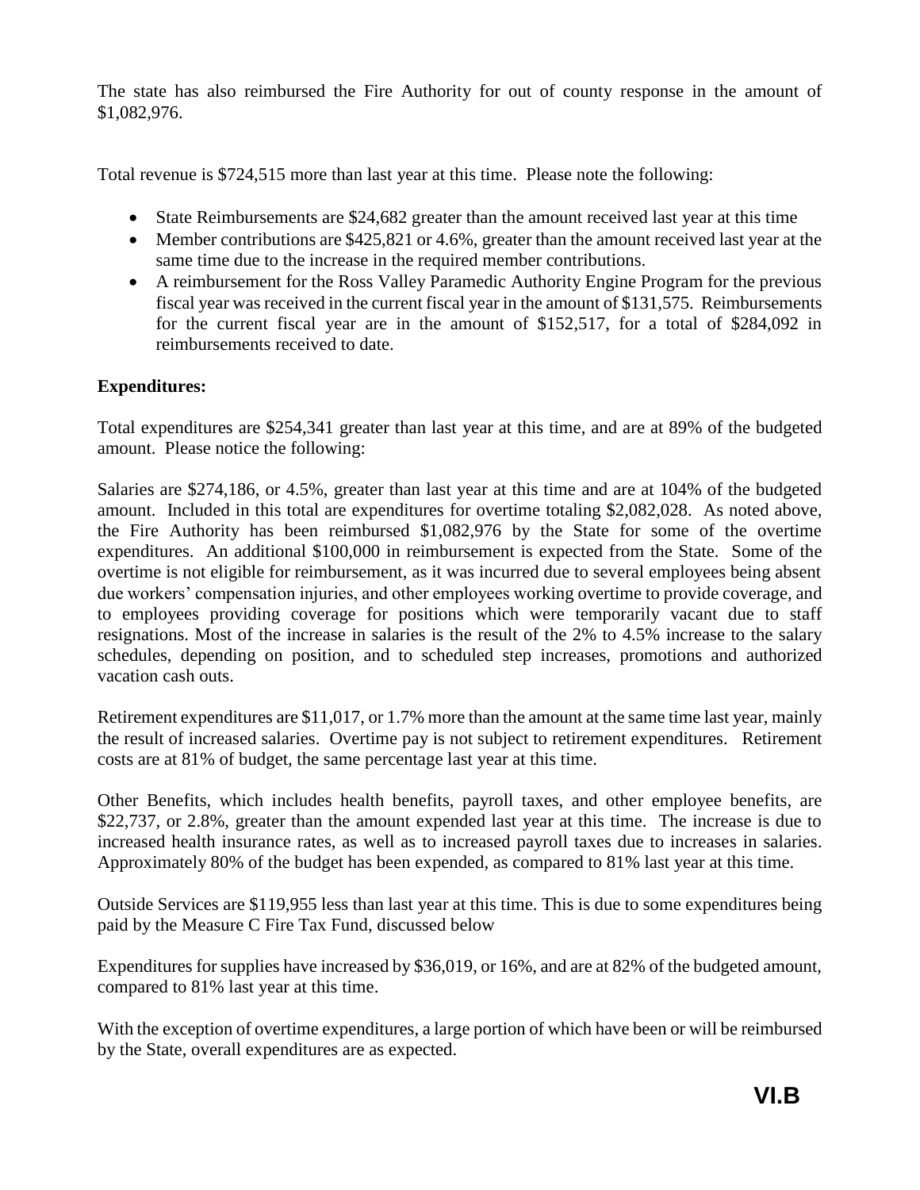The state has also reimbursed the Fire Authority for out of county response in the amount of $1,082,976.

Total revenue is $724,515 more than last year at this time. Please note the following:

- State Reimbursements are $24,682 greater than the amount received last year at this time
- Member contributions are $425,821 or 4.6%, greater than the amount received last year at the same time due to the increase in the required member contributions.
- A reimbursement for the Ross Valley Paramedic Authority Engine Program for the previous fiscal year was received in the current fiscal year in the amount of $131,575. Reimbursements for the current fiscal year are in the amount of $152,517, for a total of $284,092 in reimbursements received to date.

**Expenditures:**

Total expenditures are $254,341 greater than last year at this time, and are at 89% of the budgeted amount. Please notice the following:

Salaries are $274,186, or 4.5%, greater than last year at this time and are at 104% of the budgeted amount. Included in this total are expenditures for overtime totaling $2,082,028. As noted above, the Fire Authority has been reimbursed $1,082,976 by the State for some of the overtime expenditures. An additional $100,000 in reimbursement is expected from the State. Some of the overtime is not eligible for reimbursement, as it was incurred due to several employees being absent due workers' compensation injuries, and other employees working overtime to provide coverage, and to employees providing coverage for positions which were temporarily vacant due to staff resignations. Most of the increase in salaries is the result of the 2% to 4.5% increase to the salary schedules, depending on position, and to scheduled step increases, promotions and authorized vacation cash outs.

Retirement expenditures are $11,017, or 1.7% more than the amount at the same time last year, mainly the result of increased salaries. Overtime pay is not subject to retirement expenditures. Retirement costs are at 81% of budget, the same percentage last year at this time.

Other Benefits, which includes health benefits, payroll taxes, and other employee benefits, are $22,737, or 2.8%, greater than the amount expended last year at this time. The increase is due to increased health insurance rates, as well as to increased payroll taxes due to increases in salaries. Approximately 80% of the budget has been expended, as compared to 81% last year at this time.

Outside Services are $119,955 less than last year at this time. This is due to some expenditures being paid by the Measure C Fire Tax Fund, discussed below

Expenditures for supplies have increased by $36,019, or 16%, and are at 82% of the budgeted amount, compared to 81% last year at this time.

With the exception of overtime expenditures, a large portion of which have been or will be reimbursed by the State, overall expenditures are as expected.

**VI.B**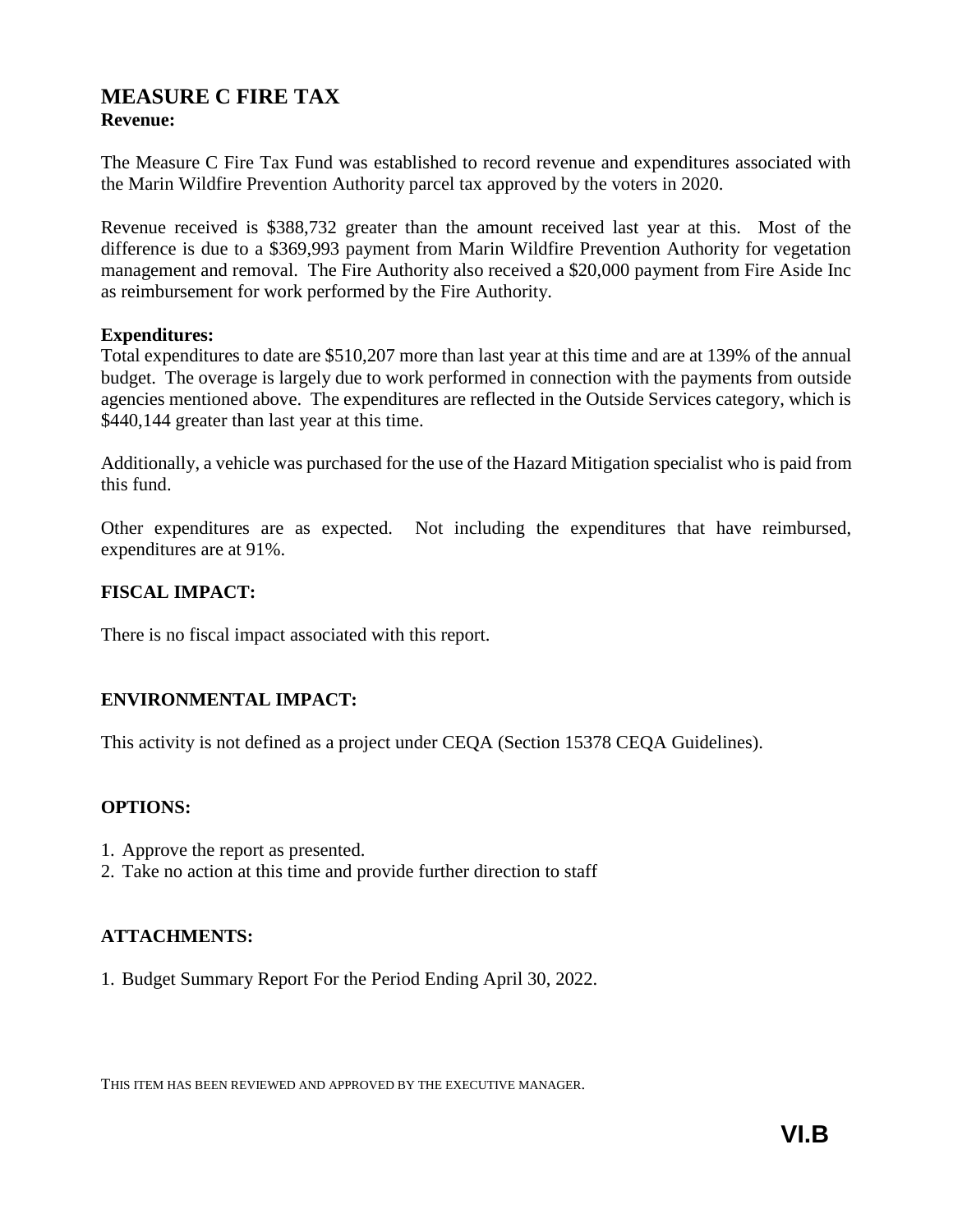## MEASURE C FIRE TAX

**Revenue:**

The Measure C Fire Tax Fund was established to record revenue and expenditures associated with the Marin Wildfire Prevention Authority parcel tax approved by the voters in 2020.

Revenue received is $388,732 greater than the amount received last year at this. Most of the difference is due to a $369,993 payment from Marin Wildfire Prevention Authority for vegetation management and removal. The Fire Authority also received a $20,000 payment from Fire Aside Inc as reimbursement for work performed by the Fire Authority.

**Expenditures:**

Total expenditures to date are $510,207 more than last year at this time and are at 139% of the annual budget. The overage is largely due to work performed in connection with the payments from outside agencies mentioned above. The expenditures are reflected in the Outside Services category, which is $440,144 greater than last year at this time.

Additionally, a vehicle was purchased for the use of the Hazard Mitigation specialist who is paid from this fund.

Other expenditures are as expected. Not including the expenditures that have reimbursed, expenditures are at 91%.

### FISCAL IMPACT:

There is no fiscal impact associated with this report.

### ENVIRONMENTAL IMPACT:

This activity is not defined as a project under CEQA (Section 15378 CEQA Guidelines).

### OPTIONS:

1. Approve the report as presented.
2. Take no action at this time and provide further direction to staff

### ATTACHMENTS:

1. Budget Summary Report For the Period Ending April 30, 2022.

THIS ITEM HAS BEEN REVIEWED AND APPROVED BY THE EXECUTIVE MANAGER.

**VI.B**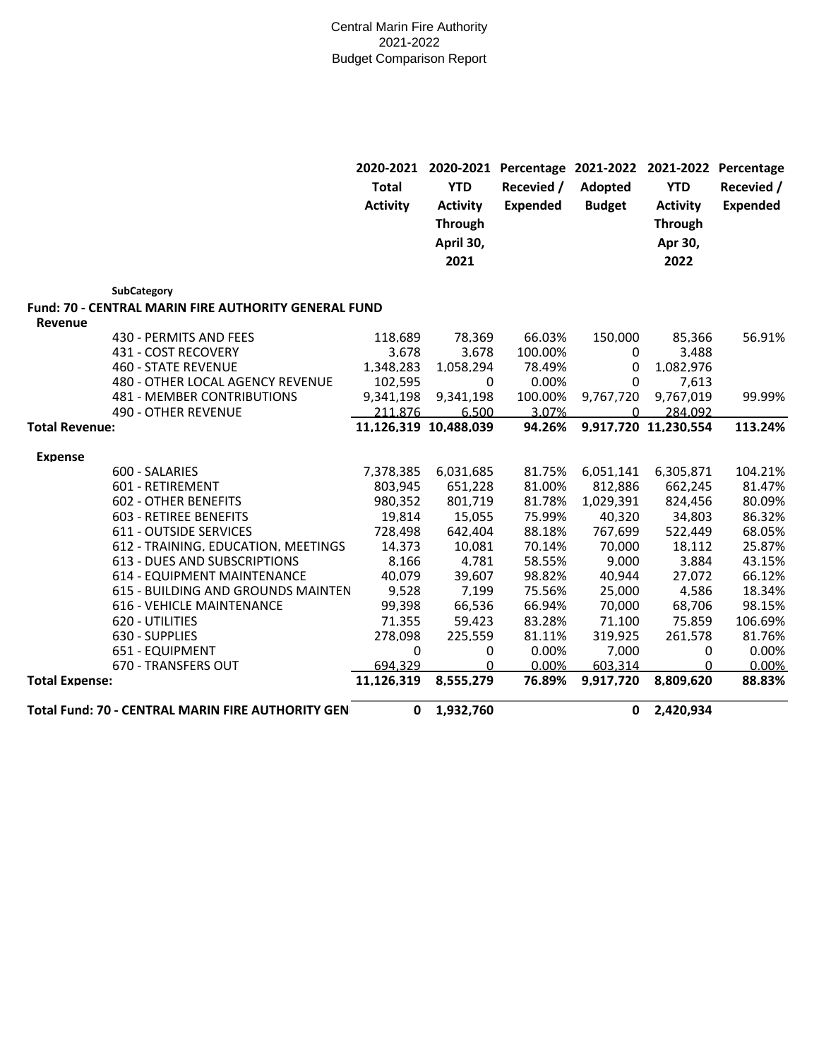Central Marin Fire Authority
2021-2022
Budget Comparison Report

| SubCategory | 2020-2021 Total Activity | 2020-2021 YTD Activity Through April 30, 2021 | Percentage Recevied / Expended | 2021-2022 Adopted Budget | 2021-2022 YTD Activity Through Apr 30, 2022 | Percentage Recevied / Expended |
|---|---|---|---|---|---|---|
| **Fund: 70 - CENTRAL MARIN FIRE AUTHORITY GENERAL FUND** | | | | | | |
| **Revenue** | | | | | | |
| 430 - PERMITS AND FEES | 118,689 | 78,369 | 66.03% | 150,000 | 85,366 | 56.91% |
| 431 - COST RECOVERY | 3,678 | 3,678 | 100.00% | 0 | 3,488 | |
| 460 - STATE REVENUE | 1,348,283 | 1,058,294 | 78.49% | 0 | 1,082,976 | |
| 480 - OTHER LOCAL AGENCY REVENUE | 102,595 | 0 | 0.00% | 0 | 7,613 | |
| 481 - MEMBER CONTRIBUTIONS | 9,341,198 | 9,341,198 | 100.00% | 9,767,720 | 9,767,019 | 99.99% |
| 490 - OTHER REVENUE | 211,876 | 6,500 | 3.07% | 0 | 284,092 | |
| **Total Revenue:** | **11,126,319** | **10,488,039** | **94.26%** | **9,917,720** | **11,230,554** | **113.24%** |
| **Expense** | | | | | | |
| 600 - SALARIES | 7,378,385 | 6,031,685 | 81.75% | 6,051,141 | 6,305,871 | 104.21% |
| 601 - RETIREMENT | 803,945 | 651,228 | 81.00% | 812,886 | 662,245 | 81.47% |
| 602 - OTHER BENEFITS | 980,352 | 801,719 | 81.78% | 1,029,391 | 824,456 | 80.09% |
| 603 - RETIREE BENEFITS | 19,814 | 15,055 | 75.99% | 40,320 | 34,803 | 86.32% |
| 611 - OUTSIDE SERVICES | 728,498 | 642,404 | 88.18% | 767,699 | 522,449 | 68.05% |
| 612 - TRAINING, EDUCATION, MEETINGS | 14,373 | 10,081 | 70.14% | 70,000 | 18,112 | 25.87% |
| 613 - DUES AND SUBSCRIPTIONS | 8,166 | 4,781 | 58.55% | 9,000 | 3,884 | 43.15% |
| 614 - EQUIPMENT MAINTENANCE | 40,079 | 39,607 | 98.82% | 40,944 | 27,072 | 66.12% |
| 615 - BUILDING AND GROUNDS MAINTEN | 9,528 | 7,199 | 75.56% | 25,000 | 4,586 | 18.34% |
| 616 - VEHICLE MAINTENANCE | 99,398 | 66,536 | 66.94% | 70,000 | 68,706 | 98.15% |
| 620 - UTILITIES | 71,355 | 59,423 | 83.28% | 71,100 | 75,859 | 106.69% |
| 630 - SUPPLIES | 278,098 | 225,559 | 81.11% | 319,925 | 261,578 | 81.76% |
| 651 - EQUIPMENT | 0 | 0 | 0.00% | 7,000 | 0 | 0.00% |
| 670 - TRANSFERS OUT | 694,329 | 0 | 0.00% | 603,314 | 0 | 0.00% |
| **Total Expense:** | **11,126,319** | **8,555,279** | **76.89%** | **9,917,720** | **8,809,620** | **88.83%** |
| **Total Fund: 70 - CENTRAL MARIN FIRE AUTHORITY GEN** | **0** | **1,932,760** | | **0** | **2,420,934** | |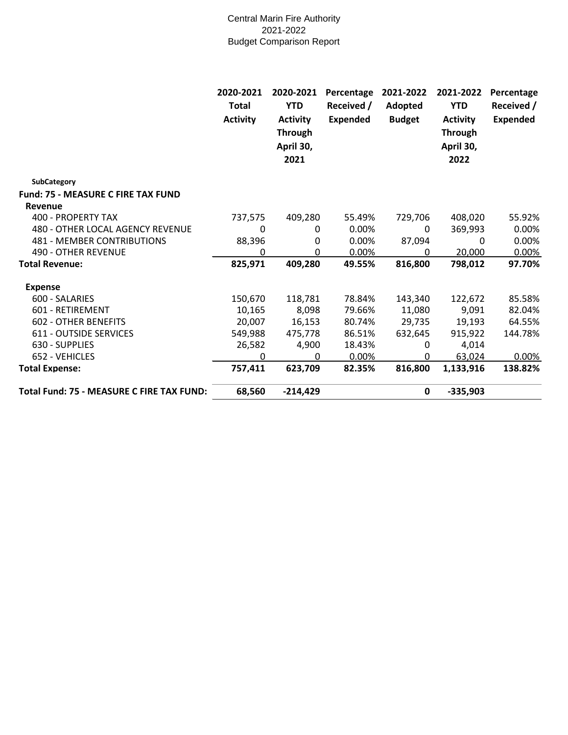Central Marin Fire Authority
2021-2022
Budget Comparison Report

| SubCategory | 2020-2021 Total Activity | 2020-2021 YTD Activity Through April 30, 2021 | Percentage Received / Expended | 2021-2022 Adopted Budget | 2021-2022 YTD Activity Through April 30, 2022 | Percentage Received / Expended |
|---|---|---|---|---|---|---|
| **Fund: 75 - MEASURE C FIRE TAX FUND** | | | | | | |
| **Revenue** | | | | | | |
| 400 - PROPERTY TAX | 737,575 | 409,280 | 55.49% | 729,706 | 408,020 | 55.92% |
| 480 - OTHER LOCAL AGENCY REVENUE | 0 | 0 | 0.00% | 0 | 369,993 | 0.00% |
| 481 - MEMBER CONTRIBUTIONS | 88,396 | 0 | 0.00% | 87,094 | 0 | 0.00% |
| 490 - OTHER REVENUE | 0 | 0 | 0.00% | 0 | 20,000 | 0.00% |
| **Total Revenue:** | **825,971** | **409,280** | **49.55%** | **816,800** | **798,012** | **97.70%** |
| **Expense** | | | | | | |
| 600 - SALARIES | 150,670 | 118,781 | 78.84% | 143,340 | 122,672 | 85.58% |
| 601 - RETIREMENT | 10,165 | 8,098 | 79.66% | 11,080 | 9,091 | 82.04% |
| 602 - OTHER BENEFITS | 20,007 | 16,153 | 80.74% | 29,735 | 19,193 | 64.55% |
| 611 - OUTSIDE SERVICES | 549,988 | 475,778 | 86.51% | 632,645 | 915,922 | 144.78% |
| 630 - SUPPLIES | 26,582 | 4,900 | 18.43% | 0 | 4,014 | |
| 652 - VEHICLES | 0 | 0 | 0.00% | 0 | 63,024 | 0.00% |
| **Total Expense:** | **757,411** | **623,709** | **82.35%** | **816,800** | **1,133,916** | **138.82%** |
| **Total Fund: 75 - MEASURE C FIRE TAX FUND:** | **68,560** | **-214,429** | | **0** | **-335,903** | |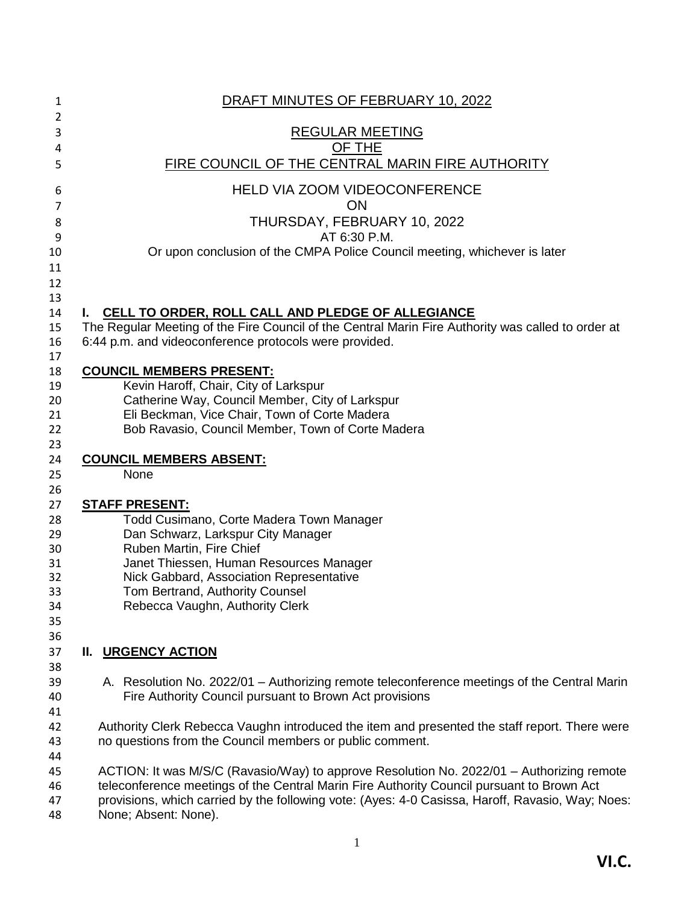DRAFT MINUTES OF FEBRUARY 10, 2022

REGULAR MEETING
OF THE
FIRE COUNCIL OF THE CENTRAL MARIN FIRE AUTHORITY

HELD VIA ZOOM VIDEOCONFERENCE
ON
THURSDAY, FEBRUARY 10, 2022
AT 6:30 P.M.
Or upon conclusion of the CMPA Police Council meeting, whichever is later

## I. CELL TO ORDER, ROLL CALL AND PLEDGE OF ALLEGIANCE

The Regular Meeting of the Fire Council of the Central Marin Fire Authority was called to order at 6:44 p.m. and videoconference protocols were provided.

**COUNCIL MEMBERS PRESENT:**

Kevin Haroff, Chair, City of Larkspur
Catherine Way, Council Member, City of Larkspur
Eli Beckman, Vice Chair, Town of Corte Madera
Bob Ravasio, Council Member, Town of Corte Madera

**COUNCIL MEMBERS ABSENT:**

None

**STAFF PRESENT:**

Todd Cusimano, Corte Madera Town Manager
Dan Schwarz, Larkspur City Manager
Ruben Martin, Fire Chief
Janet Thiessen, Human Resources Manager
Nick Gabbard, Association Representative
Tom Bertrand, Authority Counsel
Rebecca Vaughn, Authority Clerk

## II. URGENCY ACTION

A. Resolution No. 2022/01 – Authorizing remote teleconference meetings of the Central Marin Fire Authority Council pursuant to Brown Act provisions

Authority Clerk Rebecca Vaughn introduced the item and presented the staff report. There were no questions from the Council members or public comment.

ACTION: It was M/S/C (Ravasio/Way) to approve Resolution No. 2022/01 – Authorizing remote teleconference meetings of the Central Marin Fire Authority Council pursuant to Brown Act provisions, which carried by the following vote: (Ayes: 4-0 Casissa, Haroff, Ravasio, Way; Noes: None; Absent: None).

VI.C.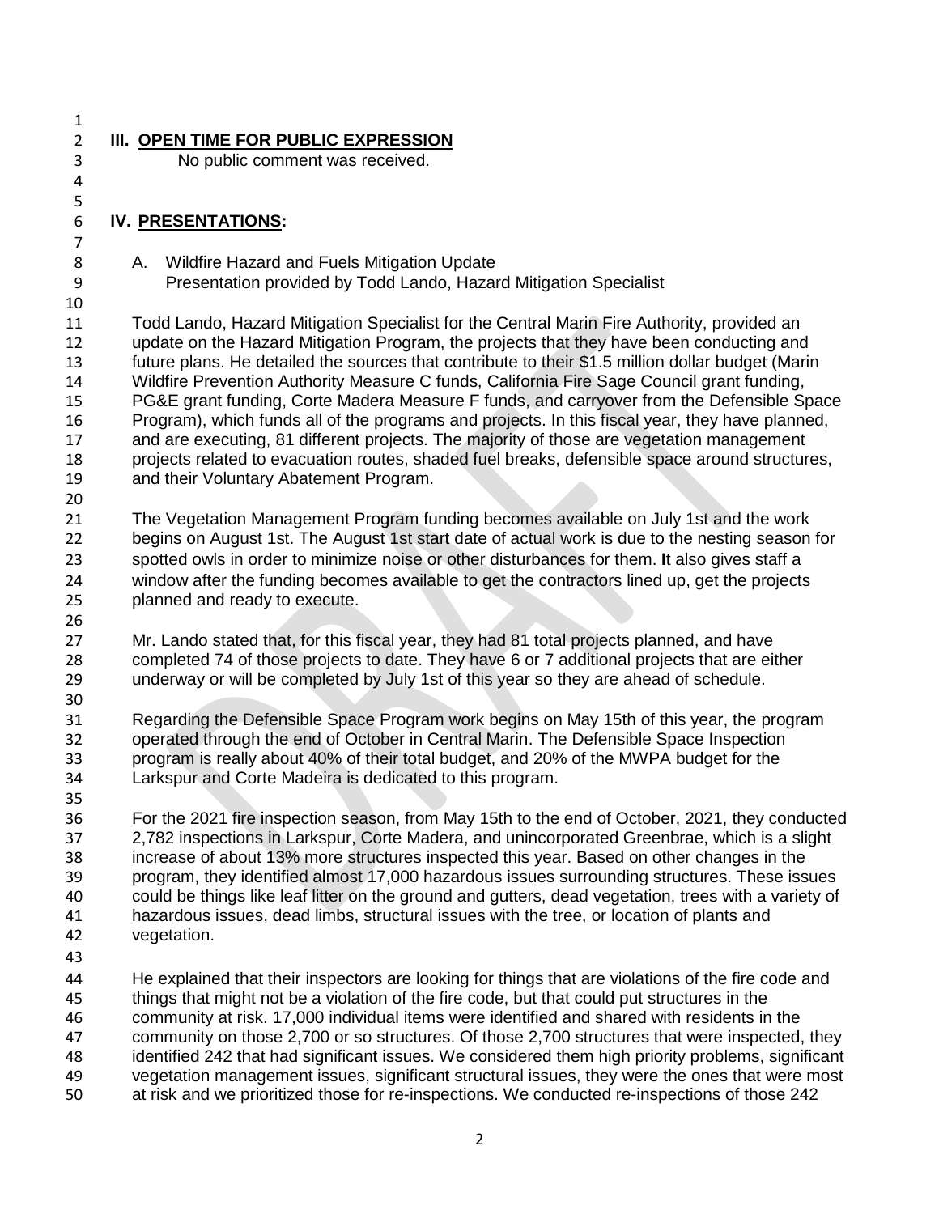## III. OPEN TIME FOR PUBLIC EXPRESSION

No public comment was received.

## IV. PRESENTATIONS:

A. Wildfire Hazard and Fuels Mitigation Update
Presentation provided by Todd Lando, Hazard Mitigation Specialist

Todd Lando, Hazard Mitigation Specialist for the Central Marin Fire Authority, provided an update on the Hazard Mitigation Program, the projects that they have been conducting and future plans. He detailed the sources that contribute to their $1.5 million dollar budget (Marin Wildfire Prevention Authority Measure C funds, California Fire Sage Council grant funding, PG&E grant funding, Corte Madera Measure F funds, and carryover from the Defensible Space Program), which funds all of the programs and projects. In this fiscal year, they have planned, and are executing, 81 different projects. The majority of those are vegetation management projects related to evacuation routes, shaded fuel breaks, defensible space around structures, and their Voluntary Abatement Program.

The Vegetation Management Program funding becomes available on July 1st and the work begins on August 1st. The August 1st start date of actual work is due to the nesting season for spotted owls in order to minimize noise or other disturbances for them. It also gives staff a window after the funding becomes available to get the contractors lined up, get the projects planned and ready to execute.

Mr. Lando stated that, for this fiscal year, they had 81 total projects planned, and have completed 74 of those projects to date. They have 6 or 7 additional projects that are either underway or will be completed by July 1st of this year so they are ahead of schedule.

Regarding the Defensible Space Program work begins on May 15th of this year, the program operated through the end of October in Central Marin. The Defensible Space Inspection program is really about 40% of their total budget, and 20% of the MWPA budget for the Larkspur and Corte Madeira is dedicated to this program.

For the 2021 fire inspection season, from May 15th to the end of October, 2021, they conducted 2,782 inspections in Larkspur, Corte Madera, and unincorporated Greenbrae, which is a slight increase of about 13% more structures inspected this year. Based on other changes in the program, they identified almost 17,000 hazardous issues surrounding structures. These issues could be things like leaf litter on the ground and gutters, dead vegetation, trees with a variety of hazardous issues, dead limbs, structural issues with the tree, or location of plants and vegetation.

He explained that their inspectors are looking for things that are violations of the fire code and things that might not be a violation of the fire code, but that could put structures in the community at risk. 17,000 individual items were identified and shared with residents in the community on those 2,700 or so structures. Of those 2,700 structures that were inspected, they identified 242 that had significant issues. We considered them high priority problems, significant vegetation management issues, significant structural issues, they were the ones that were most at risk and we prioritized those for re-inspections. We conducted re-inspections of those 242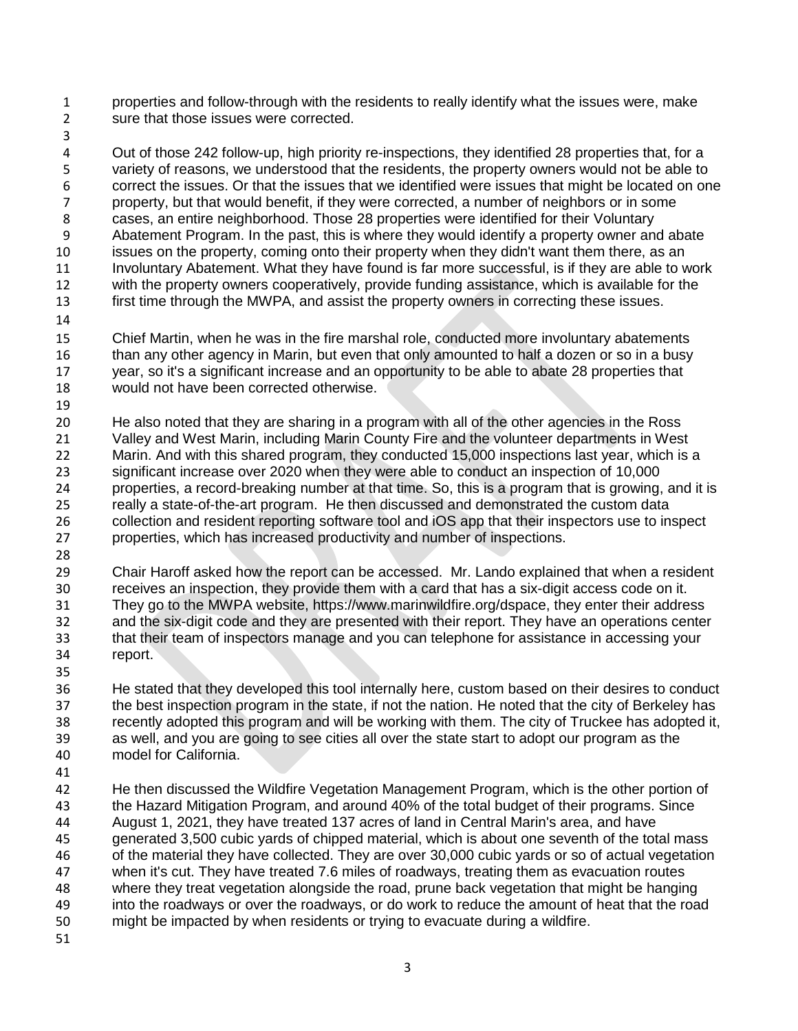properties and follow-through with the residents to really identify what the issues were, make sure that those issues were corrected.

Out of those 242 follow-up, high priority re-inspections, they identified 28 properties that, for a variety of reasons, we understood that the residents, the property owners would not be able to correct the issues. Or that the issues that we identified were issues that might be located on one property, but that would benefit, if they were corrected, a number of neighbors or in some cases, an entire neighborhood. Those 28 properties were identified for their Voluntary Abatement Program. In the past, this is where they would identify a property owner and abate issues on the property, coming onto their property when they didn't want them there, as an Involuntary Abatement. What they have found is far more successful, is if they are able to work with the property owners cooperatively, provide funding assistance, which is available for the first time through the MWPA, and assist the property owners in correcting these issues.

Chief Martin, when he was in the fire marshal role, conducted more involuntary abatements than any other agency in Marin, but even that only amounted to half a dozen or so in a busy year, so it's a significant increase and an opportunity to be able to abate 28 properties that would not have been corrected otherwise.

He also noted that they are sharing in a program with all of the other agencies in the Ross Valley and West Marin, including Marin County Fire and the volunteer departments in West Marin. And with this shared program, they conducted 15,000 inspections last year, which is a significant increase over 2020 when they were able to conduct an inspection of 10,000 properties, a record-breaking number at that time. So, this is a program that is growing, and it is really a state-of-the-art program. He then discussed and demonstrated the custom data collection and resident reporting software tool and iOS app that their inspectors use to inspect properties, which has increased productivity and number of inspections.

Chair Haroff asked how the report can be accessed. Mr. Lando explained that when a resident receives an inspection, they provide them with a card that has a six-digit access code on it. They go to the MWPA website, https://www.marinwildfire.org/dspace, they enter their address and the six-digit code and they are presented with their report. They have an operations center that their team of inspectors manage and you can telephone for assistance in accessing your report.

He stated that they developed this tool internally here, custom based on their desires to conduct the best inspection program in the state, if not the nation. He noted that the city of Berkeley has recently adopted this program and will be working with them. The city of Truckee has adopted it, as well, and you are going to see cities all over the state start to adopt our program as the model for California.

He then discussed the Wildfire Vegetation Management Program, which is the other portion of the Hazard Mitigation Program, and around 40% of the total budget of their programs. Since August 1, 2021, they have treated 137 acres of land in Central Marin's area, and have generated 3,500 cubic yards of chipped material, which is about one seventh of the total mass of the material they have collected. They are over 30,000 cubic yards or so of actual vegetation when it's cut. They have treated 7.6 miles of roadways, treating them as evacuation routes where they treat vegetation alongside the road, prune back vegetation that might be hanging into the roadways or over the roadways, or do work to reduce the amount of heat that the road might be impacted by when residents or trying to evacuate during a wildfire.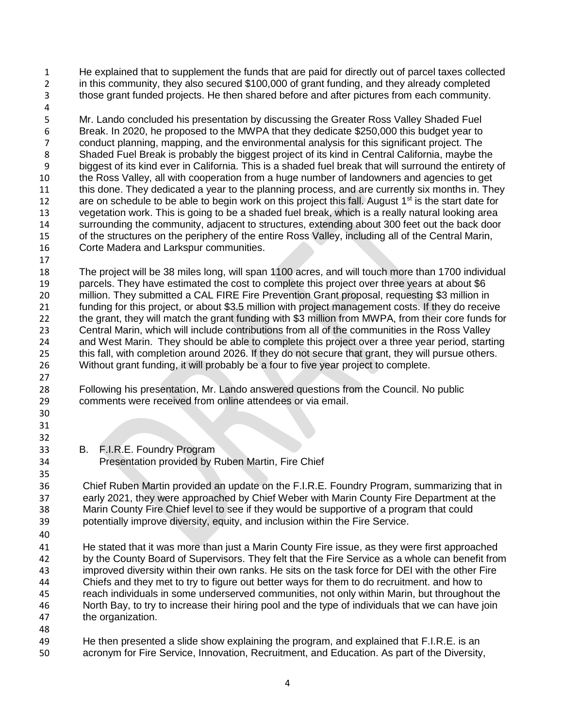He explained that to supplement the funds that are paid for directly out of parcel taxes collected in this community, they also secured $100,000 of grant funding, and they already completed those grant funded projects. He then shared before and after pictures from each community.

Mr. Lando concluded his presentation by discussing the Greater Ross Valley Shaded Fuel Break. In 2020, he proposed to the MWPA that they dedicate $250,000 this budget year to conduct planning, mapping, and the environmental analysis for this significant project. The Shaded Fuel Break is probably the biggest project of its kind in Central California, maybe the biggest of its kind ever in California. This is a shaded fuel break that will surround the entirety of the Ross Valley, all with cooperation from a huge number of landowners and agencies to get this done. They dedicated a year to the planning process, and are currently six months in. They are on schedule to be able to begin work on this project this fall. August 1st is the start date for vegetation work. This is going to be a shaded fuel break, which is a really natural looking area surrounding the community, adjacent to structures, extending about 300 feet out the back door of the structures on the periphery of the entire Ross Valley, including all of the Central Marin, Corte Madera and Larkspur communities.

The project will be 38 miles long, will span 1100 acres, and will touch more than 1700 individual parcels. They have estimated the cost to complete this project over three years at about $6 million. They submitted a CAL FIRE Fire Prevention Grant proposal, requesting $3 million in funding for this project, or about $3.5 million with project management costs. If they do receive the grant, they will match the grant funding with $3 million from MWPA, from their core funds for Central Marin, which will include contributions from all of the communities in the Ross Valley and West Marin. They should be able to complete this project over a three year period, starting this fall, with completion around 2026. If they do not secure that grant, they will pursue others. Without grant funding, it will probably be a four to five year project to complete.

Following his presentation, Mr. Lando answered questions from the Council. No public comments were received from online attendees or via email.

B. F.I.R.E. Foundry Program
Presentation provided by Ruben Martin, Fire Chief

Chief Ruben Martin provided an update on the F.I.R.E. Foundry Program, summarizing that in early 2021, they were approached by Chief Weber with Marin County Fire Department at the Marin County Fire Chief level to see if they would be supportive of a program that could potentially improve diversity, equity, and inclusion within the Fire Service.

He stated that it was more than just a Marin County Fire issue, as they were first approached by the County Board of Supervisors. They felt that the Fire Service as a whole can benefit from improved diversity within their own ranks. He sits on the task force for DEI with the other Fire Chiefs and they met to try to figure out better ways for them to do recruitment. and how to reach individuals in some underserved communities, not only within Marin, but throughout the North Bay, to try to increase their hiring pool and the type of individuals that we can have join the organization.

He then presented a slide show explaining the program, and explained that F.I.R.E. is an acronym for Fire Service, Innovation, Recruitment, and Education. As part of the Diversity,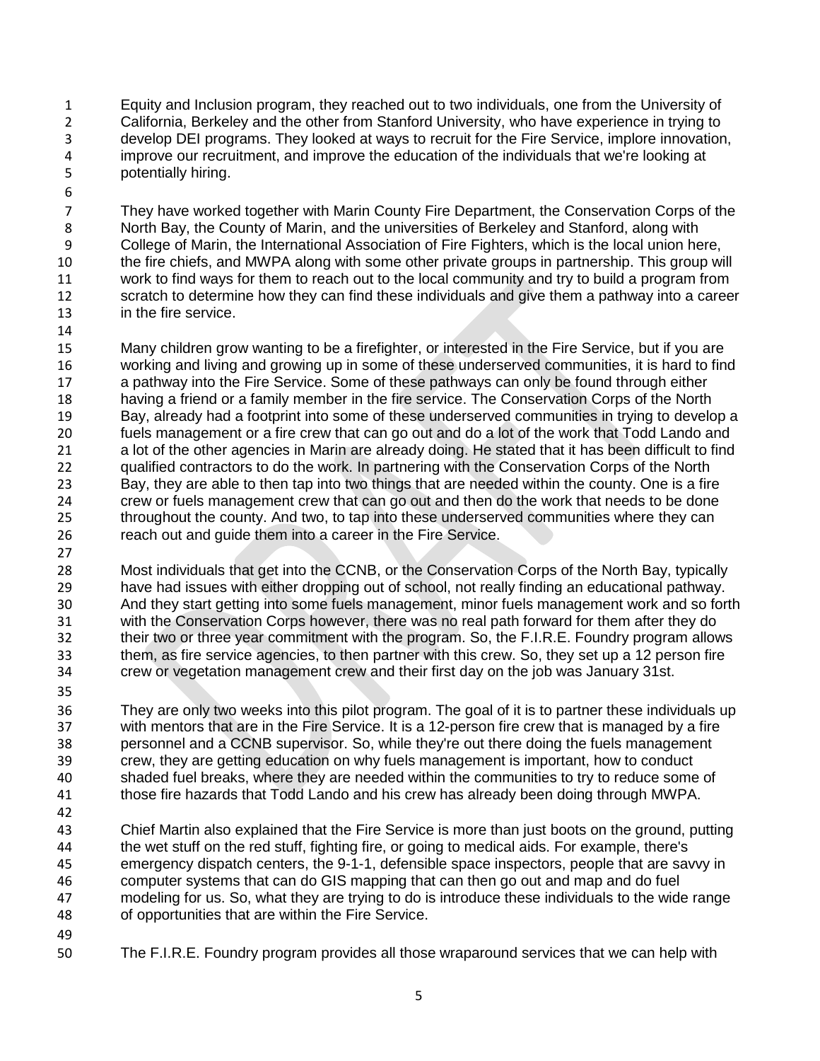Equity and Inclusion program, they reached out to two individuals, one from the University of California, Berkeley and the other from Stanford University, who have experience in trying to develop DEI programs. They looked at ways to recruit for the Fire Service, implore innovation, improve our recruitment, and improve the education of the individuals that we're looking at potentially hiring.

They have worked together with Marin County Fire Department, the Conservation Corps of the North Bay, the County of Marin, and the universities of Berkeley and Stanford, along with College of Marin, the International Association of Fire Fighters, which is the local union here, the fire chiefs, and MWPA along with some other private groups in partnership. This group will work to find ways for them to reach out to the local community and try to build a program from scratch to determine how they can find these individuals and give them a pathway into a career in the fire service.

Many children grow wanting to be a firefighter, or interested in the Fire Service, but if you are working and living and growing up in some of these underserved communities, it is hard to find a pathway into the Fire Service. Some of these pathways can only be found through either having a friend or a family member in the fire service. The Conservation Corps of the North Bay, already had a footprint into some of these underserved communities in trying to develop a fuels management or a fire crew that can go out and do a lot of the work that Todd Lando and a lot of the other agencies in Marin are already doing. He stated that it has been difficult to find qualified contractors to do the work. In partnering with the Conservation Corps of the North Bay, they are able to then tap into two things that are needed within the county. One is a fire crew or fuels management crew that can go out and then do the work that needs to be done throughout the county. And two, to tap into these underserved communities where they can reach out and guide them into a career in the Fire Service.

Most individuals that get into the CCNB, or the Conservation Corps of the North Bay, typically have had issues with either dropping out of school, not really finding an educational pathway. And they start getting into some fuels management, minor fuels management work and so forth with the Conservation Corps however, there was no real path forward for them after they do their two or three year commitment with the program. So, the F.I.R.E. Foundry program allows them, as fire service agencies, to then partner with this crew. So, they set up a 12 person fire crew or vegetation management crew and their first day on the job was January 31st.

They are only two weeks into this pilot program. The goal of it is to partner these individuals up with mentors that are in the Fire Service. It is a 12-person fire crew that is managed by a fire personnel and a CCNB supervisor. So, while they're out there doing the fuels management crew, they are getting education on why fuels management is important, how to conduct shaded fuel breaks, where they are needed within the communities to try to reduce some of those fire hazards that Todd Lando and his crew has already been doing through MWPA.

Chief Martin also explained that the Fire Service is more than just boots on the ground, putting the wet stuff on the red stuff, fighting fire, or going to medical aids. For example, there's emergency dispatch centers, the 9-1-1, defensible space inspectors, people that are savvy in computer systems that can do GIS mapping that can then go out and map and do fuel modeling for us. So, what they are trying to do is introduce these individuals to the wide range of opportunities that are within the Fire Service.

The F.I.R.E. Foundry program provides all those wraparound services that we can help with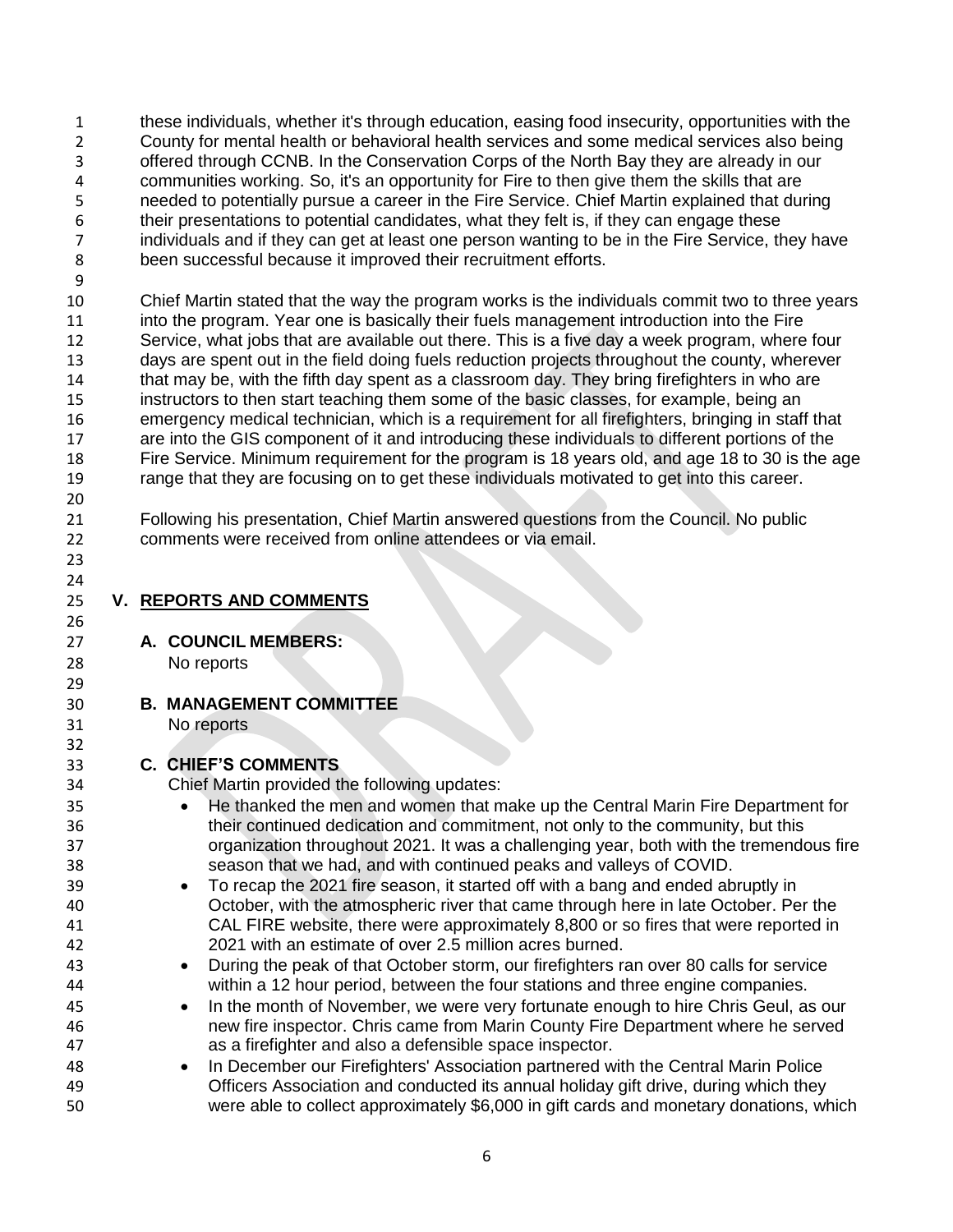these individuals, whether it's through education, easing food insecurity, opportunities with the County for mental health or behavioral health services and some medical services also being offered through CCNB. In the Conservation Corps of the North Bay they are already in our communities working. So, it's an opportunity for Fire to then give them the skills that are needed to potentially pursue a career in the Fire Service. Chief Martin explained that during their presentations to potential candidates, what they felt is, if they can engage these individuals and if they can get at least one person wanting to be in the Fire Service, they have been successful because it improved their recruitment efforts.

Chief Martin stated that the way the program works is the individuals commit two to three years into the program. Year one is basically their fuels management introduction into the Fire Service, what jobs that are available out there. This is a five day a week program, where four days are spent out in the field doing fuels reduction projects throughout the county, wherever that may be, with the fifth day spent as a classroom day. They bring firefighters in who are instructors to then start teaching them some of the basic classes, for example, being an emergency medical technician, which is a requirement for all firefighters, bringing in staff that are into the GIS component of it and introducing these individuals to different portions of the Fire Service. Minimum requirement for the program is 18 years old, and age 18 to 30 is the age range that they are focusing on to get these individuals motivated to get into this career.

Following his presentation, Chief Martin answered questions from the Council. No public comments were received from online attendees or via email.

## V. REPORTS AND COMMENTS

### A. COUNCIL MEMBERS:

No reports

### B. MANAGEMENT COMMITTEE

No reports

### C. CHIEF'S COMMENTS

Chief Martin provided the following updates:

- He thanked the men and women that make up the Central Marin Fire Department for their continued dedication and commitment, not only to the community, but this organization throughout 2021. It was a challenging year, both with the tremendous fire season that we had, and with continued peaks and valleys of COVID.
- To recap the 2021 fire season, it started off with a bang and ended abruptly in October, with the atmospheric river that came through here in late October. Per the CAL FIRE website, there were approximately 8,800 or so fires that were reported in 2021 with an estimate of over 2.5 million acres burned.
- During the peak of that October storm, our firefighters ran over 80 calls for service within a 12 hour period, between the four stations and three engine companies.
- In the month of November, we were very fortunate enough to hire Chris Geul, as our new fire inspector. Chris came from Marin County Fire Department where he served as a firefighter and also a defensible space inspector.
- In December our Firefighters' Association partnered with the Central Marin Police Officers Association and conducted its annual holiday gift drive, during which they were able to collect approximately $6,000 in gift cards and monetary donations, which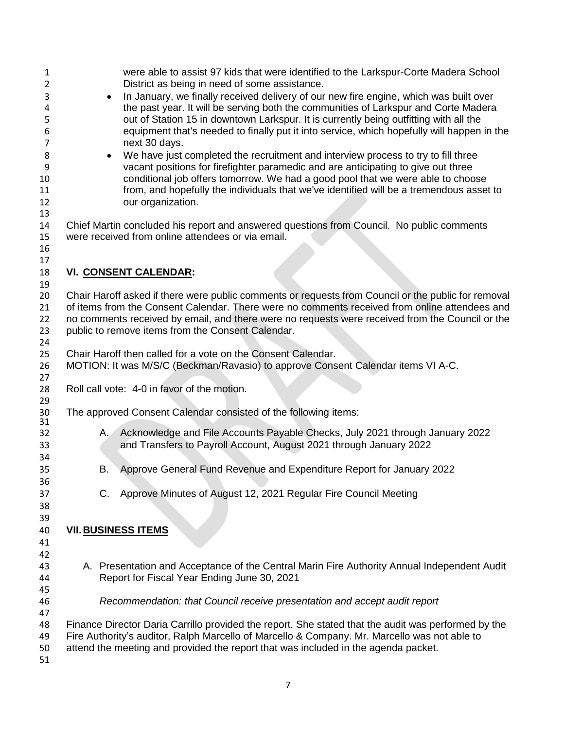were able to assist 97 kids that were identified to the Larkspur-Corte Madera School District as being in need of some assistance.

- In January, we finally received delivery of our new fire engine, which was built over the past year. It will be serving both the communities of Larkspur and Corte Madera out of Station 15 in downtown Larkspur. It is currently being outfitting with all the equipment that's needed to finally put it into service, which hopefully will happen in the next 30 days.
- We have just completed the recruitment and interview process to try to fill three vacant positions for firefighter paramedic and are anticipating to give out three conditional job offers tomorrow. We had a good pool that we were able to choose from, and hopefully the individuals that we've identified will be a tremendous asset to our organization.

Chief Martin concluded his report and answered questions from Council. No public comments were received from online attendees or via email.

## VI. CONSENT CALENDAR:

Chair Haroff asked if there were public comments or requests from Council or the public for removal of items from the Consent Calendar. There were no comments received from online attendees and no comments received by email, and there were no requests were received from the Council or the public to remove items from the Consent Calendar.

Chair Haroff then called for a vote on the Consent Calendar.
MOTION: It was M/S/C (Beckman/Ravasio) to approve Consent Calendar items VI A-C.

Roll call vote: 4-0 in favor of the motion.

The approved Consent Calendar consisted of the following items:

A. Acknowledge and File Accounts Payable Checks, July 2021 through January 2022 and Transfers to Payroll Account, August 2021 through January 2022

B. Approve General Fund Revenue and Expenditure Report for January 2022

C. Approve Minutes of August 12, 2021 Regular Fire Council Meeting

## VII. BUSINESS ITEMS

A. Presentation and Acceptance of the Central Marin Fire Authority Annual Independent Audit Report for Fiscal Year Ending June 30, 2021

*Recommendation: that Council receive presentation and accept audit report*

Finance Director Daria Carrillo provided the report. She stated that the audit was performed by the Fire Authority's auditor, Ralph Marcello of Marcello & Company. Mr. Marcello was not able to attend the meeting and provided the report that was included in the agenda packet.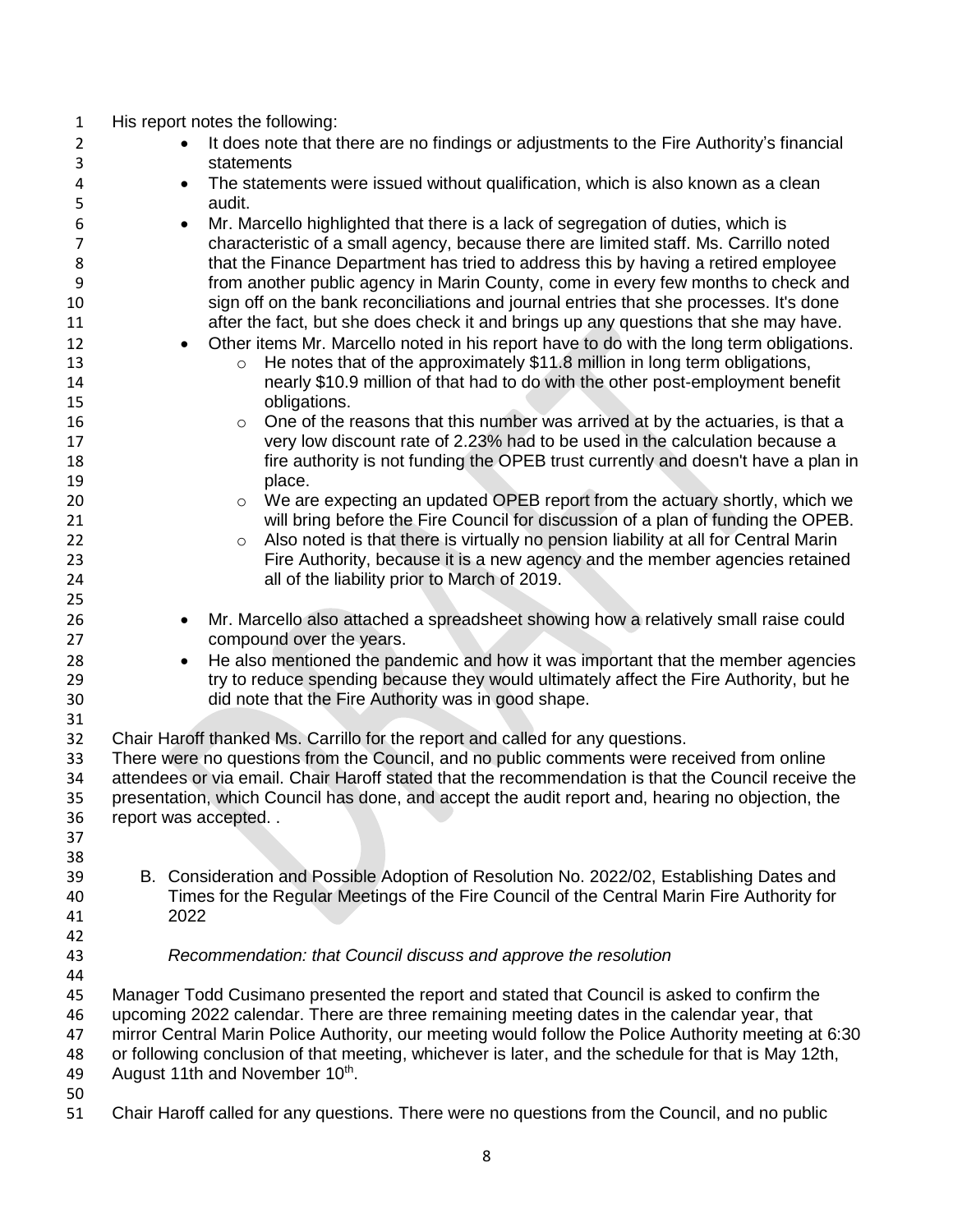His report notes the following:

- It does note that there are no findings or adjustments to the Fire Authority's financial statements
- The statements were issued without qualification, which is also known as a clean audit.
- Mr. Marcello highlighted that there is a lack of segregation of duties, which is characteristic of a small agency, because there are limited staff. Ms. Carrillo noted that the Finance Department has tried to address this by having a retired employee from another public agency in Marin County, come in every few months to check and sign off on the bank reconciliations and journal entries that she processes. It's done after the fact, but she does check it and brings up any questions that she may have.
- Other items Mr. Marcello noted in his report have to do with the long term obligations.
  - He notes that of the approximately $11.8 million in long term obligations, nearly $10.9 million of that had to do with the other post-employment benefit obligations.
  - One of the reasons that this number was arrived at by the actuaries, is that a very low discount rate of 2.23% had to be used in the calculation because a fire authority is not funding the OPEB trust currently and doesn't have a plan in place.
  - We are expecting an updated OPEB report from the actuary shortly, which we will bring before the Fire Council for discussion of a plan of funding the OPEB.
  - Also noted is that there is virtually no pension liability at all for Central Marin Fire Authority, because it is a new agency and the member agencies retained all of the liability prior to March of 2019.

- Mr. Marcello also attached a spreadsheet showing how a relatively small raise could compound over the years.
- He also mentioned the pandemic and how it was important that the member agencies try to reduce spending because they would ultimately affect the Fire Authority, but he did note that the Fire Authority was in good shape.

Chair Haroff thanked Ms. Carrillo for the report and called for any questions.
There were no questions from the Council, and no public comments were received from online attendees or via email. Chair Haroff stated that the recommendation is that the Council receive the presentation, which Council has done, and accept the audit report and, hearing no objection, the report was accepted. .

B. Consideration and Possible Adoption of Resolution No. 2022/02, Establishing Dates and Times for the Regular Meetings of the Fire Council of the Central Marin Fire Authority for 2022

*Recommendation: that Council discuss and approve the resolution*

Manager Todd Cusimano presented the report and stated that Council is asked to confirm the upcoming 2022 calendar. There are three remaining meeting dates in the calendar year, that mirror Central Marin Police Authority, our meeting would follow the Police Authority meeting at 6:30 or following conclusion of that meeting, whichever is later, and the schedule for that is May 12th, August 11th and November 10th.

Chair Haroff called for any questions. There were no questions from the Council, and no public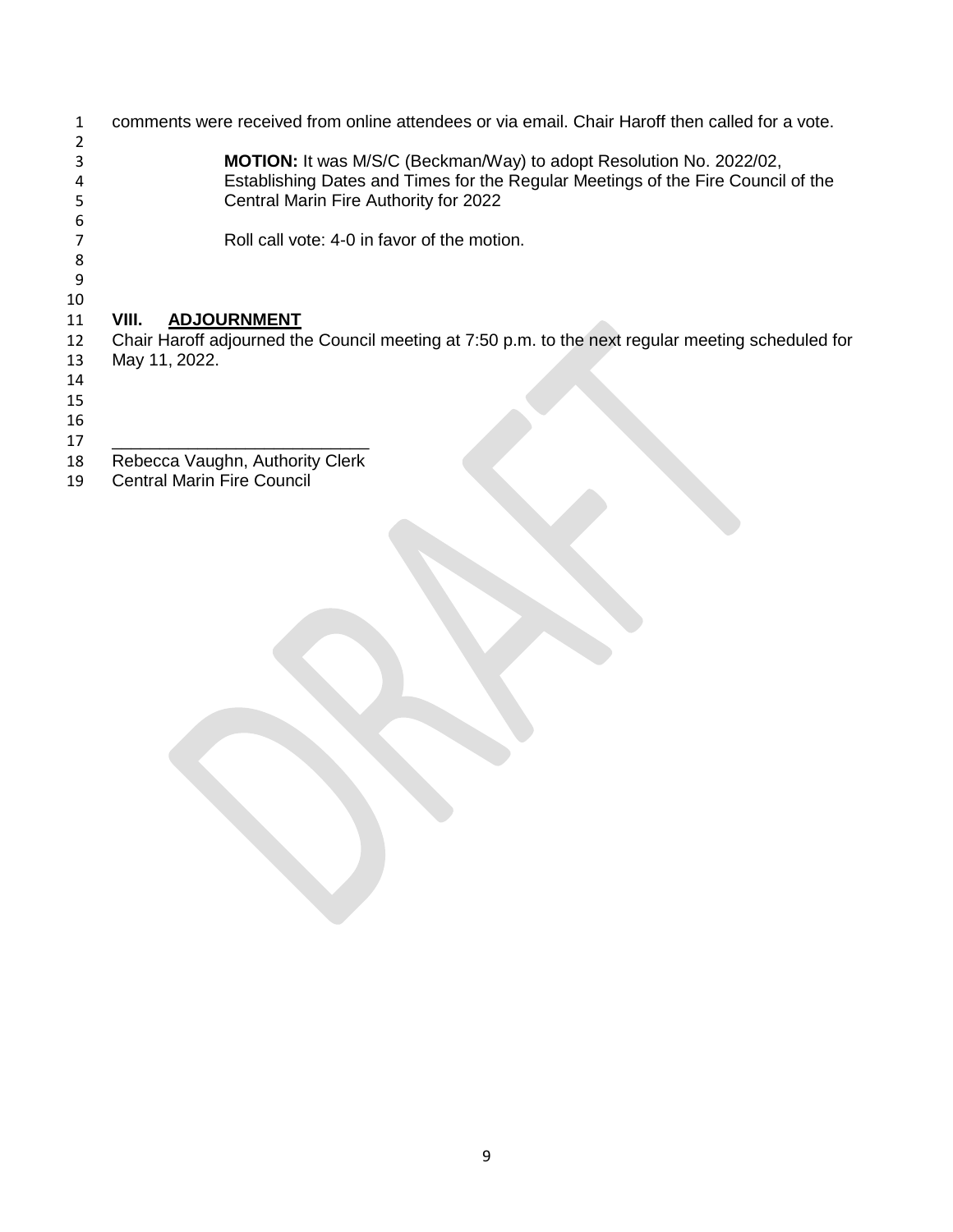comments were received from online attendees or via email. Chair Haroff then called for a vote.

> **MOTION:** It was M/S/C (Beckman/Way) to adopt Resolution No. 2022/02, Establishing Dates and Times for the Regular Meetings of the Fire Council of the Central Marin Fire Authority for 2022
>
> Roll call vote: 4-0 in favor of the motion.

## VIII. ADJOURNMENT

Chair Haroff adjourned the Council meeting at 7:50 p.m. to the next regular meeting scheduled for May 11, 2022.

\_\_\_\_\_\_\_\_\_\_\_\_\_\_\_\_\_\_\_\_\_\_\_\_\_\_\_\_

Rebecca Vaughn, Authority Clerk
Central Marin Fire Council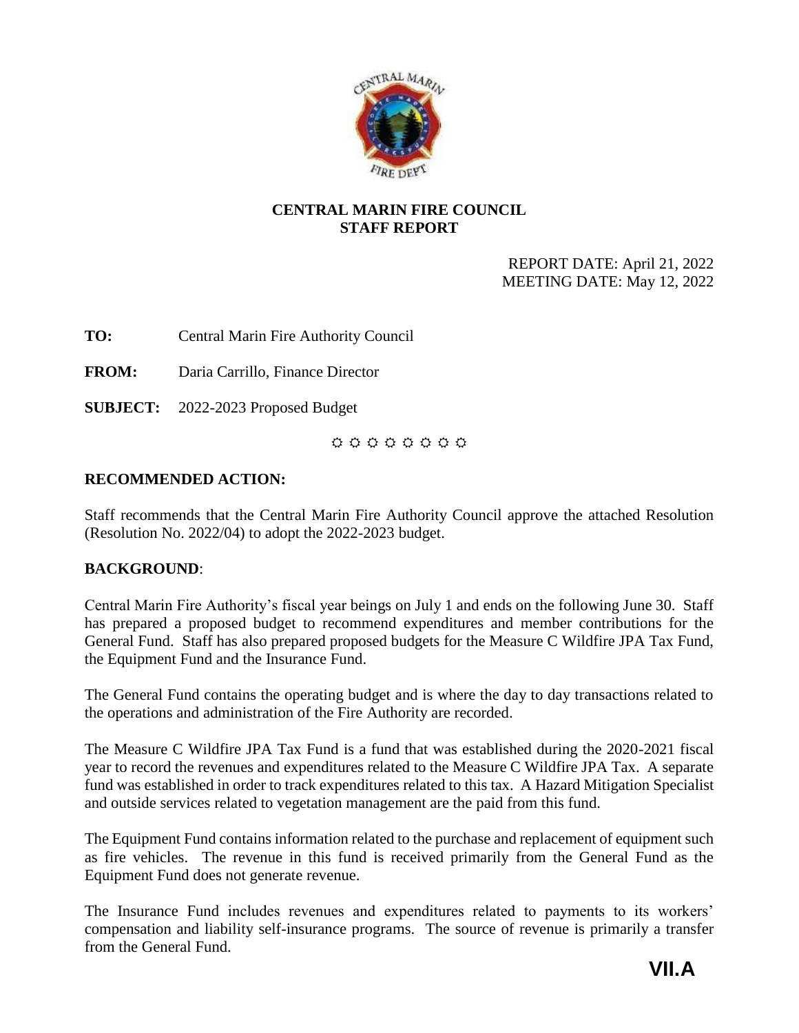**CENTRAL MARIN FIRE COUNCIL**
**STAFF REPORT**

REPORT DATE: April 21, 2022
MEETING DATE: May 12, 2022

**TO:** Central Marin Fire Authority Council

**FROM:** Daria Carrillo, Finance Director

**SUBJECT:** 2022-2023 Proposed Budget

☼ ☼ ☼ ☼ ☼ ☼ ☼ ☼

## RECOMMENDED ACTION:

Staff recommends that the Central Marin Fire Authority Council approve the attached Resolution (Resolution No. 2022/04) to adopt the 2022-2023 budget.

## BACKGROUND:

Central Marin Fire Authority's fiscal year beings on July 1 and ends on the following June 30. Staff has prepared a proposed budget to recommend expenditures and member contributions for the General Fund. Staff has also prepared proposed budgets for the Measure C Wildfire JPA Tax Fund, the Equipment Fund and the Insurance Fund.

The General Fund contains the operating budget and is where the day to day transactions related to the operations and administration of the Fire Authority are recorded.

The Measure C Wildfire JPA Tax Fund is a fund that was established during the 2020-2021 fiscal year to record the revenues and expenditures related to the Measure C Wildfire JPA Tax. A separate fund was established in order to track expenditures related to this tax. A Hazard Mitigation Specialist and outside services related to vegetation management are the paid from this fund.

The Equipment Fund contains information related to the purchase and replacement of equipment such as fire vehicles. The revenue in this fund is received primarily from the General Fund as the Equipment Fund does not generate revenue.

The Insurance Fund includes revenues and expenditures related to payments to its workers' compensation and liability self-insurance programs. The source of revenue is primarily a transfer from the General Fund.

VII.A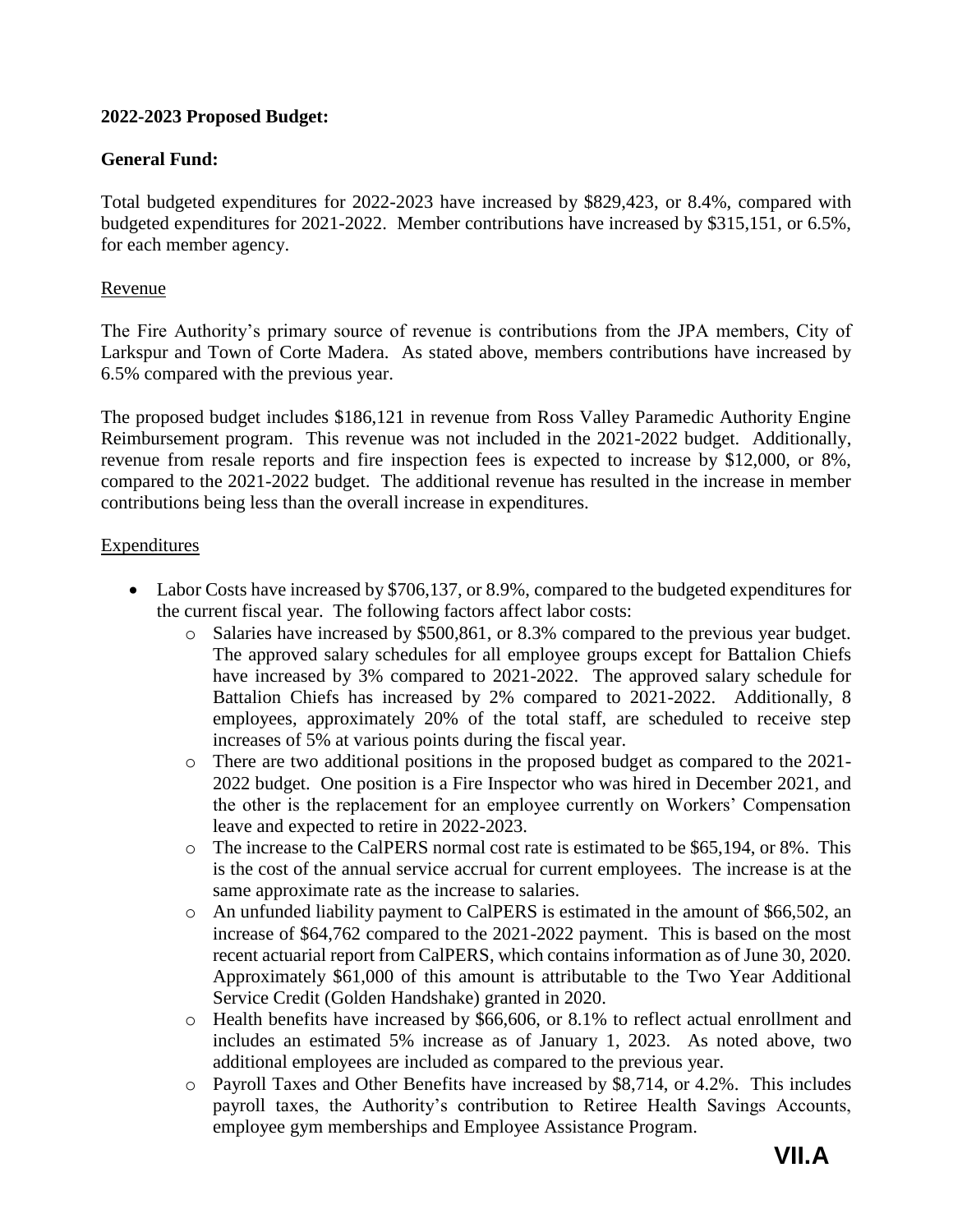**2022-2023 Proposed Budget:**

**General Fund:**

Total budgeted expenditures for 2022-2023 have increased by $829,423, or 8.4%, compared with budgeted expenditures for 2021-2022. Member contributions have increased by $315,151, or 6.5%, for each member agency.

Revenue

The Fire Authority's primary source of revenue is contributions from the JPA members, City of Larkspur and Town of Corte Madera. As stated above, members contributions have increased by 6.5% compared with the previous year.

The proposed budget includes $186,121 in revenue from Ross Valley Paramedic Authority Engine Reimbursement program. This revenue was not included in the 2021-2022 budget. Additionally, revenue from resale reports and fire inspection fees is expected to increase by $12,000, or 8%, compared to the 2021-2022 budget. The additional revenue has resulted in the increase in member contributions being less than the overall increase in expenditures.

Expenditures

- Labor Costs have increased by $706,137, or 8.9%, compared to the budgeted expenditures for the current fiscal year. The following factors affect labor costs:
  - Salaries have increased by $500,861, or 8.3% compared to the previous year budget. The approved salary schedules for all employee groups except for Battalion Chiefs have increased by 3% compared to 2021-2022. The approved salary schedule for Battalion Chiefs has increased by 2% compared to 2021-2022. Additionally, 8 employees, approximately 20% of the total staff, are scheduled to receive step increases of 5% at various points during the fiscal year.
  - There are two additional positions in the proposed budget as compared to the 2021-2022 budget. One position is a Fire Inspector who was hired in December 2021, and the other is the replacement for an employee currently on Workers' Compensation leave and expected to retire in 2022-2023.
  - The increase to the CalPERS normal cost rate is estimated to be $65,194, or 8%. This is the cost of the annual service accrual for current employees. The increase is at the same approximate rate as the increase to salaries.
  - An unfunded liability payment to CalPERS is estimated in the amount of $66,502, an increase of $64,762 compared to the 2021-2022 payment. This is based on the most recent actuarial report from CalPERS, which contains information as of June 30, 2020. Approximately $61,000 of this amount is attributable to the Two Year Additional Service Credit (Golden Handshake) granted in 2020.
  - Health benefits have increased by $66,606, or 8.1% to reflect actual enrollment and includes an estimated 5% increase as of January 1, 2023. As noted above, two additional employees are included as compared to the previous year.
  - Payroll Taxes and Other Benefits have increased by $8,714, or 4.2%. This includes payroll taxes, the Authority's contribution to Retiree Health Savings Accounts, employee gym memberships and Employee Assistance Program.

**VII.A**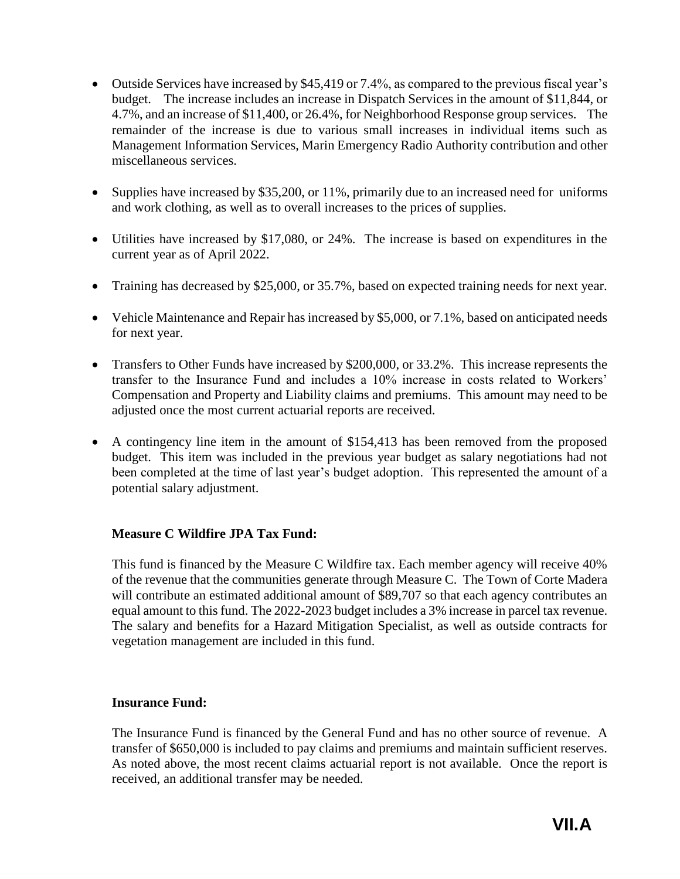- Outside Services have increased by $45,419 or 7.4%, as compared to the previous fiscal year's budget. The increase includes an increase in Dispatch Services in the amount of $11,844, or 4.7%, and an increase of $11,400, or 26.4%, for Neighborhood Response group services. The remainder of the increase is due to various small increases in individual items such as Management Information Services, Marin Emergency Radio Authority contribution and other miscellaneous services.

- Supplies have increased by $35,200, or 11%, primarily due to an increased need for uniforms and work clothing, as well as to overall increases to the prices of supplies.

- Utilities have increased by $17,080, or 24%. The increase is based on expenditures in the current year as of April 2022.

- Training has decreased by $25,000, or 35.7%, based on expected training needs for next year.

- Vehicle Maintenance and Repair has increased by $5,000, or 7.1%, based on anticipated needs for next year.

- Transfers to Other Funds have increased by $200,000, or 33.2%. This increase represents the transfer to the Insurance Fund and includes a 10% increase in costs related to Workers' Compensation and Property and Liability claims and premiums. This amount may need to be adjusted once the most current actuarial reports are received.

- A contingency line item in the amount of $154,413 has been removed from the proposed budget. This item was included in the previous year budget as salary negotiations had not been completed at the time of last year's budget adoption. This represented the amount of a potential salary adjustment.

**Measure C Wildfire JPA Tax Fund:**

This fund is financed by the Measure C Wildfire tax. Each member agency will receive 40% of the revenue that the communities generate through Measure C. The Town of Corte Madera will contribute an estimated additional amount of $89,707 so that each agency contributes an equal amount to this fund. The 2022-2023 budget includes a 3% increase in parcel tax revenue. The salary and benefits for a Hazard Mitigation Specialist, as well as outside contracts for vegetation management are included in this fund.

**Insurance Fund:**

The Insurance Fund is financed by the General Fund and has no other source of revenue. A transfer of $650,000 is included to pay claims and premiums and maintain sufficient reserves. As noted above, the most recent claims actuarial report is not available. Once the report is received, an additional transfer may be needed.

**VII.A**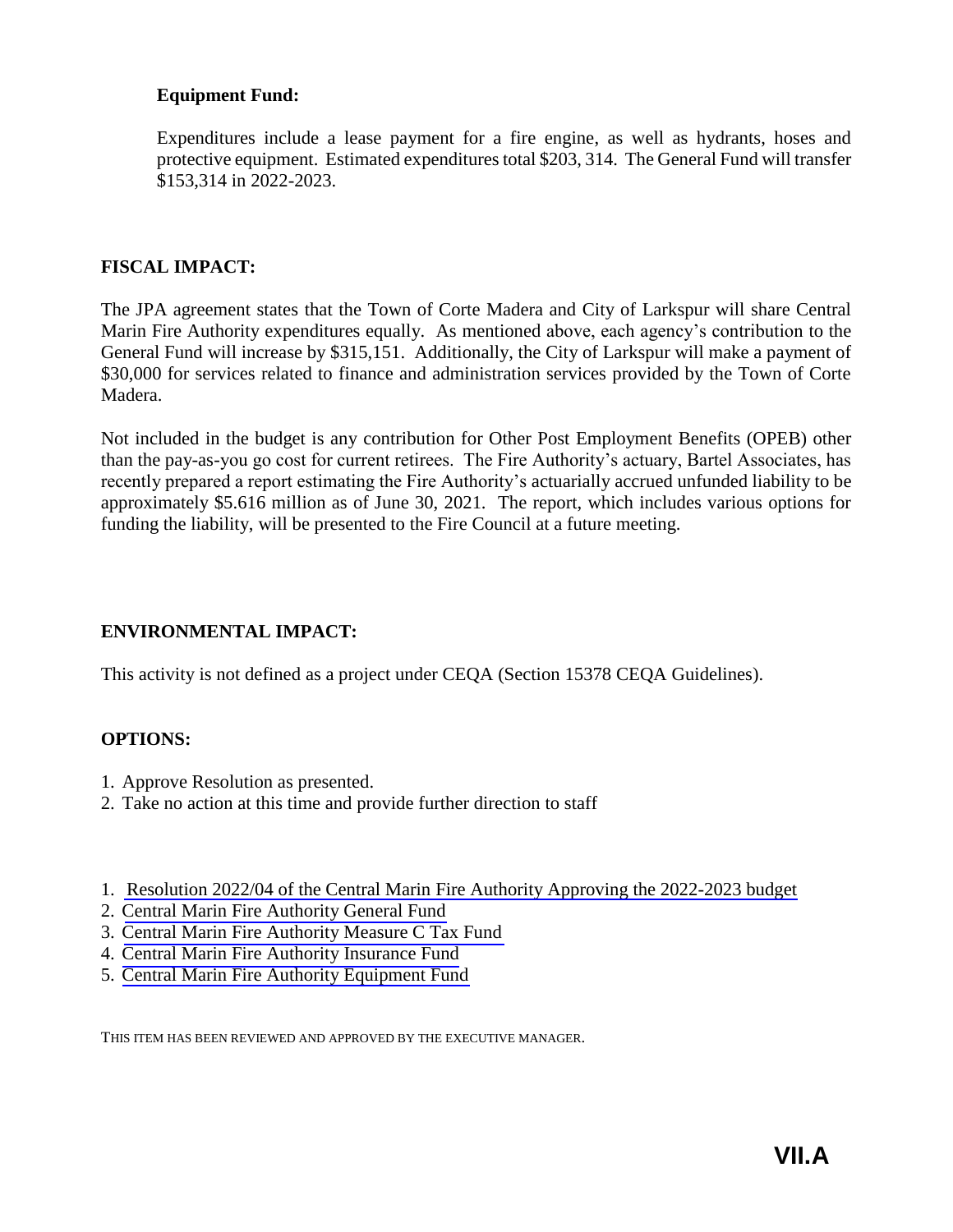**Equipment Fund:**

Expenditures include a lease payment for a fire engine, as well as hydrants, hoses and protective equipment. Estimated expenditures total $203, 314. The General Fund will transfer $153,314 in 2022-2023.

## FISCAL IMPACT:

The JPA agreement states that the Town of Corte Madera and City of Larkspur will share Central Marin Fire Authority expenditures equally. As mentioned above, each agency's contribution to the General Fund will increase by $315,151. Additionally, the City of Larkspur will make a payment of $30,000 for services related to finance and administration services provided by the Town of Corte Madera.

Not included in the budget is any contribution for Other Post Employment Benefits (OPEB) other than the pay-as-you go cost for current retirees. The Fire Authority's actuary, Bartel Associates, has recently prepared a report estimating the Fire Authority's actuarially accrued unfunded liability to be approximately $5.616 million as of June 30, 2021. The report, which includes various options for funding the liability, will be presented to the Fire Council at a future meeting.

## ENVIRONMENTAL IMPACT:

This activity is not defined as a project under CEQA (Section 15378 CEQA Guidelines).

## OPTIONS:

1. Approve Resolution as presented.
2. Take no action at this time and provide further direction to staff

1. Resolution 2022/04 of the Central Marin Fire Authority Approving the 2022-2023 budget
2. Central Marin Fire Authority General Fund
3. Central Marin Fire Authority Measure C Tax Fund
4. Central Marin Fire Authority Insurance Fund
5. Central Marin Fire Authority Equipment Fund

THIS ITEM HAS BEEN REVIEWED AND APPROVED BY THE EXECUTIVE MANAGER.

**VII.A**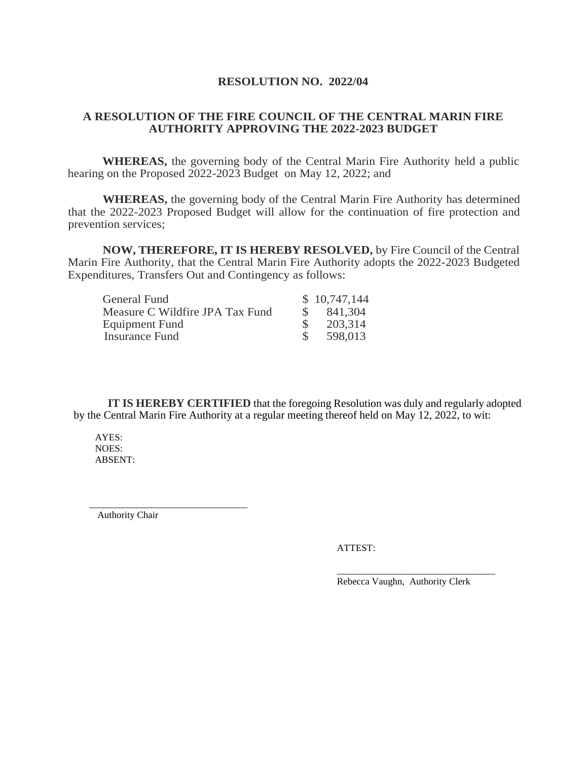# RESOLUTION NO. 2022/04

## A RESOLUTION OF THE FIRE COUNCIL OF THE CENTRAL MARIN FIRE AUTHORITY APPROVING THE 2022-2023 BUDGET

**WHEREAS,** the governing body of the Central Marin Fire Authority held a public hearing on the Proposed 2022-2023 Budget on May 12, 2022; and

**WHEREAS,** the governing body of the Central Marin Fire Authority has determined that the 2022-2023 Proposed Budget will allow for the continuation of fire protection and prevention services;

**NOW, THEREFORE, IT IS HEREBY RESOLVED,** by Fire Council of the Central Marin Fire Authority, that the Central Marin Fire Authority adopts the 2022-2023 Budgeted Expenditures, Transfers Out and Contingency as follows:

| | |
|---|---|
| General Fund | $ 10,747,144 |
| Measure C Wildfire JPA Tax Fund | $ 841,304 |
| Equipment Fund | $ 203,314 |
| Insurance Fund | $ 598,013 |

**IT IS HEREBY CERTIFIED** that the foregoing Resolution was duly and regularly adopted by the Central Marin Fire Authority at a regular meeting thereof held on May 12, 2022, to wit:

AYES:
NOES:
ABSENT:

\_\_\_\_\_\_\_\_\_\_\_\_\_\_\_\_\_\_\_\_\_\_\_\_\_\_\_\_\_\_\_\_
Authority Chair

ATTEST:

\_\_\_\_\_\_\_\_\_\_\_\_\_\_\_\_\_\_\_\_\_\_\_\_\_\_\_\_\_\_\_\_
Rebecca Vaughn, Authority Clerk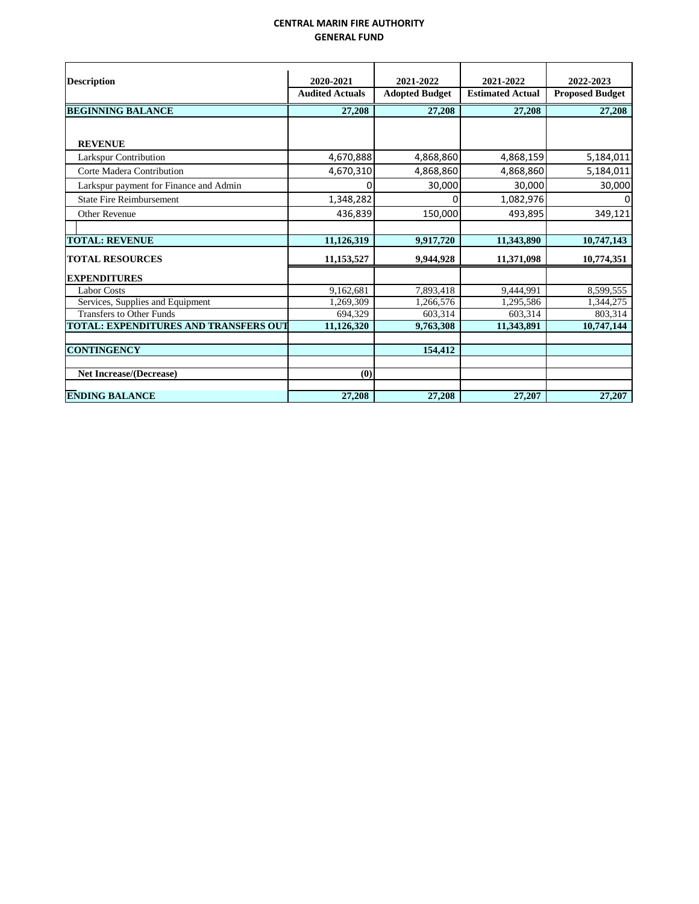# CENTRAL MARIN FIRE AUTHORITY
## GENERAL FUND

| Description | 2020-2021 Audited Actuals | 2021-2022 Adopted Budget | 2021-2022 Estimated Actual | 2022-2023 Proposed Budget |
|---|---|---|---|---|
| **BEGINNING BALANCE** | **27,208** | **27,208** | **27,208** | **27,208** |
| | | | | |
| **REVENUE** | | | | |
| Larkspur Contribution | 4,670,888 | 4,868,860 | 4,868,159 | 5,184,011 |
| Corte Madera Contribution | 4,670,310 | 4,868,860 | 4,868,860 | 5,184,011 |
| Larkspur payment for Finance and Admin | 0 | 30,000 | 30,000 | 30,000 |
| State Fire Reimbursement | 1,348,282 | 0 | 1,082,976 | 0 |
| Other Revenue | 436,839 | 150,000 | 493,895 | 349,121 |
| | | | | |
| **TOTAL: REVENUE** | **11,126,319** | **9,917,720** | **11,343,890** | **10,747,143** |
| **TOTAL RESOURCES** | **11,153,527** | **9,944,928** | **11,371,098** | **10,774,351** |
| **EXPENDITURES** | | | | |
| Labor Costs | 9,162,681 | 7,893,418 | 9,444,991 | 8,599,555 |
| Services, Supplies and Equipment | 1,269,309 | 1,266,576 | 1,295,586 | 1,344,275 |
| Transfers to Other Funds | 694,329 | 603,314 | 603,314 | 803,314 |
| **TOTAL: EXPENDITURES AND TRANSFERS OUT** | **11,126,320** | **9,763,308** | **11,343,891** | **10,747,144** |
| | | | | |
| **CONTINGENCY** | | **154,412** | | |
| | | | | |
| **Net Increase/(Decrease)** | **(0)** | | | |
| | | | | |
| **ENDING BALANCE** | **27,208** | **27,208** | **27,207** | **27,207** |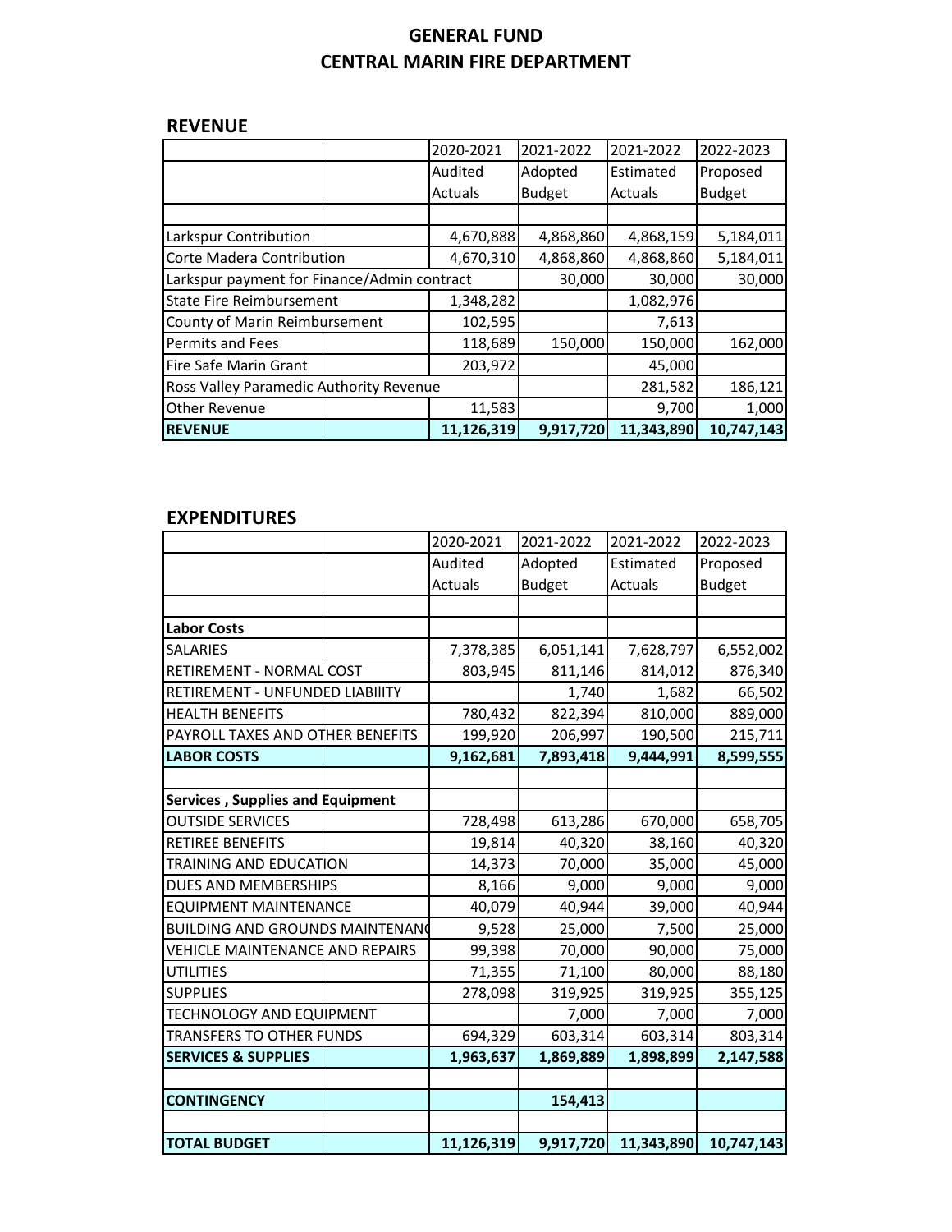# GENERAL FUND
# CENTRAL MARIN FIRE DEPARTMENT

## REVENUE

| | 2020-2021 Audited Actuals | 2021-2022 Adopted Budget | 2021-2022 Estimated Actuals | 2022-2023 Proposed Budget |
|---|---|---|---|---|
| Larkspur Contribution | 4,670,888 | 4,868,860 | 4,868,159 | 5,184,011 |
| Corte Madera Contribution | 4,670,310 | 4,868,860 | 4,868,860 | 5,184,011 |
| Larkspur payment for Finance/Admin contract | | 30,000 | 30,000 | 30,000 |
| State Fire Reimbursement | 1,348,282 | | 1,082,976 | |
| County of Marin Reimbursement | 102,595 | | 7,613 | |
| Permits and Fees | 118,689 | 150,000 | 150,000 | 162,000 |
| Fire Safe Marin Grant | 203,972 | | 45,000 | |
| Ross Valley Paramedic Authority Revenue | | | 281,582 | 186,121 |
| Other Revenue | 11,583 | | 9,700 | 1,000 |
| **REVENUE** | **11,126,319** | **9,917,720** | **11,343,890** | **10,747,143** |

## EXPENDITURES

| | 2020-2021 Audited Actuals | 2021-2022 Adopted Budget | 2021-2022 Estimated Actuals | 2022-2023 Proposed Budget |
|---|---|---|---|---|
| **Labor Costs** | | | | |
| SALARIES | 7,378,385 | 6,051,141 | 7,628,797 | 6,552,002 |
| RETIREMENT - NORMAL COST | 803,945 | 811,146 | 814,012 | 876,340 |
| RETIREMENT - UNFUNDED LIABIlITY | | 1,740 | 1,682 | 66,502 |
| HEALTH BENEFITS | 780,432 | 822,394 | 810,000 | 889,000 |
| PAYROLL TAXES AND OTHER BENEFITS | 199,920 | 206,997 | 190,500 | 215,711 |
| **LABOR COSTS** | **9,162,681** | **7,893,418** | **9,444,991** | **8,599,555** |
| | | | | |
| **Services , Supplies and Equipment** | | | | |
| OUTSIDE SERVICES | 728,498 | 613,286 | 670,000 | 658,705 |
| RETIREE BENEFITS | 19,814 | 40,320 | 38,160 | 40,320 |
| TRAINING AND EDUCATION | 14,373 | 70,000 | 35,000 | 45,000 |
| DUES AND MEMBERSHIPS | 8,166 | 9,000 | 9,000 | 9,000 |
| EQUIPMENT MAINTENANCE | 40,079 | 40,944 | 39,000 | 40,944 |
| BUILDING AND GROUNDS MAINTENANC | 9,528 | 25,000 | 7,500 | 25,000 |
| VEHICLE MAINTENANCE AND REPAIRS | 99,398 | 70,000 | 90,000 | 75,000 |
| UTILITIES | 71,355 | 71,100 | 80,000 | 88,180 |
| SUPPLIES | 278,098 | 319,925 | 319,925 | 355,125 |
| TECHNOLOGY AND EQUIPMENT | | 7,000 | 7,000 | 7,000 |
| TRANSFERS TO OTHER FUNDS | 694,329 | 603,314 | 603,314 | 803,314 |
| **SERVICES & SUPPLIES** | **1,963,637** | **1,869,889** | **1,898,899** | **2,147,588** |
| | | | | |
| **CONTINGENCY** | | **154,413** | | |
| | | | | |
| **TOTAL BUDGET** | **11,126,319** | **9,917,720** | **11,343,890** | **10,747,143** |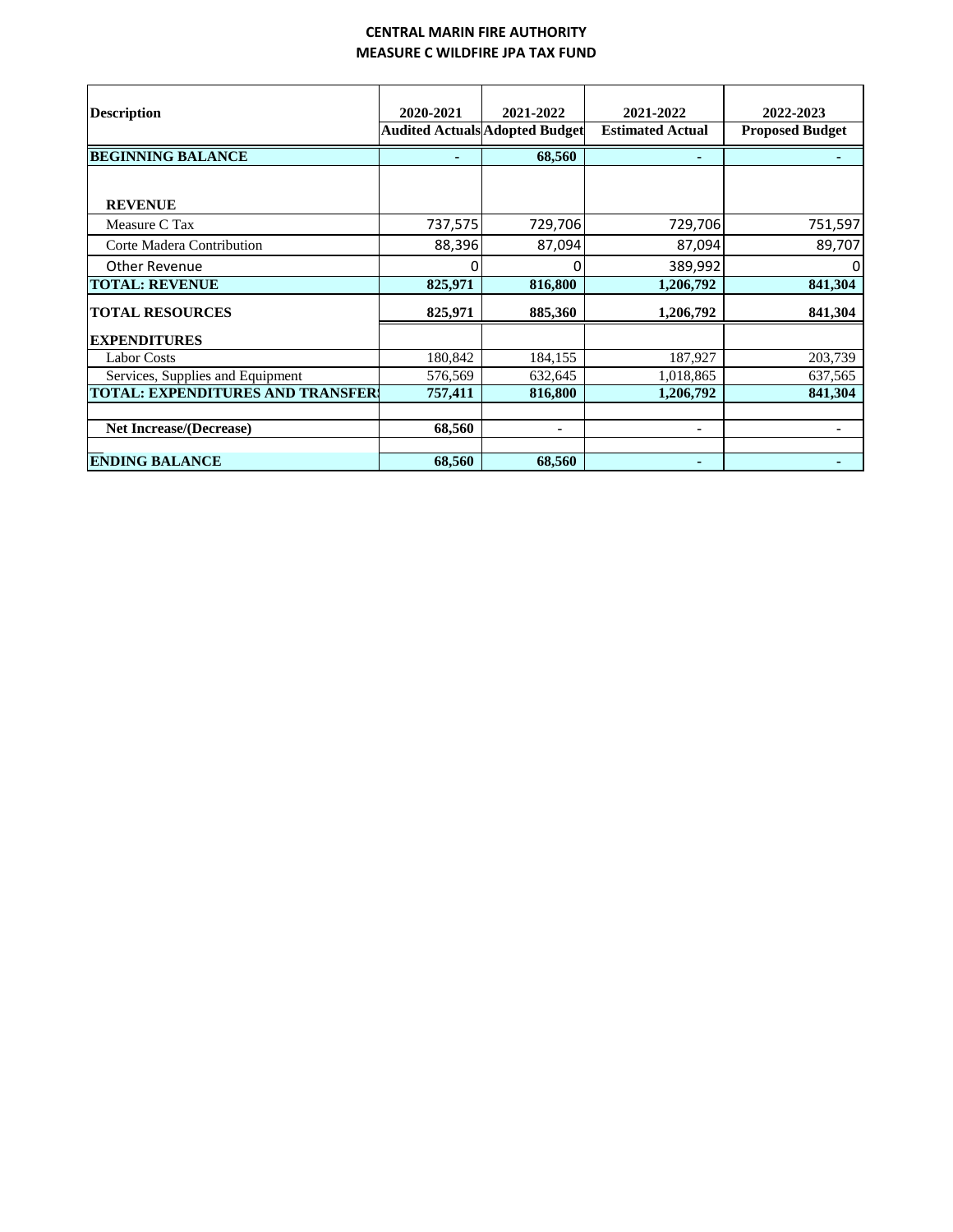# CENTRAL MARIN FIRE AUTHORITY
## MEASURE C WILDFIRE JPA TAX FUND

| Description | 2020-2021 Audited Actuals | 2021-2022 Adopted Budget | 2021-2022 Estimated Actual | 2022-2023 Proposed Budget |
|---|---|---|---|---|
| **BEGINNING BALANCE** | **-** | **68,560** | **-** | **-** |
| **REVENUE** | | | | |
| Measure C Tax | 737,575 | 729,706 | 729,706 | 751,597 |
| Corte Madera Contribution | 88,396 | 87,094 | 87,094 | 89,707 |
| Other Revenue | 0 | 0 | 389,992 | 0 |
| **TOTAL: REVENUE** | **825,971** | **816,800** | **1,206,792** | **841,304** |
| **TOTAL RESOURCES** | **825,971** | **885,360** | **1,206,792** | **841,304** |
| **EXPENDITURES** | | | | |
| Labor Costs | 180,842 | 184,155 | 187,927 | 203,739 |
| Services, Supplies and Equipment | 576,569 | 632,645 | 1,018,865 | 637,565 |
| **TOTAL: EXPENDITURES AND TRANSFERS** | **757,411** | **816,800** | **1,206,792** | **841,304** |
| **Net Increase/(Decrease)** | **68,560** | **-** | **-** | **-** |
| **ENDING BALANCE** | **68,560** | **68,560** | **-** | **-** |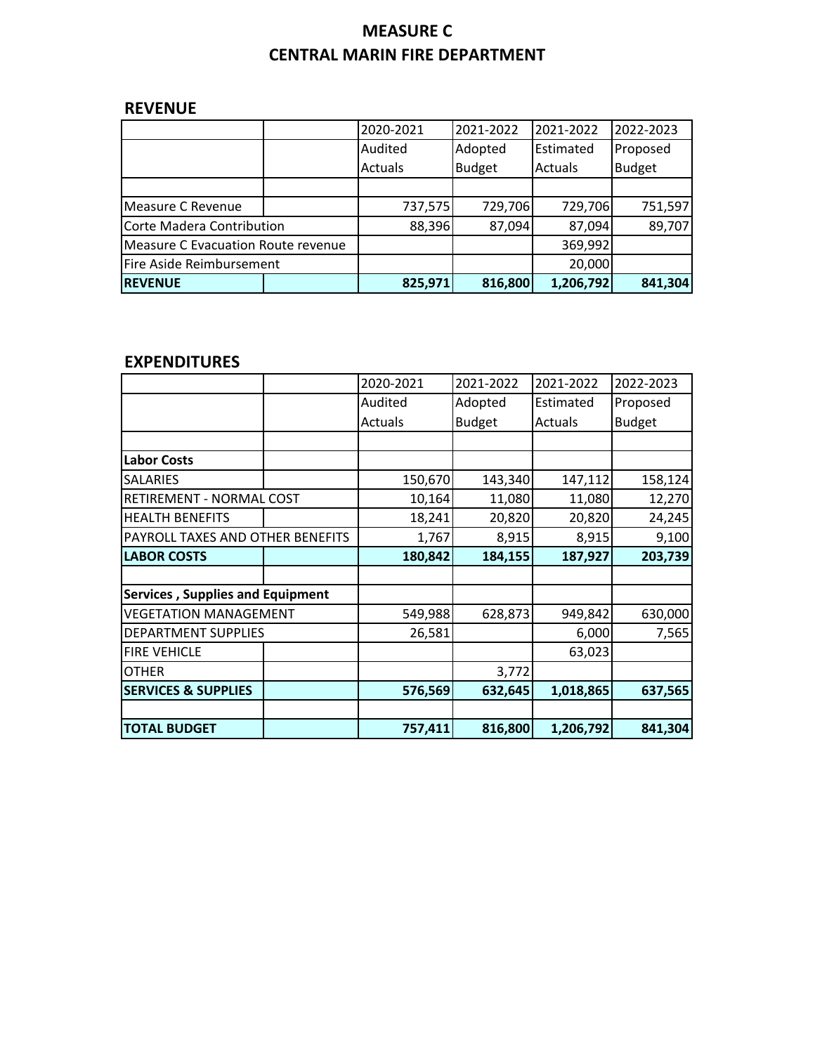# MEASURE C
## CENTRAL MARIN FIRE DEPARTMENT

### REVENUE

| | | 2020-2021 Audited Actuals | 2021-2022 Adopted Budget | 2021-2022 Estimated Actuals | 2022-2023 Proposed Budget |
|---|---|---|---|---|---|
| | | | | | |
| Measure C Revenue | | 737,575 | 729,706 | 729,706 | 751,597 |
| Corte Madera Contribution | | 88,396 | 87,094 | 87,094 | 89,707 |
| Measure C Evacuation Route revenue | | | | 369,992 | |
| Fire Aside Reimbursement | | | | 20,000 | |
| **REVENUE** | | **825,971** | **816,800** | **1,206,792** | **841,304** |

### EXPENDITURES

| | | 2020-2021 Audited Actuals | 2021-2022 Adopted Budget | 2021-2022 Estimated Actuals | 2022-2023 Proposed Budget |
|---|---|---|---|---|---|
| | | | | | |
| **Labor Costs** | | | | | |
| SALARIES | | 150,670 | 143,340 | 147,112 | 158,124 |
| RETIREMENT - NORMAL COST | | 10,164 | 11,080 | 11,080 | 12,270 |
| HEALTH BENEFITS | | 18,241 | 20,820 | 20,820 | 24,245 |
| PAYROLL TAXES AND OTHER BENEFITS | | 1,767 | 8,915 | 8,915 | 9,100 |
| **LABOR COSTS** | | **180,842** | **184,155** | **187,927** | **203,739** |
| | | | | | |
| **Services , Supplies and Equipment** | | | | | |
| VEGETATION MANAGEMENT | | 549,988 | 628,873 | 949,842 | 630,000 |
| DEPARTMENT SUPPLIES | | 26,581 | | 6,000 | 7,565 |
| FIRE VEHICLE | | | | 63,023 | |
| OTHER | | | 3,772 | | |
| **SERVICES & SUPPLIES** | | **576,569** | **632,645** | **1,018,865** | **637,565** |
| | | | | | |
| **TOTAL BUDGET** | | **757,411** | **816,800** | **1,206,792** | **841,304** |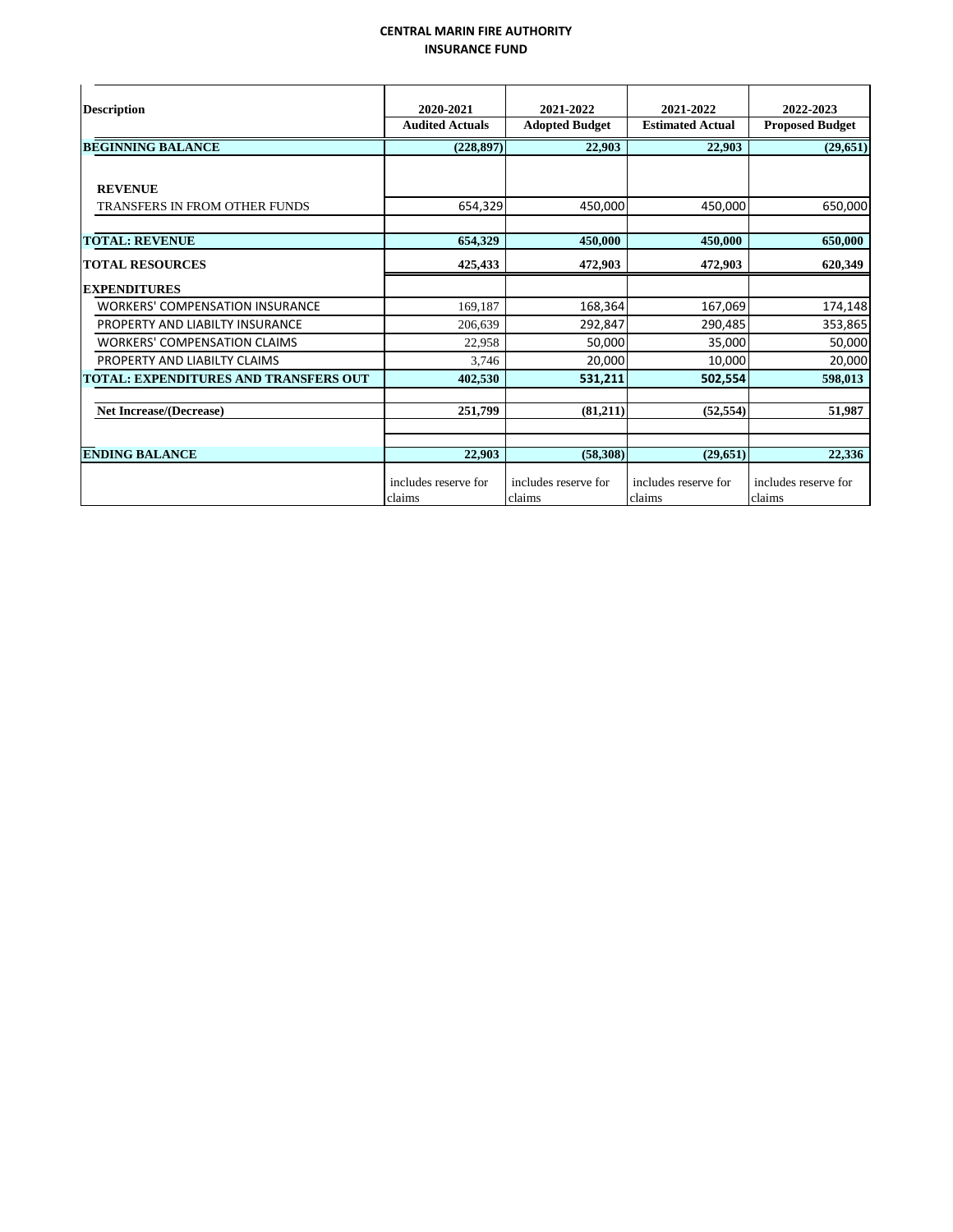# CENTRAL MARIN FIRE AUTHORITY
## INSURANCE FUND

| Description | 2020-2021 Audited Actuals | 2021-2022 Adopted Budget | 2021-2022 Estimated Actual | 2022-2023 Proposed Budget |
|---|---|---|---|---|
| **BEGINNING BALANCE** | **(228,897)** | **22,903** | **22,903** | **(29,651)** |
| **REVENUE** | | | | |
| TRANSFERS IN FROM OTHER FUNDS | 654,329 | 450,000 | 450,000 | 650,000 |
| **TOTAL: REVENUE** | **654,329** | **450,000** | **450,000** | **650,000** |
| **TOTAL RESOURCES** | **425,433** | **472,903** | **472,903** | **620,349** |
| **EXPENDITURES** | | | | |
| WORKERS' COMPENSATION INSURANCE | 169,187 | 168,364 | 167,069 | 174,148 |
| PROPERTY AND LIABILTY INSURANCE | 206,639 | 292,847 | 290,485 | 353,865 |
| WORKERS' COMPENSATION CLAIMS | 22,958 | 50,000 | 35,000 | 50,000 |
| PROPERTY AND LIABILTY CLAIMS | 3,746 | 20,000 | 10,000 | 20,000 |
| **TOTAL: EXPENDITURES AND TRANSFERS OUT** | **402,530** | **531,211** | **502,554** | **598,013** |
| **Net Increase/(Decrease)** | **251,799** | **(81,211)** | **(52,554)** | **51,987** |
| **ENDING BALANCE** | **22,903** | **(58,308)** | **(29,651)** | **22,336** |
| | includes reserve for claims | includes reserve for claims | includes reserve for claims | includes reserve for claims |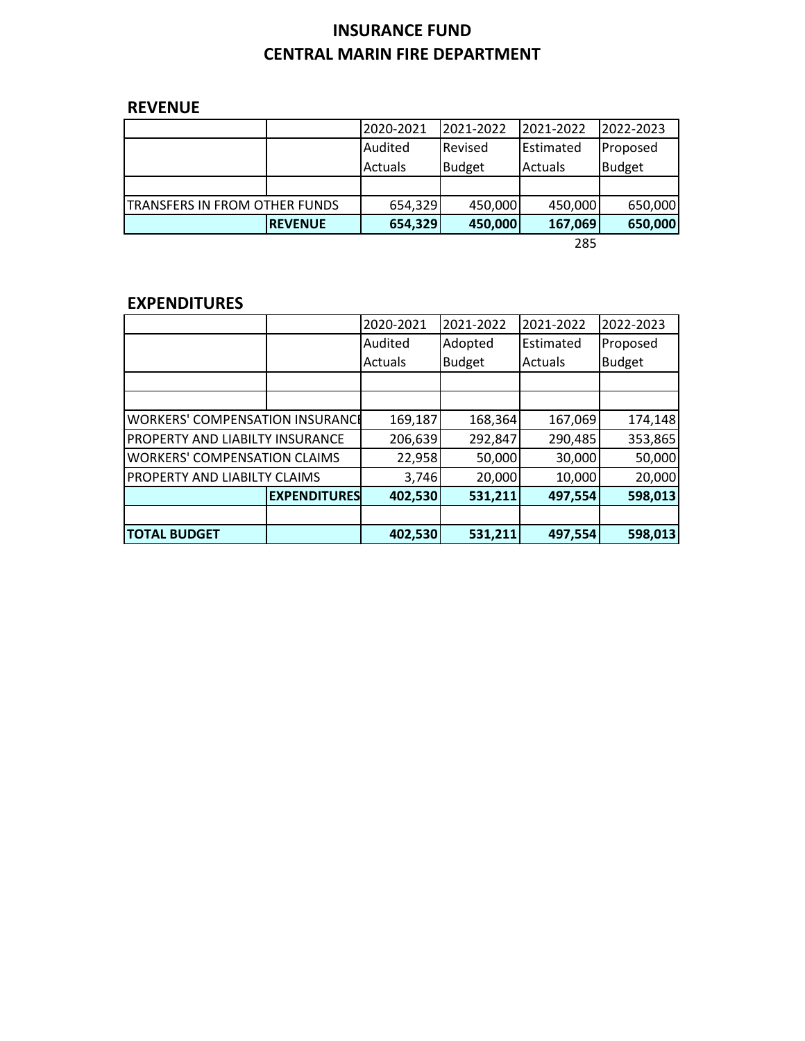# INSURANCE FUND
# CENTRAL MARIN FIRE DEPARTMENT

## REVENUE

| | | 2020-2021 Audited Actuals | 2021-2022 Revised Budget | 2021-2022 Estimated Actuals | 2022-2023 Proposed Budget |
|---|---|---|---|---|---|
| | | | | | |
| TRANSFERS IN FROM OTHER FUNDS | | 654,329 | 450,000 | 450,000 | 650,000 |
| | **REVENUE** | **654,329** | **450,000** | **167,069** | **650,000** |

285

## EXPENDITURES

| | | 2020-2021 Audited Actuals | 2021-2022 Adopted Budget | 2021-2022 Estimated Actuals | 2022-2023 Proposed Budget |
|---|---|---|---|---|---|
| | | | | | |
| | | | | | |
| WORKERS' COMPENSATION INSURANCE | | 169,187 | 168,364 | 167,069 | 174,148 |
| PROPERTY AND LIABILTY INSURANCE | | 206,639 | 292,847 | 290,485 | 353,865 |
| WORKERS' COMPENSATION CLAIMS | | 22,958 | 50,000 | 30,000 | 50,000 |
| PROPERTY AND LIABILTY CLAIMS | | 3,746 | 20,000 | 10,000 | 20,000 |
| | **EXPENDITURES** | **402,530** | **531,211** | **497,554** | **598,013** |
| | | | | | |
| **TOTAL BUDGET** | | **402,530** | **531,211** | **497,554** | **598,013** |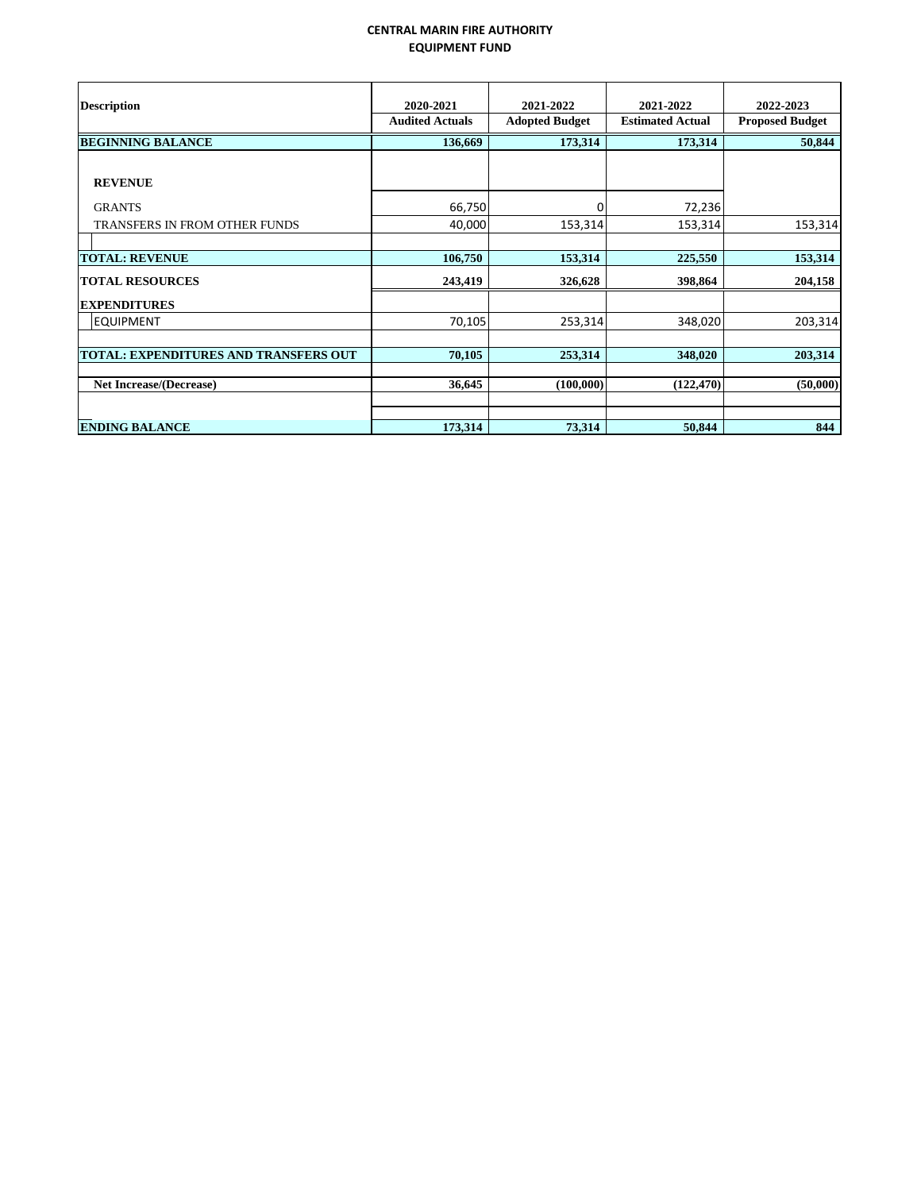# CENTRAL MARIN FIRE AUTHORITY
## EQUIPMENT FUND

| Description | 2020-2021 Audited Actuals | 2021-2022 Adopted Budget | 2021-2022 Estimated Actual | 2022-2023 Proposed Budget |
|---|---|---|---|---|
| **BEGINNING BALANCE** | **136,669** | **173,314** | **173,314** | **50,844** |
| **REVENUE** | | | | |
| GRANTS | 66,750 | 0 | 72,236 | |
| TRANSFERS IN FROM OTHER FUNDS | 40,000 | 153,314 | 153,314 | 153,314 |
| **TOTAL: REVENUE** | **106,750** | **153,314** | **225,550** | **153,314** |
| **TOTAL RESOURCES** | **243,419** | **326,628** | **398,864** | **204,158** |
| **EXPENDITURES** | | | | |
| EQUIPMENT | 70,105 | 253,314 | 348,020 | 203,314 |
| **TOTAL: EXPENDITURES AND TRANSFERS OUT** | **70,105** | **253,314** | **348,020** | **203,314** |
| **Net Increase/(Decrease)** | **36,645** | **(100,000)** | **(122,470)** | **(50,000)** |
| **ENDING BALANCE** | **173,314** | **73,314** | **50,844** | **844** |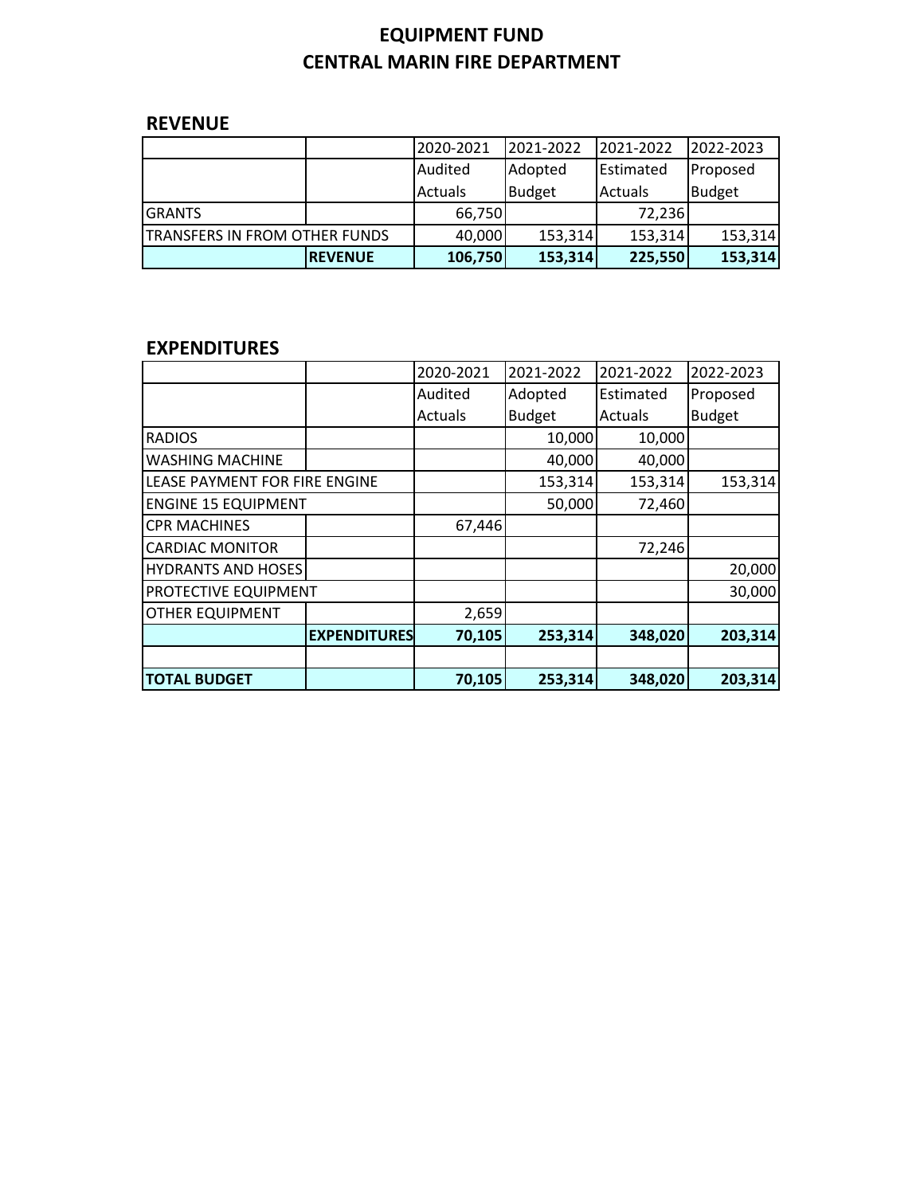# EQUIPMENT FUND
# CENTRAL MARIN FIRE DEPARTMENT

## REVENUE

| | | 2020-2021 Audited Actuals | 2021-2022 Adopted Budget | 2021-2022 Estimated Actuals | 2022-2023 Proposed Budget |
|---|---|---|---|---|---|
| GRANTS | | 66,750 | | 72,236 | |
| TRANSFERS IN FROM OTHER FUNDS | | 40,000 | 153,314 | 153,314 | 153,314 |
| | **REVENUE** | **106,750** | **153,314** | **225,550** | **153,314** |

## EXPENDITURES

| | | 2020-2021 Audited Actuals | 2021-2022 Adopted Budget | 2021-2022 Estimated Actuals | 2022-2023 Proposed Budget |
|---|---|---|---|---|---|
| RADIOS | | | 10,000 | 10,000 | |
| WASHING MACHINE | | | 40,000 | 40,000 | |
| LEASE PAYMENT FOR FIRE ENGINE | | | 153,314 | 153,314 | 153,314 |
| ENGINE 15 EQUIPMENT | | | 50,000 | 72,460 | |
| CPR MACHINES | | 67,446 | | | |
| CARDIAC MONITOR | | | | 72,246 | |
| HYDRANTS AND HOSES | | | | | 20,000 |
| PROTECTIVE EQUIPMENT | | | | | 30,000 |
| OTHER EQUIPMENT | | 2,659 | | | |
| | **EXPENDITURES** | **70,105** | **253,314** | **348,020** | **203,314** |
| | | | | | |
| **TOTAL BUDGET** | | **70,105** | **253,314** | **348,020** | **203,314** |